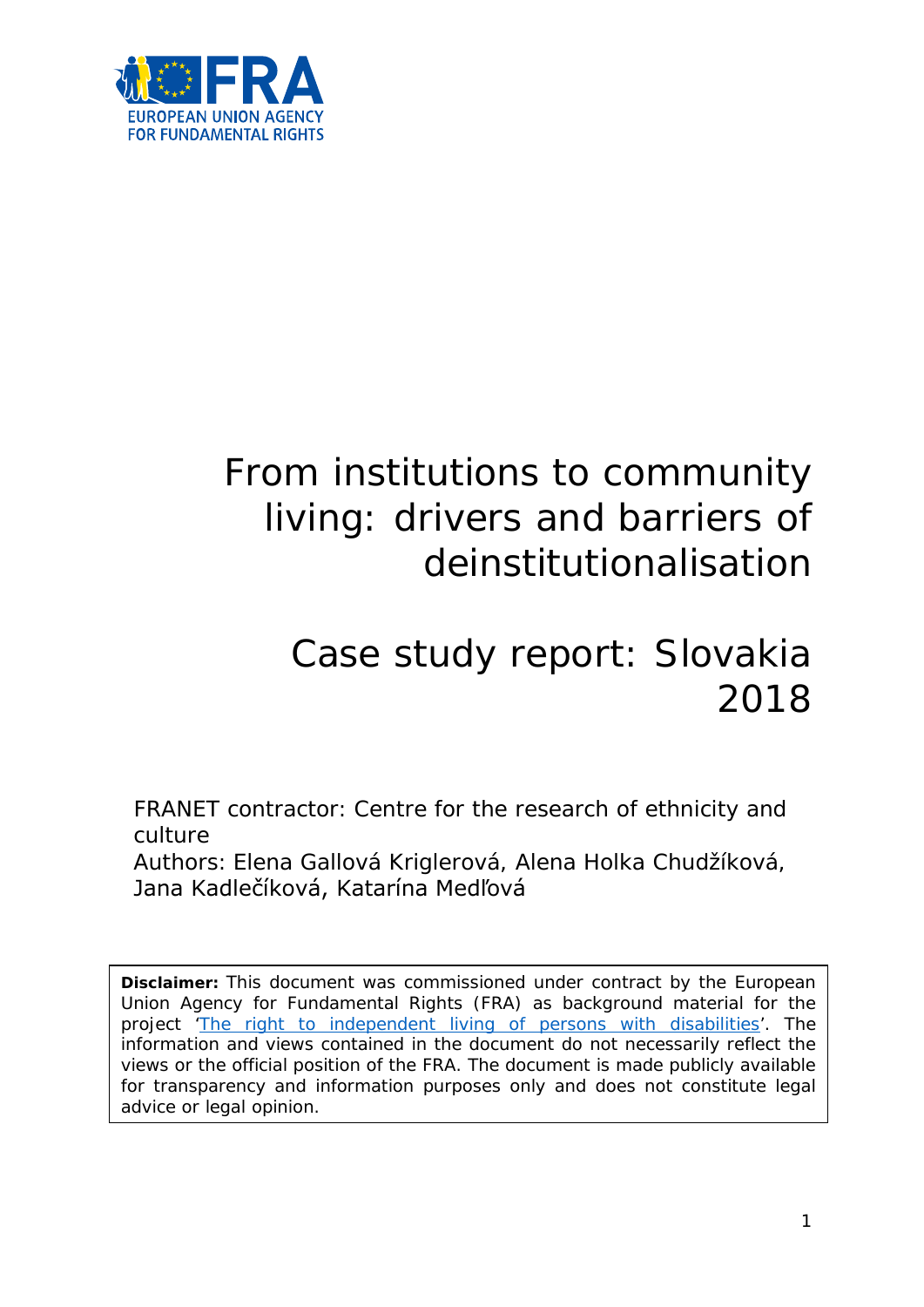EUROPEAN UNION AGENCY FOR FUNDAMENTAL RIGHTS

# From institutions to community living: drivers and barriers of deinstitutionalisation

# Case study report: Slovakia 2018

FRANET contractor: Centre for the research of ethnicity and culture

Authors: Elena Gallová Kriglerová, Alena Holka Chudžíková, Jana Kadlečíková, Katarína Medľová

**Disclaimer:** This document was commissioned under contract by the European Union Agency for Fundamental Rights (FRA) as background material for the project '[The right to independent living of persons with disabilities]'. The information and views contained in the document do not necessarily reflect the views or the official position of the FRA. The document is made publicly available for transparency and information purposes only and does not constitute legal advice or legal opinion.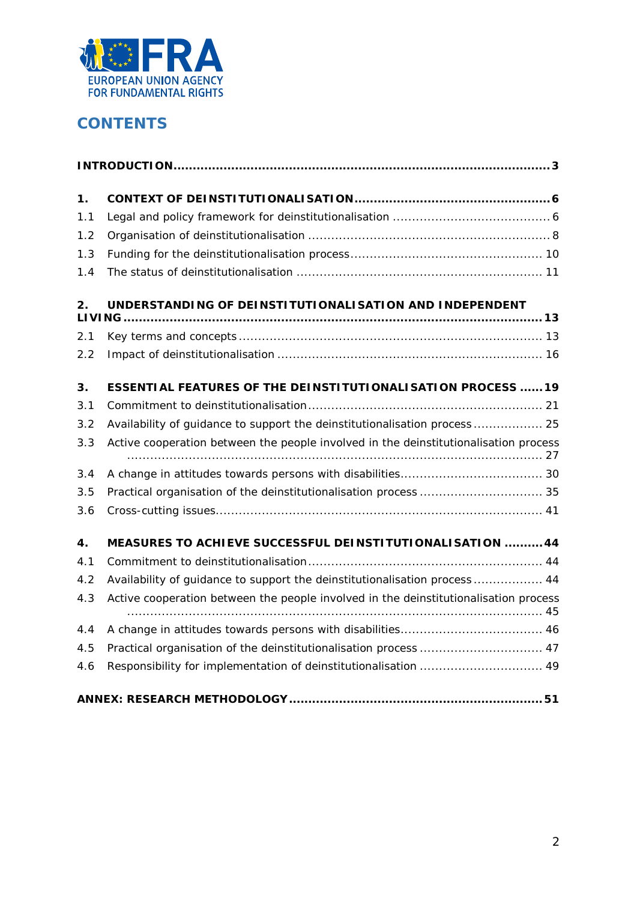# CONTENTS

**INTRODUCTION.................................................................................................3**

**1. CONTEXT OF DEINSTITUTIONALISATION..................................................6**

1.1 Legal and policy framework for deinstitutionalisation ........................................ 6

1.2 Organisation of deinstitutionalisation ............................................................. 8

1.3 Funding for the deinstitutionalisation process................................................ 10

1.4 The status of deinstitutionalisation .............................................................. 11

**2. UNDERSTANDING OF DEINSTITUTIONALISATION AND INDEPENDENT LIVING .............................................................................................................13**

2.1 Key terms and concepts .............................................................................. 13

2.2 Impact of deinstitutionalisation .................................................................... 16

**3. ESSENTIAL FEATURES OF THE DEINSTITUTIONALISATION PROCESS ......19**

3.1 Commitment to deinstitutionalisation ........................................................... 21

3.2 Availability of guidance to support the deinstitutionalisation process ................. 25

3.3 Active cooperation between the people involved in the deinstitutionalisation process ........................................................................................................... 27

3.4 A change in attitudes towards persons with disabilities.................................... 30

3.5 Practical organisation of the deinstitutionalisation process ............................... 35

3.6 Cross-cutting issues.................................................................................... 41

**4. MEASURES TO ACHIEVE SUCCESSFUL DEINSTITUTIONALISATION ..........44**

4.1 Commitment to deinstitutionalisation ........................................................... 44

4.2 Availability of guidance to support the deinstitutionalisation process ................. 44

4.3 Active cooperation between the people involved in the deinstitutionalisation process ........................................................................................................... 45

4.4 A change in attitudes towards persons with disabilities.................................... 46

4.5 Practical organisation of the deinstitutionalisation process ............................... 47

4.6 Responsibility for implementation of deinstitutionalisation ............................... 49

**ANNEX: RESEARCH METHODOLOGY................................................................51**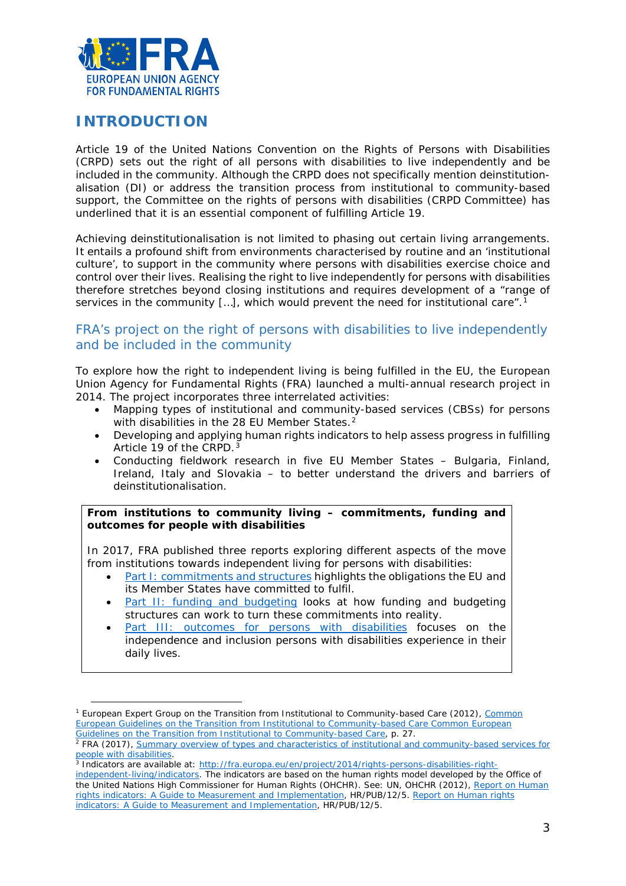# INTRODUCTION

Article 19 of the United Nations Convention on the Rights of Persons with Disabilities (CRPD) sets out the right of all persons with disabilities to live independently and be included in the community. Although the CRPD does not specifically mention deinstitutionalisation (DI) or address the transition process from institutional to community-based support, the Committee on the rights of persons with disabilities (CRPD Committee) has underlined that it is an essential component of fulfilling Article 19.

Achieving deinstitutionalisation is not limited to phasing out certain living arrangements. It entails a profound shift from environments characterised by routine and an 'institutional culture', to support in the community where persons with disabilities exercise choice and control over their lives. Realising the right to live independently for persons with disabilities therefore stretches beyond closing institutions and requires development of a "range of services in the community […], which would prevent the need for institutional care".[1]

## FRA's project on the right of persons with disabilities to live independently and be included in the community

To explore how the right to independent living is being fulfilled in the EU, the European Union Agency for Fundamental Rights (FRA) launched a multi-annual research project in 2014. The project incorporates three interrelated activities:

- Mapping types of institutional and community-based services (CBSs) for persons with disabilities in the 28 EU Member States.[2]
- Developing and applying human rights indicators to help assess progress in fulfilling Article 19 of the CRPD.[3]
- Conducting fieldwork research in five EU Member States – Bulgaria, Finland, Ireland, Italy and Slovakia – to better understand the drivers and barriers of deinstitutionalisation.

**From institutions to community living – commitments, funding and outcomes for people with disabilities**

In 2017, FRA published three reports exploring different aspects of the move from institutions towards independent living for persons with disabilities:

- Part I: commitments and structures highlights the obligations the EU and its Member States have committed to fulfil.
- Part II: funding and budgeting looks at how funding and budgeting structures can work to turn these commitments into reality.
- Part III: outcomes for persons with disabilities focuses on the independence and inclusion persons with disabilities experience in their daily lives.

---

[1] European Expert Group on the Transition from Institutional to Community-based Care (2012), Common European Guidelines on the Transition from Institutional to Community-based Care Common European Guidelines on the Transition from Institutional to Community-based Care, p. 27.

[2] FRA (2017), Summary overview of types and characteristics of institutional and community-based services for people with disabilities.

[3] Indicators are available at: http://fra.europa.eu/en/project/2014/rights-persons-disabilities-right-independent-living/indicators. The indicators are based on the human rights model developed by the Office of the United Nations High Commissioner for Human Rights (OHCHR). See: UN, OHCHR (2012), Report on Human rights indicators: A Guide to Measurement and Implementation, HR/PUB/12/5. Report on Human rights indicators: A Guide to Measurement and Implementation, HR/PUB/12/5.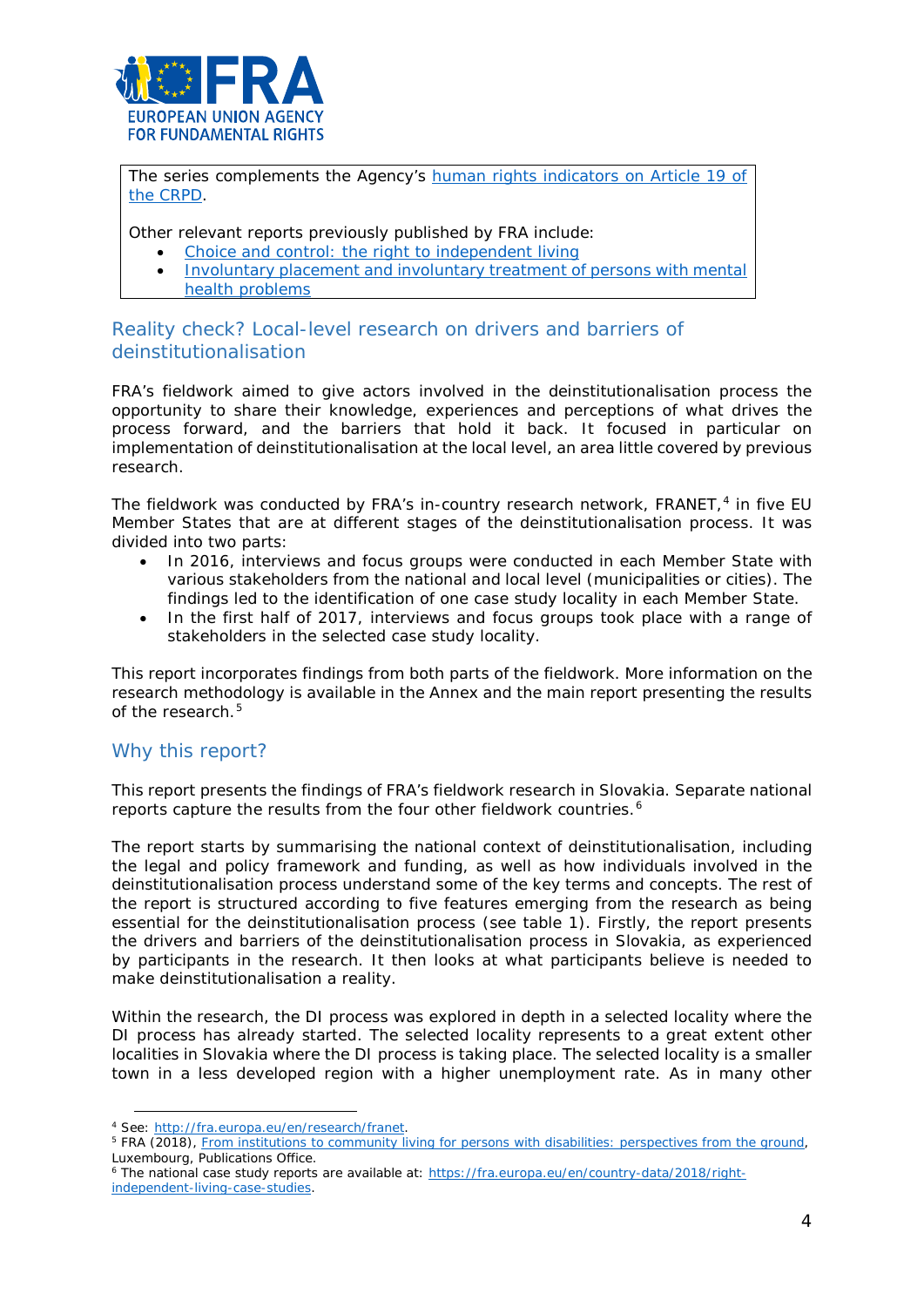The series complements the Agency's [human rights indicators on Article 19 of the CRPD](#).

Other relevant reports previously published by FRA include:

- [Choice and control: the right to independent living](#)
- [Involuntary placement and involuntary treatment of persons with mental health problems](#)

## Reality check? Local-level research on drivers and barriers of deinstitutionalisation

FRA's fieldwork aimed to give actors involved in the deinstitutionalisation process the opportunity to share their knowledge, experiences and perceptions of what drives the process forward, and the barriers that hold it back. It focused in particular on implementation of deinstitutionalisation at the local level, an area little covered by previous research.

The fieldwork was conducted by FRA's in-country research network, FRANET,[4] in five EU Member States that are at different stages of the deinstitutionalisation process. It was divided into two parts:

- In 2016, interviews and focus groups were conducted in each Member State with various stakeholders from the national and local level (municipalities or cities). The findings led to the identification of one case study locality in each Member State.
- In the first half of 2017, interviews and focus groups took place with a range of stakeholders in the selected case study locality.

This report incorporates findings from both parts of the fieldwork. More information on the research methodology is available in the Annex and the main report presenting the results of the research.[5]

## Why this report?

This report presents the findings of FRA's fieldwork research in Slovakia. Separate national reports capture the results from the four other fieldwork countries.[6]

The report starts by summarising the national context of deinstitutionalisation, including the legal and policy framework and funding, as well as how individuals involved in the deinstitutionalisation process understand some of the key terms and concepts. The rest of the report is structured according to five features emerging from the research as being essential for the deinstitutionalisation process (see table 1). Firstly, the report presents the drivers and barriers of the deinstitutionalisation process in Slovakia, as experienced by participants in the research. It then looks at what participants believe is needed to make deinstitutionalisation a reality.

Within the research, the DI process was explored in depth in a selected locality where the DI process has already started. The selected locality represents to a great extent other localities in Slovakia where the DI process is taking place. The selected locality is a smaller town in a less developed region with a higher unemployment rate. As in many other

---

[4] See: [http://fra.europa.eu/en/research/franet](http://fra.europa.eu/en/research/franet).

[5] FRA (2018), [From institutions to community living for persons with disabilities: perspectives from the ground](#), Luxembourg, Publications Office.

[6] The national case study reports are available at: [https://fra.europa.eu/en/country-data/2018/right-independent-living-case-studies](https://fra.europa.eu/en/country-data/2018/right-independent-living-case-studies).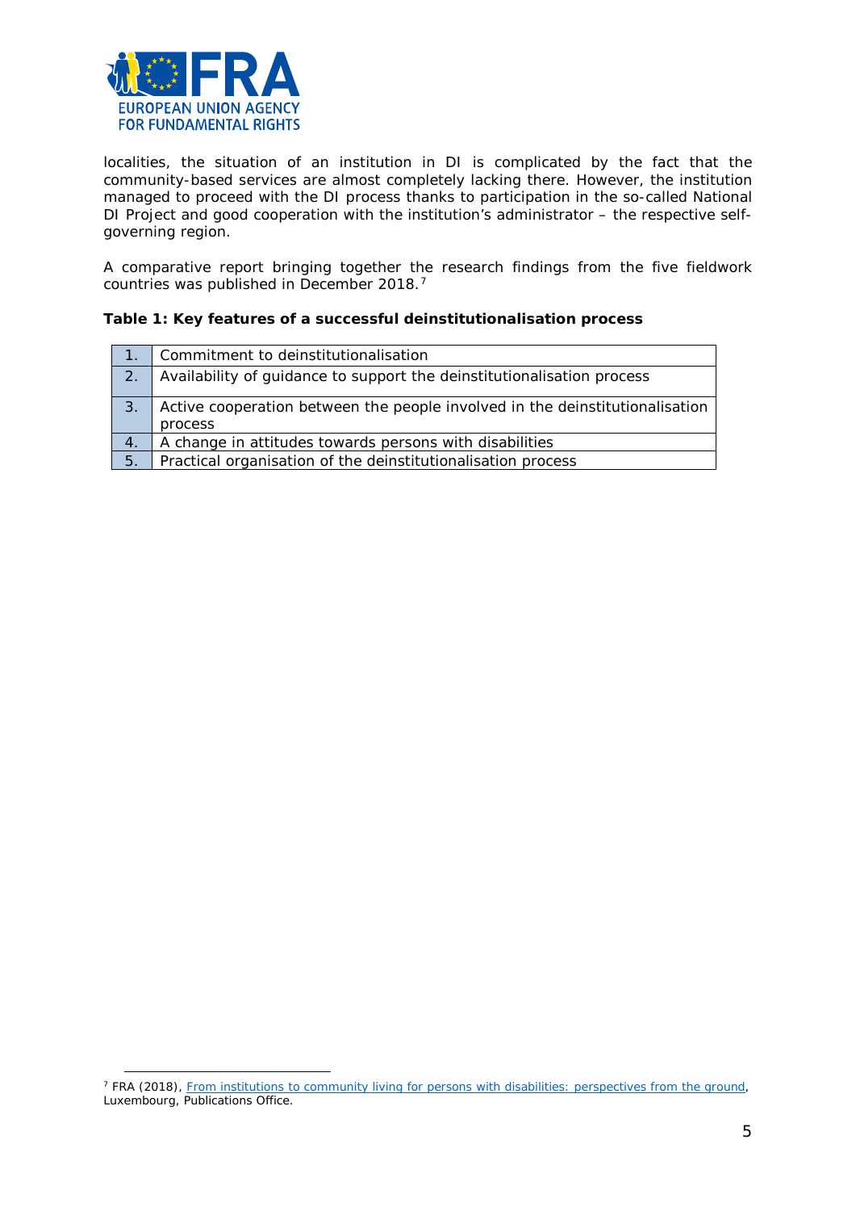localities, the situation of an institution in DI is complicated by the fact that the community-based services are almost completely lacking there. However, the institution managed to proceed with the DI process thanks to participation in the so-called National DI Project and good cooperation with the institution's administrator – the respective self-governing region.

A comparative report bringing together the research findings from the five fieldwork countries was published in December 2018.[7]

**Table 1: Key features of a successful deinstitutionalisation process**

| | |
|---|---|
| 1. | Commitment to deinstitutionalisation |
| 2. | Availability of guidance to support the deinstitutionalisation process |
| 3. | Active cooperation between the people involved in the deinstitutionalisation process |
| 4. | A change in attitudes towards persons with disabilities |
| 5. | Practical organisation of the deinstitutionalisation process |

[7] FRA (2018), From institutions to community living for persons with disabilities: perspectives from the ground, Luxembourg, Publications Office.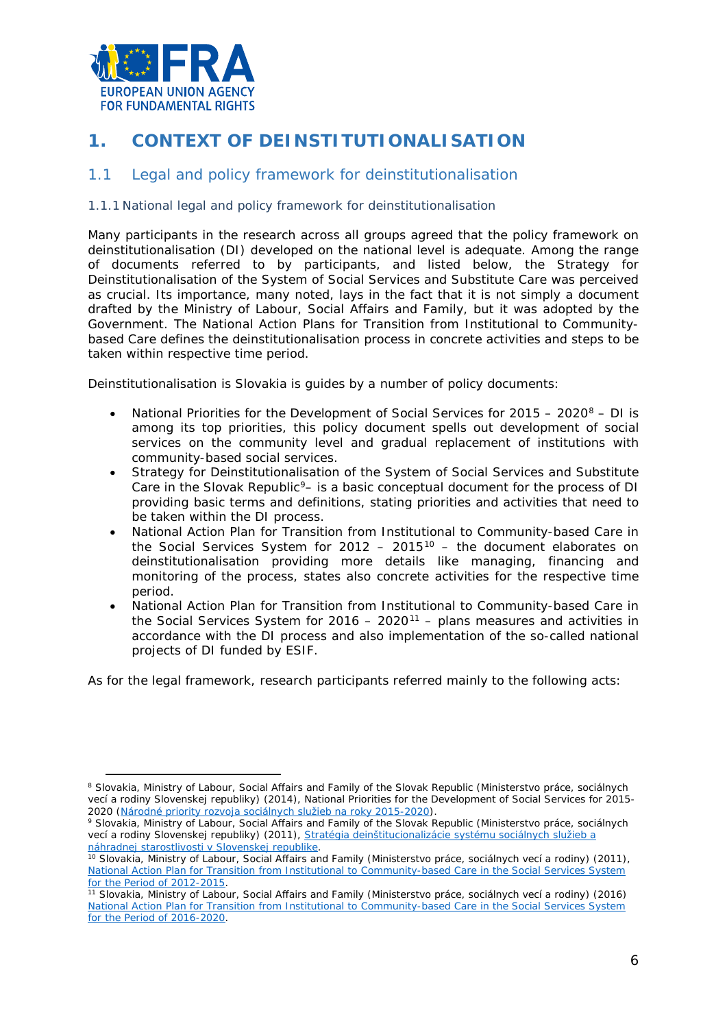# 1. CONTEXT OF DEINSTITUTIONALISATION

## 1.1 Legal and policy framework for deinstitutionalisation

### 1.1.1 National legal and policy framework for deinstitutionalisation

Many participants in the research across all groups agreed that the policy framework on deinstitutionalisation (DI) developed on the national level is adequate. Among the range of documents referred to by participants, and listed below, the Strategy for Deinstitutionalisation of the System of Social Services and Substitute Care was perceived as crucial. Its importance, many noted, lays in the fact that it is not simply a document drafted by the Ministry of Labour, Social Affairs and Family, but it was adopted by the Government. The National Action Plans for Transition from Institutional to Community-based Care defines the deinstitutionalisation process in concrete activities and steps to be taken within respective time period.

Deinstitutionalisation is Slovakia is guides by a number of policy documents:

- National Priorities for the Development of Social Services for 2015 – 2020[8] – DI is among its top priorities, this policy document spells out development of social services on the community level and gradual replacement of institutions with community-based social services.
- Strategy for Deinstitutionalisation of the System of Social Services and Substitute Care in the Slovak Republic[9]– is a basic conceptual document for the process of DI providing basic terms and definitions, stating priorities and activities that need to be taken within the DI process.
- National Action Plan for Transition from Institutional to Community-based Care in the Social Services System for 2012 – 2015[10] – the document elaborates on deinstitutionalisation providing more details like managing, financing and monitoring of the process, states also concrete activities for the respective time period.
- National Action Plan for Transition from Institutional to Community-based Care in the Social Services System for 2016 – 2020[11] – plans measures and activities in accordance with the DI process and also implementation of the so-called national projects of DI funded by ESIF.

As for the legal framework, research participants referred mainly to the following acts:

---

[8] Slovakia, Ministry of Labour, Social Affairs and Family of the Slovak Republic (Ministerstvo práce, sociálnych vecí a rodiny Slovenskej republiky) (2014), National Priorities for the Development of Social Services for 2015-2020 (Národné priority rozvoja sociálnych služieb na roky 2015-2020).

[9] Slovakia, Ministry of Labour, Social Affairs and Family of the Slovak Republic (Ministerstvo práce, sociálnych vecí a rodiny Slovenskej republiky) (2011), Stratégia deinštitucionalizácie systému sociálnych služieb a náhradnej starostlivosti v Slovenskej republike.

[10] Slovakia, Ministry of Labour, Social Affairs and Family (Ministerstvo práce, sociálnych vecí a rodiny) (2011), National Action Plan for Transition from Institutional to Community-based Care in the Social Services System for the Period of 2012-2015.

[11] Slovakia, Ministry of Labour, Social Affairs and Family (Ministerstvo práce, sociálnych vecí a rodiny) (2016) National Action Plan for Transition from Institutional to Community-based Care in the Social Services System for the Period of 2016-2020.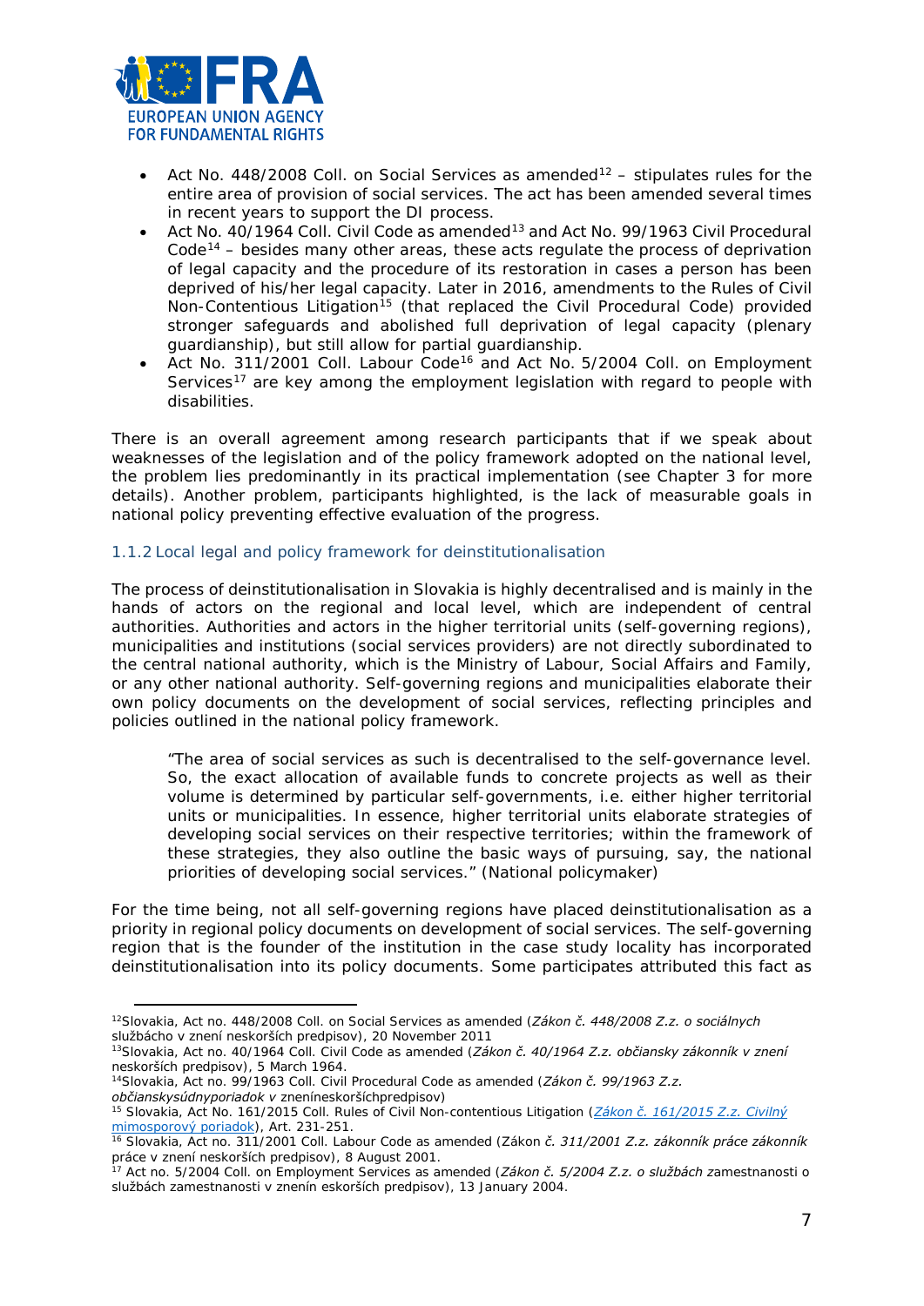- Act No. 448/2008 Coll. on Social Services as amended[12] – stipulates rules for the entire area of provision of social services. The act has been amended several times in recent years to support the DI process.
- Act No. 40/1964 Coll. Civil Code as amended[13] and Act No. 99/1963 Civil Procedural Code[14] – besides many other areas, these acts regulate the process of deprivation of legal capacity and the procedure of its restoration in cases a person has been deprived of his/her legal capacity. Later in 2016, amendments to the Rules of Civil Non-Contentious Litigation[15] (that replaced the Civil Procedural Code) provided stronger safeguards and abolished full deprivation of legal capacity (plenary guardianship), but still allow for partial guardianship.
- Act No. 311/2001 Coll. Labour Code[16] and Act No. 5/2004 Coll. on Employment Services[17] are key among the employment legislation with regard to people with disabilities.

There is an overall agreement among research participants that if we speak about weaknesses of the legislation and of the policy framework adopted on the national level, the problem lies predominantly in its practical implementation (see Chapter 3 for more details). Another problem, participants highlighted, is the lack of measurable goals in national policy preventing effective evaluation of the progress.

### 1.1.2 Local legal and policy framework for deinstitutionalisation

The process of deinstitutionalisation in Slovakia is highly decentralised and is mainly in the hands of actors on the regional and local level, which are independent of central authorities. Authorities and actors in the higher territorial units (self-governing regions), municipalities and institutions (social services providers) are not directly subordinated to the central national authority, which is the Ministry of Labour, Social Affairs and Family, or any other national authority. Self-governing regions and municipalities elaborate their own policy documents on the development of social services, reflecting principles and policies outlined in the national policy framework.

> "The area of social services as such is decentralised to the self-governance level. So, the exact allocation of available funds to concrete projects as well as their volume is determined by particular self-governments, i.e. either higher territorial units or municipalities. In essence, higher territorial units elaborate strategies of developing social services on their respective territories; within the framework of these strategies, they also outline the basic ways of pursuing, say, the national priorities of developing social services." (National policymaker)

For the time being, not all self-governing regions have placed deinstitutionalisation as a priority in regional policy documents on development of social services. The self-governing region that is the founder of the institution in the case study locality has incorporated deinstitutionalisation into its policy documents. Some participates attributed this fact as

---

[12] Slovakia, Act no. 448/2008 Coll. on Social Services as amended (*Zákon č. 448/2008 Z.z. o sociálnych službácho v znení neskorších predpisov*), 20 November 2011

[13] Slovakia, Act no. 40/1964 Coll. Civil Code as amended (*Zákon č. 40/1964 Z.z. občiansky zákonník v znení neskorších predpisov*), 5 March 1964.

[14] Slovakia, Act no. 99/1963 Coll. Civil Procedural Code as amended (*Zákon č. 99/1963 Z.z. občianskysúdnyporiadok v* znenineskoršíchpredpisov)

[15] Slovakia, Act No. 161/2015 Coll. Rules of Civil Non-contentious Litigation (*Zákon č. 161/2015 Z.z. Civilný mimosporový poriadok*), Art. 231-251.

[16] Slovakia, Act no. 311/2001 Coll. Labour Code as amended (Zákon *č. 311/2001 Z.z. zákonník práce zákonník* práce v znení neskorších predpisov), 8 August 2001.

[17] Act no. 5/2004 Coll. on Employment Services as amended (*Zákon č. 5/2004 Z.z. o službách* zamestnanosti o službách zamestnanosti v znenín eskorších predpisov), 13 January 2004.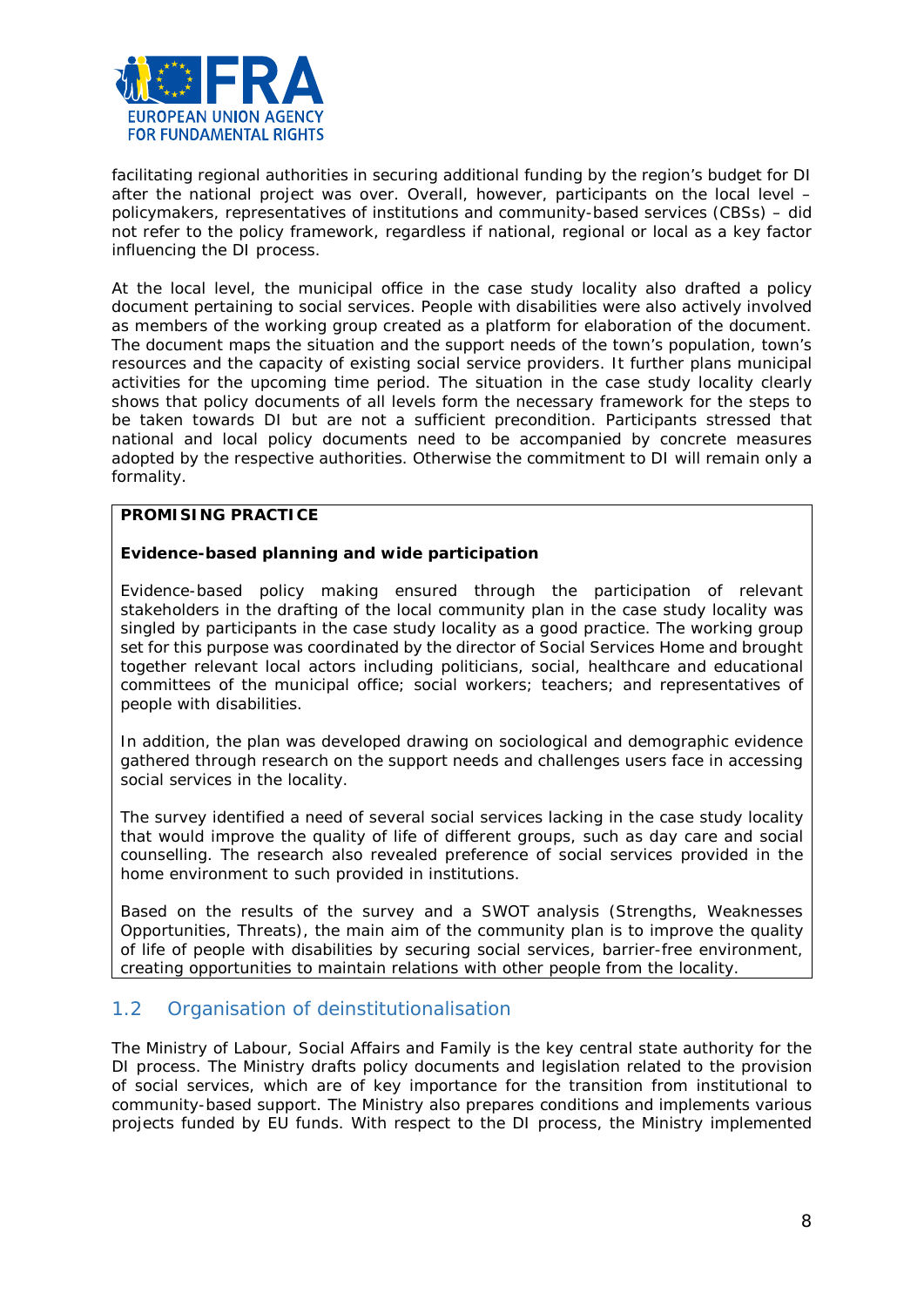facilitating regional authorities in securing additional funding by the region's budget for DI after the national project was over. Overall, however, participants on the local level – policymakers, representatives of institutions and community-based services (CBSs) – did not refer to the policy framework, regardless if national, regional or local as a key factor influencing the DI process.

At the local level, the municipal office in the case study locality also drafted a policy document pertaining to social services. People with disabilities were also actively involved as members of the working group created as a platform for elaboration of the document. The document maps the situation and the support needs of the town's population, town's resources and the capacity of existing social service providers. It further plans municipal activities for the upcoming time period. The situation in the case study locality clearly shows that policy documents of all levels form the necessary framework for the steps to be taken towards DI but are not a sufficient precondition. Participants stressed that national and local policy documents need to be accompanied by concrete measures adopted by the respective authorities. Otherwise the commitment to DI will remain only a formality.

> **PROMISING PRACTICE**
>
> **Evidence-based planning and wide participation**
>
> Evidence-based policy making ensured through the participation of relevant stakeholders in the drafting of the local community plan in the case study locality was singled by participants in the case study locality as a good practice. The working group set for this purpose was coordinated by the director of Social Services Home and brought together relevant local actors including politicians, social, healthcare and educational committees of the municipal office; social workers; teachers; and representatives of people with disabilities.
>
> In addition, the plan was developed drawing on sociological and demographic evidence gathered through research on the support needs and challenges users face in accessing social services in the locality.
>
> The survey identified a need of several social services lacking in the case study locality that would improve the quality of life of different groups, such as day care and social counselling. The research also revealed preference of social services provided in the home environment to such provided in institutions.
>
> Based on the results of the survey and a SWOT analysis (Strengths, Weaknesses Opportunities, Threats), the main aim of the community plan is to improve the quality of life of people with disabilities by securing social services, barrier-free environment, creating opportunities to maintain relations with other people from the locality.

## 1.2 Organisation of deinstitutionalisation

The Ministry of Labour, Social Affairs and Family is the key central state authority for the DI process. The Ministry drafts policy documents and legislation related to the provision of social services, which are of key importance for the transition from institutional to community-based support. The Ministry also prepares conditions and implements various projects funded by EU funds. With respect to the DI process, the Ministry implemented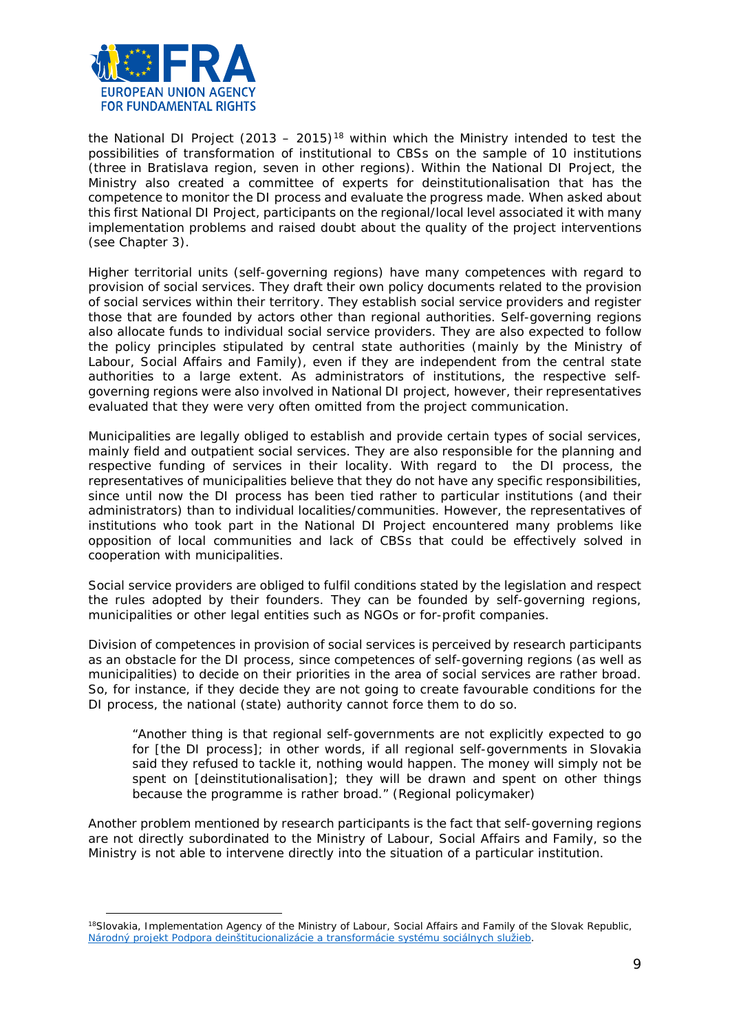the National DI Project (2013 – 2015)[18] within which the Ministry intended to test the possibilities of transformation of institutional to CBSs on the sample of 10 institutions (three in Bratislava region, seven in other regions). Within the National DI Project, the Ministry also created a committee of experts for deinstitutionalisation that has the competence to monitor the DI process and evaluate the progress made. When asked about this first National DI Project, participants on the regional/local level associated it with many implementation problems and raised doubt about the quality of the project interventions (see Chapter 3).

Higher territorial units (self-governing regions) have many competences with regard to provision of social services. They draft their own policy documents related to the provision of social services within their territory. They establish social service providers and register those that are founded by actors other than regional authorities. Self-governing regions also allocate funds to individual social service providers. They are also expected to follow the policy principles stipulated by central state authorities (mainly by the Ministry of Labour, Social Affairs and Family), even if they are independent from the central state authorities to a large extent. As administrators of institutions, the respective self-governing regions were also involved in National DI project, however, their representatives evaluated that they were very often omitted from the project communication.

Municipalities are legally obliged to establish and provide certain types of social services, mainly field and outpatient social services. They are also responsible for the planning and respective funding of services in their locality. With regard to the DI process, the representatives of municipalities believe that they do not have any specific responsibilities, since until now the DI process has been tied rather to particular institutions (and their administrators) than to individual localities/communities. However, the representatives of institutions who took part in the National DI Project encountered many problems like opposition of local communities and lack of CBSs that could be effectively solved in cooperation with municipalities.

Social service providers are obliged to fulfil conditions stated by the legislation and respect the rules adopted by their founders. They can be founded by self-governing regions, municipalities or other legal entities such as NGOs or for-profit companies.

Division of competences in provision of social services is perceived by research participants as an obstacle for the DI process, since competences of self-governing regions (as well as municipalities) to decide on their priorities in the area of social services are rather broad. So, for instance, if they decide they are not going to create favourable conditions for the DI process, the national (state) authority cannot force them to do so.

> "Another thing is that regional self-governments are not explicitly expected to go for [the DI process]; in other words, if all regional self-governments in Slovakia said they refused to tackle it, nothing would happen. The money will simply not be spent on [deinstitutionalisation]; they will be drawn and spent on other things because the programme is rather broad." (Regional policymaker)

Another problem mentioned by research participants is the fact that self-governing regions are not directly subordinated to the Ministry of Labour, Social Affairs and Family, so the Ministry is not able to intervene directly into the situation of a particular institution.

[18] Slovakia, Implementation Agency of the Ministry of Labour, Social Affairs and Family of the Slovak Republic, Národný projekt Podpora deinštitucionalizácie a transformácie systému sociálnych služieb.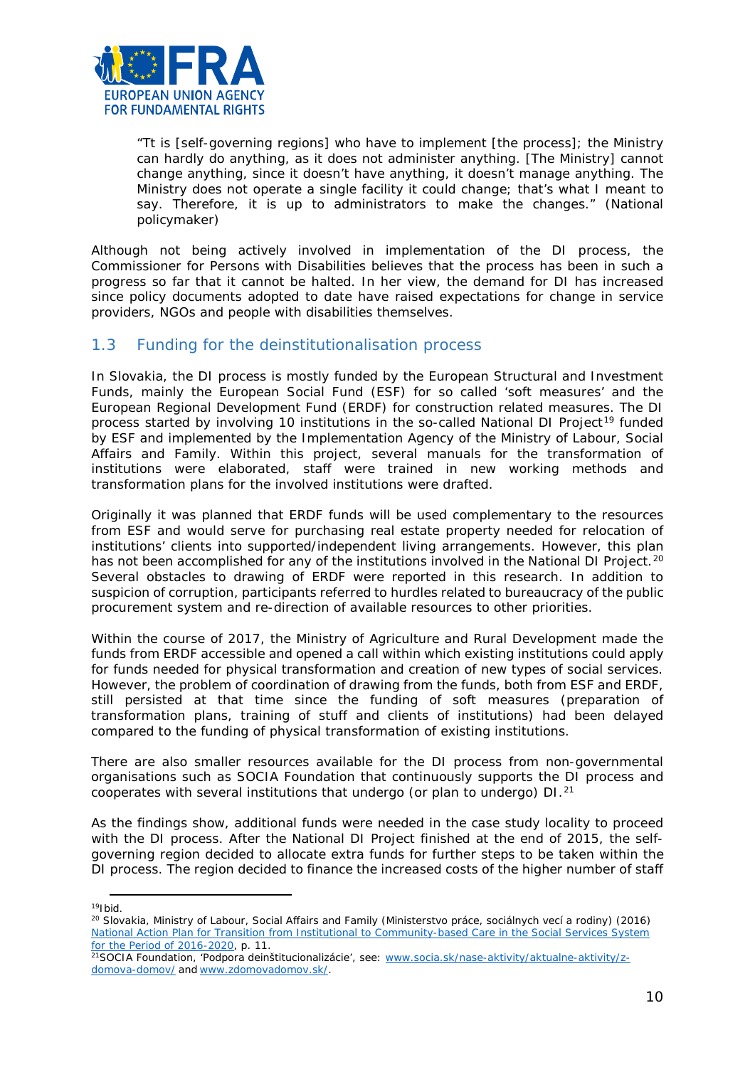"Tt is [self-governing regions] who have to implement [the process]; the Ministry can hardly do anything, as it does not administer anything. [The Ministry] cannot change anything, since it doesn't have anything, it doesn't manage anything. The Ministry does not operate a single facility it could change; that's what I meant to say. Therefore, it is up to administrators to make the changes." (National policymaker)

Although not being actively involved in implementation of the DI process, the Commissioner for Persons with Disabilities believes that the process has been in such a progress so far that it cannot be halted. In her view, the demand for DI has increased since policy documents adopted to date have raised expectations for change in service providers, NGOs and people with disabilities themselves.

## 1.3 Funding for the deinstitutionalisation process

In Slovakia, the DI process is mostly funded by the European Structural and Investment Funds, mainly the European Social Fund (ESF) for so called 'soft measures' and the European Regional Development Fund (ERDF) for construction related measures. The DI process started by involving 10 institutions in the so-called National DI Project[19] funded by ESF and implemented by the Implementation Agency of the Ministry of Labour, Social Affairs and Family. Within this project, several manuals for the transformation of institutions were elaborated, staff were trained in new working methods and transformation plans for the involved institutions were drafted.

Originally it was planned that ERDF funds will be used complementary to the resources from ESF and would serve for purchasing real estate property needed for relocation of institutions' clients into supported/independent living arrangements. However, this plan has not been accomplished for any of the institutions involved in the National DI Project.[20] Several obstacles to drawing of ERDF were reported in this research. In addition to suspicion of corruption, participants referred to hurdles related to bureaucracy of the public procurement system and re-direction of available resources to other priorities.

Within the course of 2017, the Ministry of Agriculture and Rural Development made the funds from ERDF accessible and opened a call within which existing institutions could apply for funds needed for physical transformation and creation of new types of social services. However, the problem of coordination of drawing from the funds, both from ESF and ERDF, still persisted at that time since the funding of soft measures (preparation of transformation plans, training of stuff and clients of institutions) had been delayed compared to the funding of physical transformation of existing institutions.

There are also smaller resources available for the DI process from non-governmental organisations such as SOCIA Foundation that continuously supports the DI process and cooperates with several institutions that undergo (or plan to undergo) DI.[21]

As the findings show, additional funds were needed in the case study locality to proceed with the DI process. After the National DI Project finished at the end of 2015, the self-governing region decided to allocate extra funds for further steps to be taken within the DI process. The region decided to finance the increased costs of the higher number of staff

---

[19] Ibid.

[20] Slovakia, Ministry of Labour, Social Affairs and Family (Ministerstvo práce, sociálnych vecí a rodiny) (2016) [National Action Plan for Transition from Institutional to Community-based Care in the Social Services System for the Period of 2016-2020](), p. 11.

[21] SOCIA Foundation, 'Podpora deinštitucionalizácie', see: [www.socia.sk/nase-aktivity/aktualne-aktivity/z-domova-domov/]() and [www.zdomovadomov.sk/]().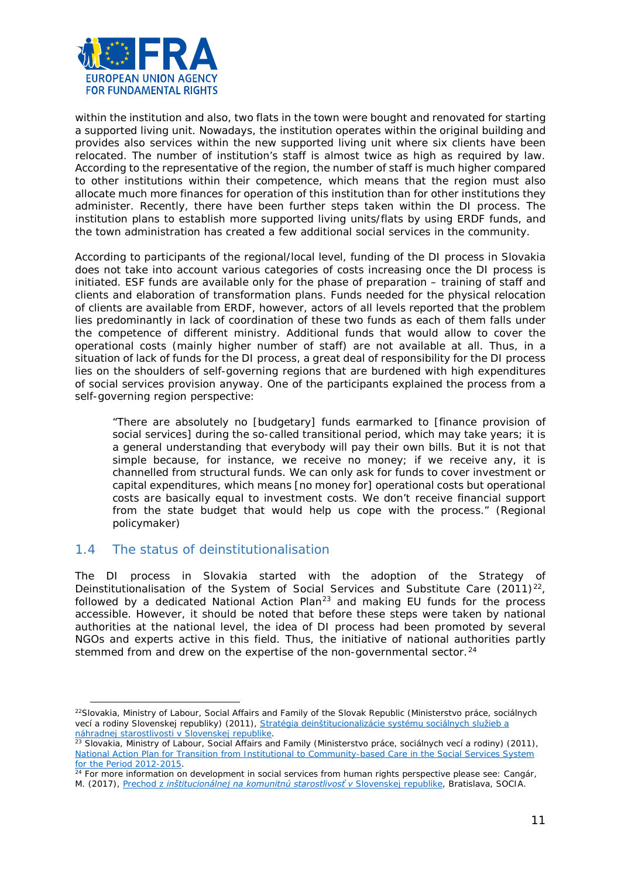within the institution and also, two flats in the town were bought and renovated for starting a supported living unit. Nowadays, the institution operates within the original building and provides also services within the new supported living unit where six clients have been relocated. The number of institution's staff is almost twice as high as required by law. According to the representative of the region, the number of staff is much higher compared to other institutions within their competence, which means that the region must also allocate much more finances for operation of this institution than for other institutions they administer. Recently, there have been further steps taken within the DI process. The institution plans to establish more supported living units/flats by using ERDF funds, and the town administration has created a few additional social services in the community.

According to participants of the regional/local level, funding of the DI process in Slovakia does not take into account various categories of costs increasing once the DI process is initiated. ESF funds are available only for the phase of preparation – training of staff and clients and elaboration of transformation plans. Funds needed for the physical relocation of clients are available from ERDF, however, actors of all levels reported that the problem lies predominantly in lack of coordination of these two funds as each of them falls under the competence of different ministry. Additional funds that would allow to cover the operational costs (mainly higher number of staff) are not available at all. Thus, in a situation of lack of funds for the DI process, a great deal of responsibility for the DI process lies on the shoulders of self-governing regions that are burdened with high expenditures of social services provision anyway. One of the participants explained the process from a self-governing region perspective:

> "There are absolutely no [budgetary] funds earmarked to [finance provision of social services] during the so-called transitional period, which may take years; it is a general understanding that everybody will pay their own bills. But it is not that simple because, for instance, we receive no money; if we receive any, it is channelled from structural funds. We can only ask for funds to cover investment or capital expenditures, which means [no money for] operational costs but operational costs are basically equal to investment costs. We don't receive financial support from the state budget that would help us cope with the process." (Regional policymaker)

## 1.4 The status of deinstitutionalisation

The DI process in Slovakia started with the adoption of the Strategy of Deinstitutionalisation of the System of Social Services and Substitute Care (2011)[22], followed by a dedicated National Action Plan[23] and making EU funds for the process accessible. However, it should be noted that before these steps were taken by national authorities at the national level, the idea of DI process had been promoted by several NGOs and experts active in this field. Thus, the initiative of national authorities partly stemmed from and drew on the expertise of the non-governmental sector.[24]

---

[22] Slovakia, Ministry of Labour, Social Affairs and Family of the Slovak Republic (Ministerstvo práce, sociálnych vecí a rodiny Slovenskej republiky) (2011), Stratégia deinštitucionalizácie systému sociálnych služieb a náhradnej starostlivosti v Slovenskej republike.

[23] Slovakia, Ministry of Labour, Social Affairs and Family (Ministerstvo práce, sociálnych vecí a rodiny) (2011), National Action Plan for Transition from Institutional to Community-based Care in the Social Services System for the Period 2012-2015.

[24] For more information on development in social services from human rights perspective please see: Cangár, M. (2017), Prechod z *inštitucionálnej na komunitnú starostlivosť v* Slovenskej republike, Bratislava, SOCIA.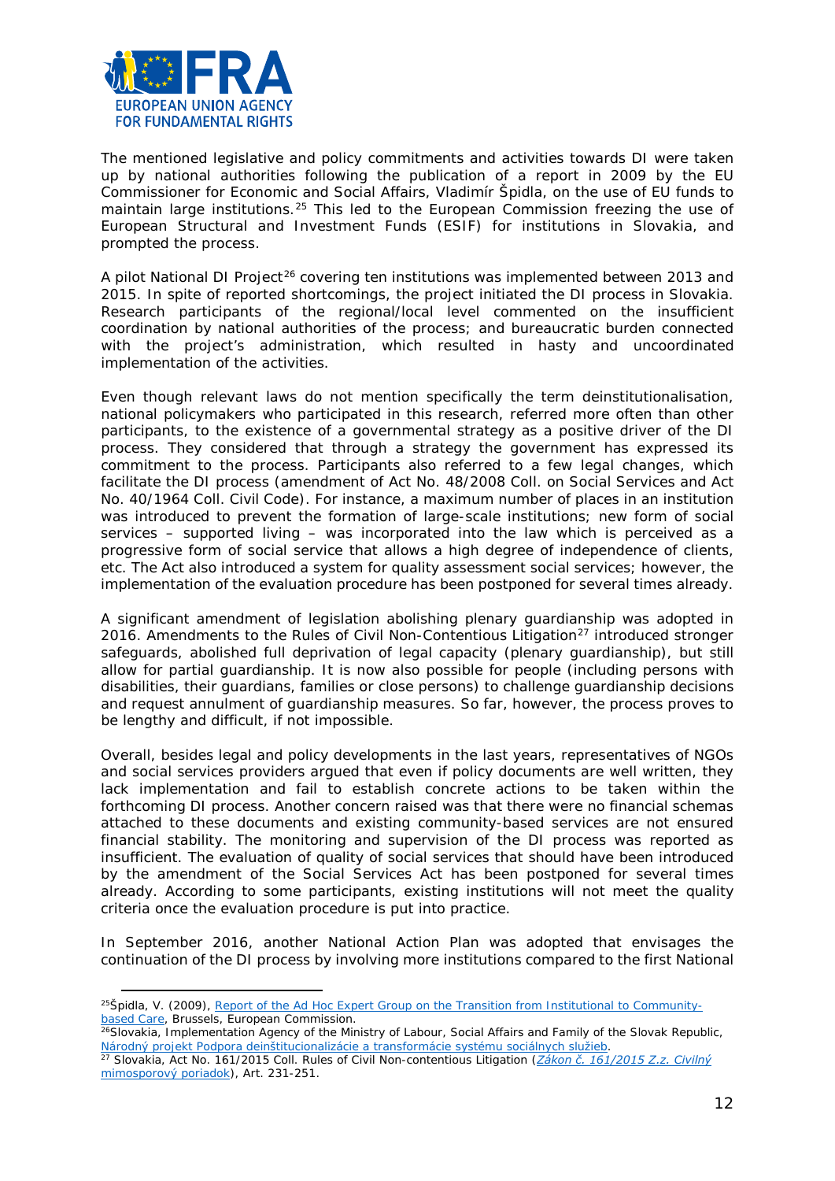The mentioned legislative and policy commitments and activities towards DI were taken up by national authorities following the publication of a report in 2009 by the EU Commissioner for Economic and Social Affairs, Vladimír Špidla, on the use of EU funds to maintain large institutions.[25] This led to the European Commission freezing the use of European Structural and Investment Funds (ESIF) for institutions in Slovakia, and prompted the process.

A pilot National DI Project[26] covering ten institutions was implemented between 2013 and 2015. In spite of reported shortcomings, the project initiated the DI process in Slovakia. Research participants of the regional/local level commented on the insufficient coordination by national authorities of the process; and bureaucratic burden connected with the project's administration, which resulted in hasty and uncoordinated implementation of the activities.

Even though relevant laws do not mention specifically the term deinstitutionalisation, national policymakers who participated in this research, referred more often than other participants, to the existence of a governmental strategy as a positive driver of the DI process. They considered that through a strategy the government has expressed its commitment to the process. Participants also referred to a few legal changes, which facilitate the DI process (amendment of Act No. 48/2008 Coll. on Social Services and Act No. 40/1964 Coll. Civil Code). For instance, a maximum number of places in an institution was introduced to prevent the formation of large-scale institutions; new form of social services – supported living – was incorporated into the law which is perceived as a progressive form of social service that allows a high degree of independence of clients, etc. The Act also introduced a system for quality assessment social services; however, the implementation of the evaluation procedure has been postponed for several times already.

A significant amendment of legislation abolishing plenary guardianship was adopted in 2016. Amendments to the Rules of Civil Non-Contentious Litigation[27] introduced stronger safeguards, abolished full deprivation of legal capacity (plenary guardianship), but still allow for partial guardianship. It is now also possible for people (including persons with disabilities, their guardians, families or close persons) to challenge guardianship decisions and request annulment of guardianship measures. So far, however, the process proves to be lengthy and difficult, if not impossible.

Overall, besides legal and policy developments in the last years, representatives of NGOs and social services providers argued that even if policy documents are well written, they lack implementation and fail to establish concrete actions to be taken within the forthcoming DI process. Another concern raised was that there were no financial schemas attached to these documents and existing community-based services are not ensured financial stability. The monitoring and supervision of the DI process was reported as insufficient. The evaluation of quality of social services that should have been introduced by the amendment of the Social Services Act has been postponed for several times already. According to some participants, existing institutions will not meet the quality criteria once the evaluation procedure is put into practice.

In September 2016, another National Action Plan was adopted that envisages the continuation of the DI process by involving more institutions compared to the first National

---

[25] Špidla, V. (2009), Report of the Ad Hoc Expert Group on the Transition from Institutional to Community-based Care, Brussels, European Commission.

[26] Slovakia, Implementation Agency of the Ministry of Labour, Social Affairs and Family of the Slovak Republic, Národný projekt Podpora deinštitucionalizácie a transformácie systému sociálnych služieb.

[27] Slovakia, Act No. 161/2015 Coll. Rules of Civil Non-contentious Litigation (*Zákon č. 161/2015 Z.z. Civilný mimosporový poriadok*), Art. 231-251.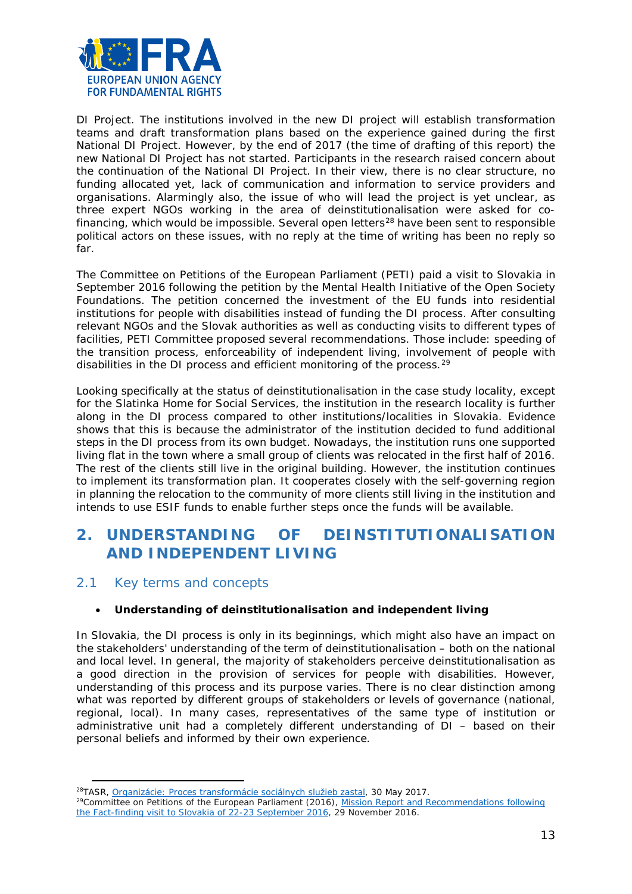DI Project. The institutions involved in the new DI project will establish transformation teams and draft transformation plans based on the experience gained during the first National DI Project. However, by the end of 2017 (the time of drafting of this report) the new National DI Project has not started. Participants in the research raised concern about the continuation of the National DI Project. In their view, there is no clear structure, no funding allocated yet, lack of communication and information to service providers and organisations. Alarmingly also, the issue of who will lead the project is yet unclear, as three expert NGOs working in the area of deinstitutionalisation were asked for co-financing, which would be impossible. Several open letters[28] have been sent to responsible political actors on these issues, with no reply at the time of writing has been no reply so far.

The Committee on Petitions of the European Parliament (PETI) paid a visit to Slovakia in September 2016 following the petition by the Mental Health Initiative of the Open Society Foundations. The petition concerned the investment of the EU funds into residential institutions for people with disabilities instead of funding the DI process. After consulting relevant NGOs and the Slovak authorities as well as conducting visits to different types of facilities, PETI Committee proposed several recommendations. Those include: speeding of the transition process, enforceability of independent living, involvement of people with disabilities in the DI process and efficient monitoring of the process.[29]

Looking specifically at the status of deinstitutionalisation in the case study locality, except for the Slatinka Home for Social Services, the institution in the research locality is further along in the DI process compared to other institutions/localities in Slovakia. Evidence shows that this is because the administrator of the institution decided to fund additional steps in the DI process from its own budget. Nowadays, the institution runs one supported living flat in the town where a small group of clients was relocated in the first half of 2016. The rest of the clients still live in the original building. However, the institution continues to implement its transformation plan. It cooperates closely with the self-governing region in planning the relocation to the community of more clients still living in the institution and intends to use ESIF funds to enable further steps once the funds will be available.

# 2. UNDERSTANDING OF DEINSTITUTIONALISATION AND INDEPENDENT LIVING

## 2.1 Key terms and concepts

- **Understanding of deinstitutionalisation and independent living**

In Slovakia, the DI process is only in its beginnings, which might also have an impact on the stakeholders' understanding of the term of deinstitutionalisation – both on the national and local level. In general, the majority of stakeholders perceive deinstitutionalisation as a good direction in the provision of services for people with disabilities. However, understanding of this process and its purpose varies. There is no clear distinction among what was reported by different groups of stakeholders or levels of governance (national, regional, local). In many cases, representatives of the same type of institution or administrative unit had a completely different understanding of DI – based on their personal beliefs and informed by their own experience.

---

[28] TASR, Organizácie: Proces transformácie sociálnych služieb zastal, 30 May 2017.

[29] Committee on Petitions of the European Parliament (2016), Mission Report and Recommendations following the Fact-finding visit to Slovakia of 22-23 September 2016, 29 November 2016.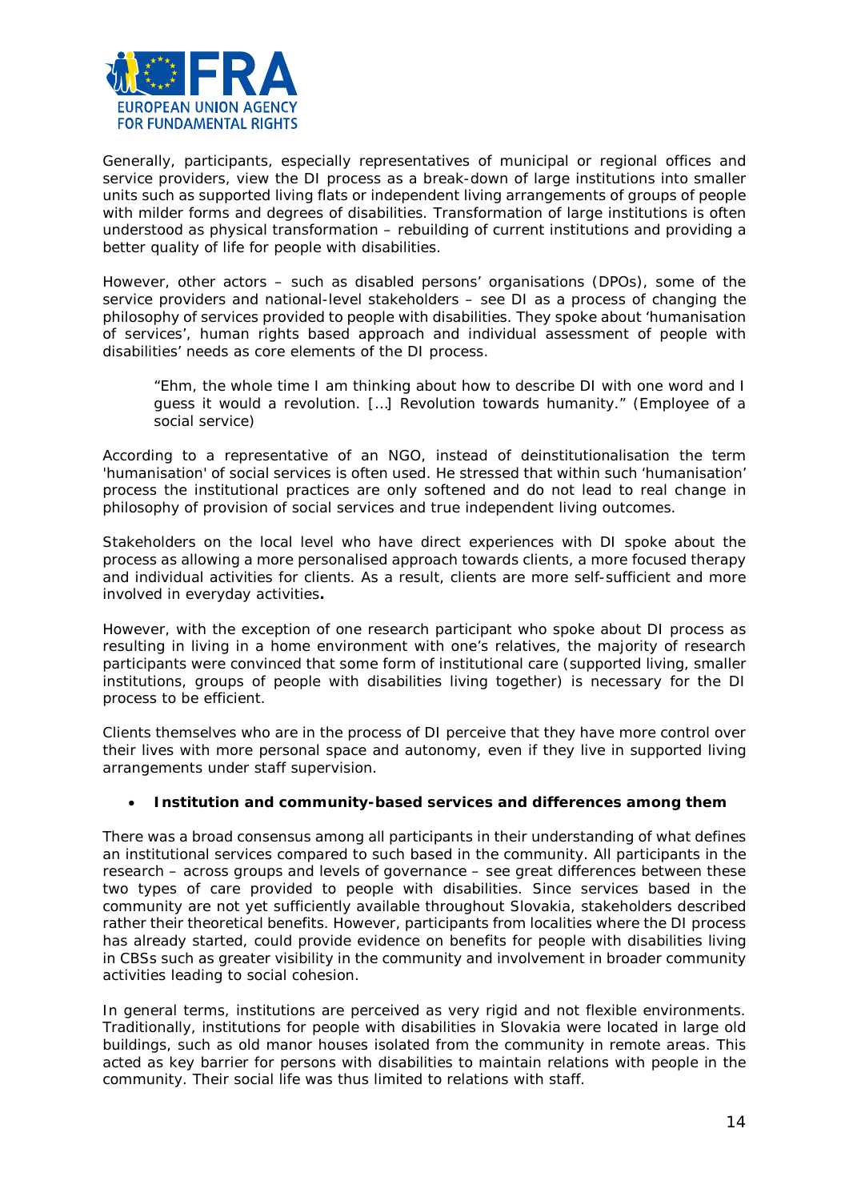Generally, participants, especially representatives of municipal or regional offices and service providers, view the DI process as a break-down of large institutions into smaller units such as supported living flats or independent living arrangements of groups of people with milder forms and degrees of disabilities. Transformation of large institutions is often understood as physical transformation – rebuilding of current institutions and providing a better quality of life for people with disabilities.

However, other actors – such as disabled persons' organisations (DPOs), some of the service providers and national-level stakeholders – see DI as a process of changing the philosophy of services provided to people with disabilities. They spoke about 'humanisation of services', human rights based approach and individual assessment of people with disabilities' needs as core elements of the DI process.

> "Ehm, the whole time I am thinking about how to describe DI with one word and I guess it would a revolution. […] Revolution towards humanity." (Employee of a social service)

According to a representative of an NGO, instead of deinstitutionalisation the term 'humanisation' of social services is often used. He stressed that within such 'humanisation' process the institutional practices are only softened and do not lead to real change in philosophy of provision of social services and true independent living outcomes.

Stakeholders on the local level who have direct experiences with DI spoke about the process as allowing a more personalised approach towards clients, a more focused therapy and individual activities for clients. As a result, clients are more self-sufficient and more involved in everyday activities**.**

However, with the exception of one research participant who spoke about DI process as resulting in living in a home environment with one's relatives, the majority of research participants were convinced that some form of institutional care (supported living, smaller institutions, groups of people with disabilities living together) is necessary for the DI process to be efficient.

Clients themselves who are in the process of DI perceive that they have more control over their lives with more personal space and autonomy, even if they live in supported living arrangements under staff supervision.

- **Institution and community-based services and differences among them**

There was a broad consensus among all participants in their understanding of what defines an institutional services compared to such based in the community. All participants in the research – across groups and levels of governance – see great differences between these two types of care provided to people with disabilities. Since services based in the community are not yet sufficiently available throughout Slovakia, stakeholders described rather their theoretical benefits. However, participants from localities where the DI process has already started, could provide evidence on benefits for people with disabilities living in CBSs such as greater visibility in the community and involvement in broader community activities leading to social cohesion.

In general terms, institutions are perceived as very rigid and not flexible environments. Traditionally, institutions for people with disabilities in Slovakia were located in large old buildings, such as old manor houses isolated from the community in remote areas. This acted as key barrier for persons with disabilities to maintain relations with people in the community. Their social life was thus limited to relations with staff.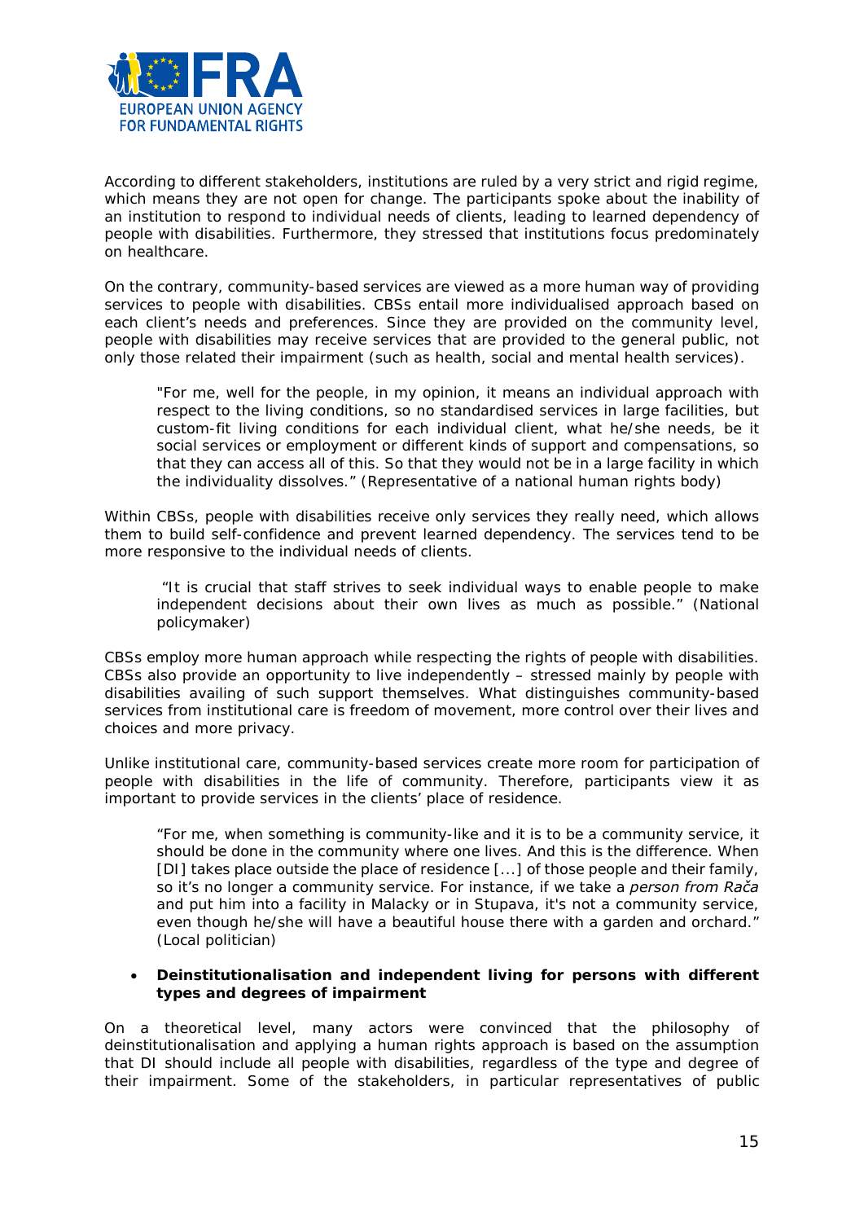According to different stakeholders, institutions are ruled by a very strict and rigid regime, which means they are not open for change. The participants spoke about the inability of an institution to respond to individual needs of clients, leading to learned dependency of people with disabilities. Furthermore, they stressed that institutions focus predominately on healthcare.

On the contrary, community-based services are viewed as a more human way of providing services to people with disabilities. CBSs entail more individualised approach based on each client's needs and preferences. Since they are provided on the community level, people with disabilities may receive services that are provided to the general public, not only those related their impairment (such as health, social and mental health services).

> "For me, well for the people, in my opinion, it means an individual approach with respect to the living conditions, so no standardised services in large facilities, but custom-fit living conditions for each individual client, what he/she needs, be it social services or employment or different kinds of support and compensations, so that they can access all of this. So that they would not be in a large facility in which the individuality dissolves." (Representative of a national human rights body)

Within CBSs, people with disabilities receive only services they really need, which allows them to build self-confidence and prevent learned dependency. The services tend to be more responsive to the individual needs of clients.

> "It is crucial that staff strives to seek individual ways to enable people to make independent decisions about their own lives as much as possible." (National policymaker)

CBSs employ more human approach while respecting the rights of people with disabilities. CBSs also provide an opportunity to live independently – stressed mainly by people with disabilities availing of such support themselves. What distinguishes community-based services from institutional care is freedom of movement, more control over their lives and choices and more privacy.

Unlike institutional care, community-based services create more room for participation of people with disabilities in the life of community. Therefore, participants view it as important to provide services in the clients' place of residence.

> "For me, when something is community-like and it is to be a community service, it should be done in the community where one lives. And this is the difference. When [DI] takes place outside the place of residence [...] of those people and their family, so it's no longer a community service. For instance, if we take a *person from Rača* and put him into a facility in Malacky or in Stupava, it's not a community service, even though he/she will have a beautiful house there with a garden and orchard." (Local politician)

- **Deinstitutionalisation and independent living for persons with different types and degrees of impairment**

On a theoretical level, many actors were convinced that the philosophy of deinstitutionalisation and applying a human rights approach is based on the assumption that DI should include all people with disabilities, regardless of the type and degree of their impairment. Some of the stakeholders, in particular representatives of public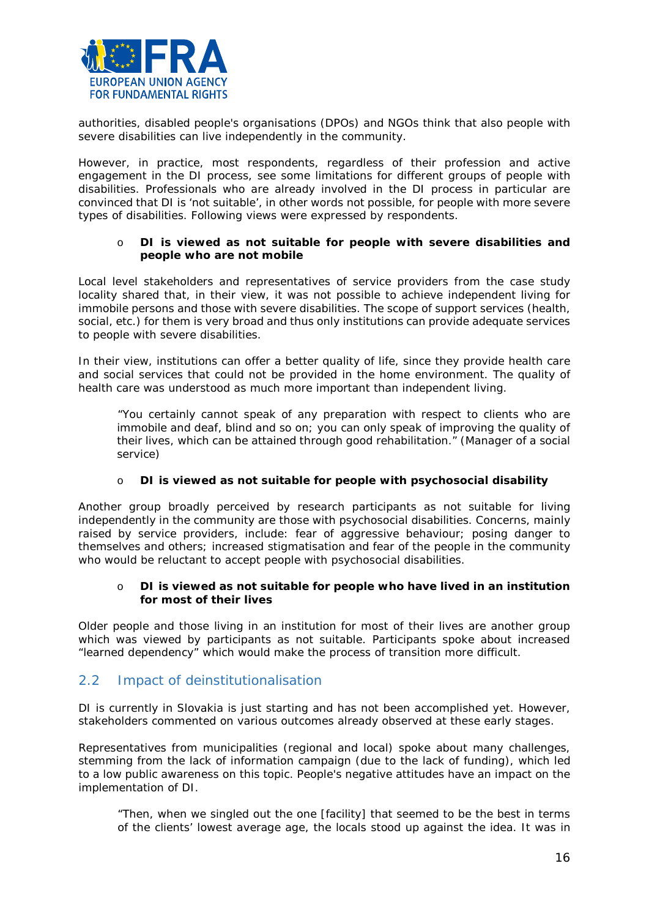authorities, disabled people's organisations (DPOs) and NGOs think that also people with severe disabilities can live independently in the community.

However, in practice, most respondents, regardless of their profession and active engagement in the DI process, see some limitations for different groups of people with disabilities. Professionals who are already involved in the DI process in particular are convinced that DI is 'not suitable', in other words not possible, for people with more severe types of disabilities. Following views were expressed by respondents.

- **DI is viewed as not suitable for people with severe disabilities and people who are not mobile**

Local level stakeholders and representatives of service providers from the case study locality shared that, in their view, it was not possible to achieve independent living for immobile persons and those with severe disabilities. The scope of support services (health, social, etc.) for them is very broad and thus only institutions can provide adequate services to people with severe disabilities.

In their view, institutions can offer a better quality of life, since they provide health care and social services that could not be provided in the home environment. The quality of health care was understood as much more important than independent living.

> *"You certainly cannot speak of any preparation with respect to clients who are immobile and deaf, blind and so on; you can only speak of improving the quality of their lives, which can be attained through good rehabilitation."* (Manager of a social service)

- **DI is viewed as not suitable for people with psychosocial disability**

Another group broadly perceived by research participants as not suitable for living independently in the community are those with psychosocial disabilities. Concerns, mainly raised by service providers, include: fear of aggressive behaviour; posing danger to themselves and others; increased stigmatisation and fear of the people in the community who would be reluctant to accept people with psychosocial disabilities.

- **DI is viewed as not suitable for people who have lived in an institution for most of their lives**

Older people and those living in an institution for most of their lives are another group which was viewed by participants as not suitable. Participants spoke about increased "learned dependency" which would make the process of transition more difficult.

## 2.2 Impact of deinstitutionalisation

DI is currently in Slovakia is just starting and has not been accomplished yet. However, stakeholders commented on various outcomes already observed at these early stages.

Representatives from municipalities (regional and local) spoke about many challenges, stemming from the lack of information campaign (due to the lack of funding), which led to a low public awareness on this topic. People's negative attitudes have an impact on the implementation of DI.

> *"Then, when we singled out the one [facility] that seemed to be the best in terms of the clients' lowest average age, the locals stood up against the idea. It was in*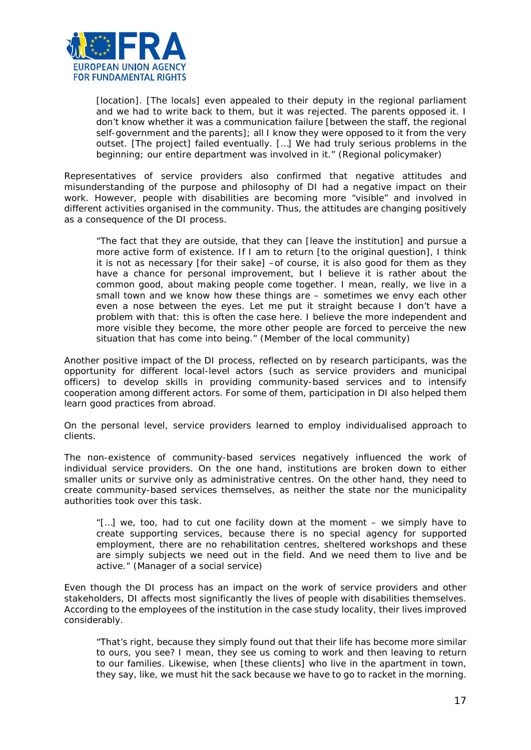*[location]. [The locals] even appealed to their deputy in the regional parliament and we had to write back to them, but it was rejected. The parents opposed it. I don't know whether it was a communication failure [between the staff, the regional self-government and the parents]; all I know they were opposed to it from the very outset. [The project] failed eventually. […] We had truly serious problems in the beginning; our entire department was involved in it." (Regional policymaker)*

Representatives of service providers also confirmed that negative attitudes and misunderstanding of the purpose and philosophy of DI had a negative impact on their work. However, people with disabilities are becoming more "visible" and involved in different activities organised in the community. Thus, the attitudes are changing positively as a consequence of the DI process.

> *"The fact that they are outside, that they can [leave the institution] and pursue a more active form of existence. If I am to return [to the original question], I think it is not as necessary [for their sake] –of course, it is also good for them as they have a chance for personal improvement, but I believe it is rather about the common good, about making people come together. I mean, really, we live in a small town and we know how these things are – sometimes we envy each other even a nose between the eyes. Let me put it straight because I don't have a problem with that: this is often the case here. I believe the more independent and more visible they become, the more other people are forced to perceive the new situation that has come into being." (Member of the local community)*

Another positive impact of the DI process, reflected on by research participants, was the opportunity for different local-level actors (such as service providers and municipal officers) to develop skills in providing community-based services and to intensify cooperation among different actors. For some of them, participation in DI also helped them learn good practices from abroad.

On the personal level, service providers learned to employ individualised approach to clients.

The non-existence of community-based services negatively influenced the work of individual service providers. On the one hand, institutions are broken down to either smaller units or survive only as administrative centres. On the other hand, they need to create community-based services themselves, as neither the state nor the municipality authorities took over this task.

> *"[…] we, too, had to cut one facility down at the moment – we simply have to create supporting services, because there is no special agency for supported employment, there are no rehabilitation centres, sheltered workshops and these are simply subjects we need out in the field. And we need them to live and be active." (Manager of a social service)*

Even though the DI process has an impact on the work of service providers and other stakeholders, DI affects most significantly the lives of people with disabilities themselves. According to the employees of the institution in the case study locality, their lives improved considerably.

> *"That's right, because they simply found out that their life has become more similar to ours, you see? I mean, they see us coming to work and then leaving to return to our families. Likewise, when [these clients] who live in the apartment in town, they say, like, we must hit the sack because we have to go to racket in the morning.*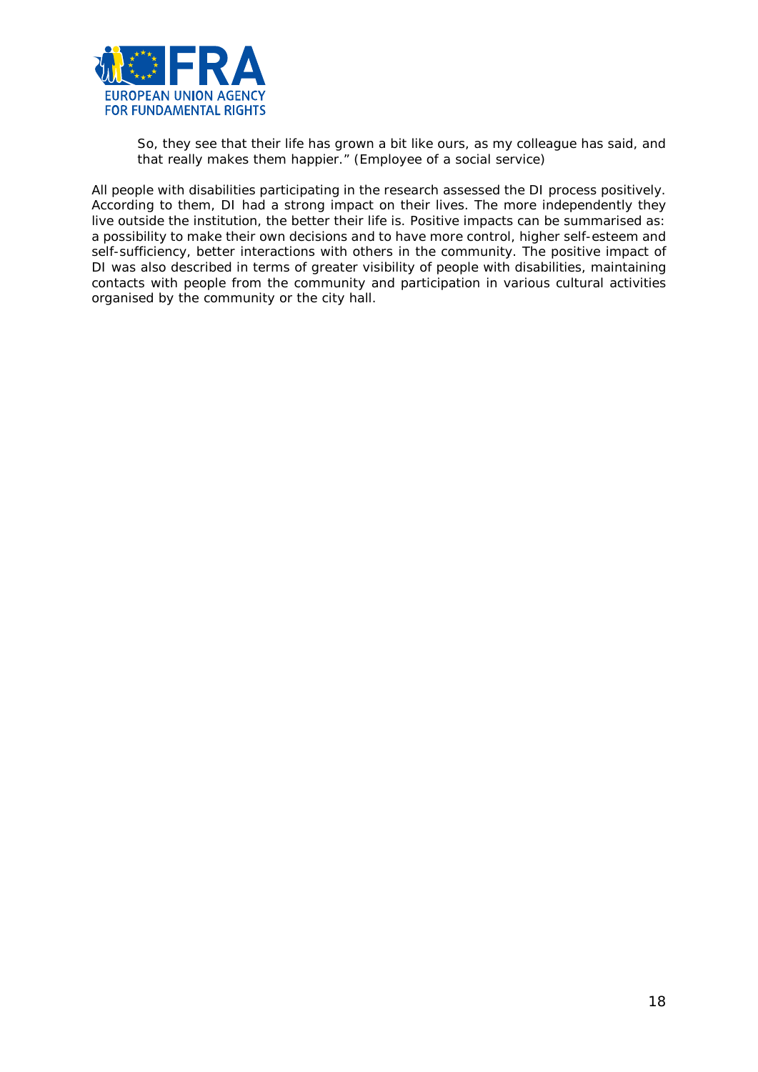> So, they see that their life has grown a bit like ours, as my colleague has said, and that really makes them happier." (Employee of a social service)

All people with disabilities participating in the research assessed the DI process positively. According to them, DI had a strong impact on their lives. The more independently they live outside the institution, the better their life is. Positive impacts can be summarised as: a possibility to make their own decisions and to have more control, higher self-esteem and self-sufficiency, better interactions with others in the community. The positive impact of DI was also described in terms of greater visibility of people with disabilities, maintaining contacts with people from the community and participation in various cultural activities organised by the community or the city hall.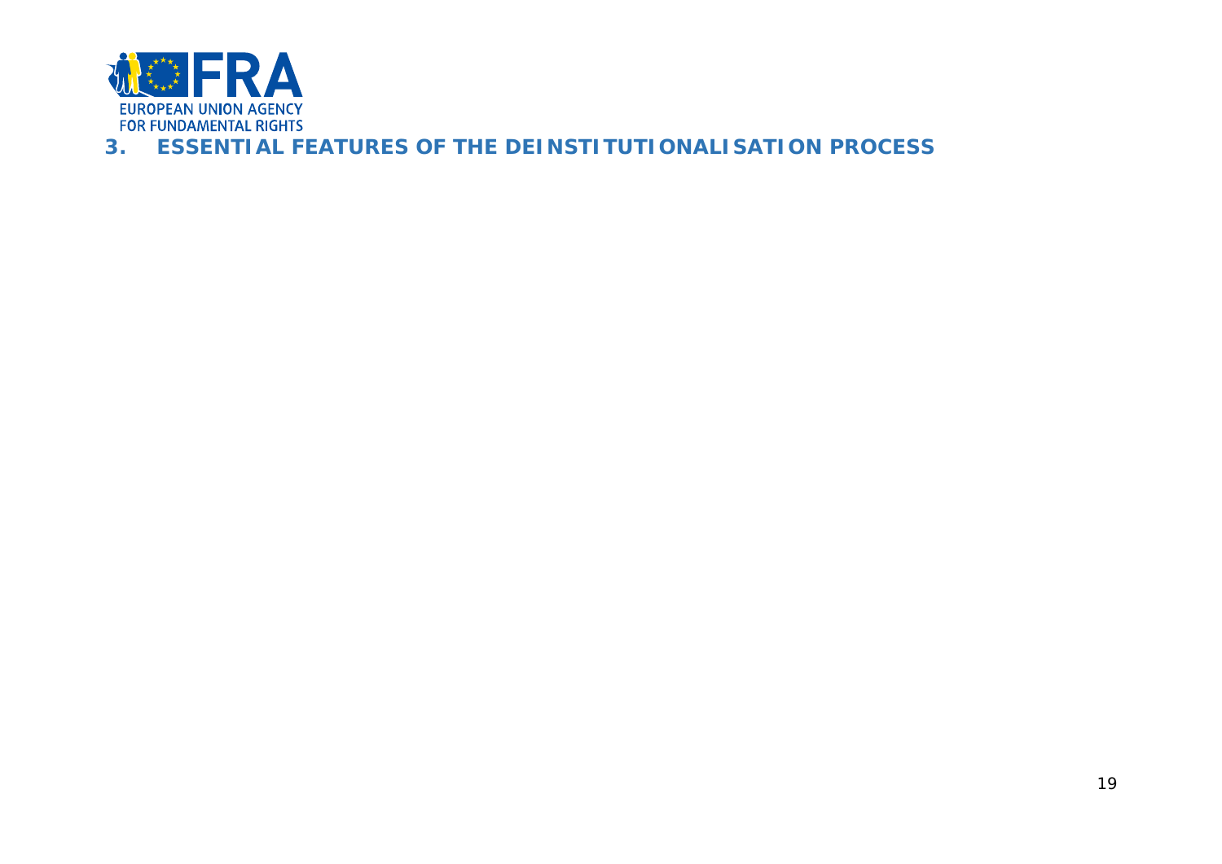# 3. ESSENTIAL FEATURES OF THE DEINSTITUTIONALISATION PROCESS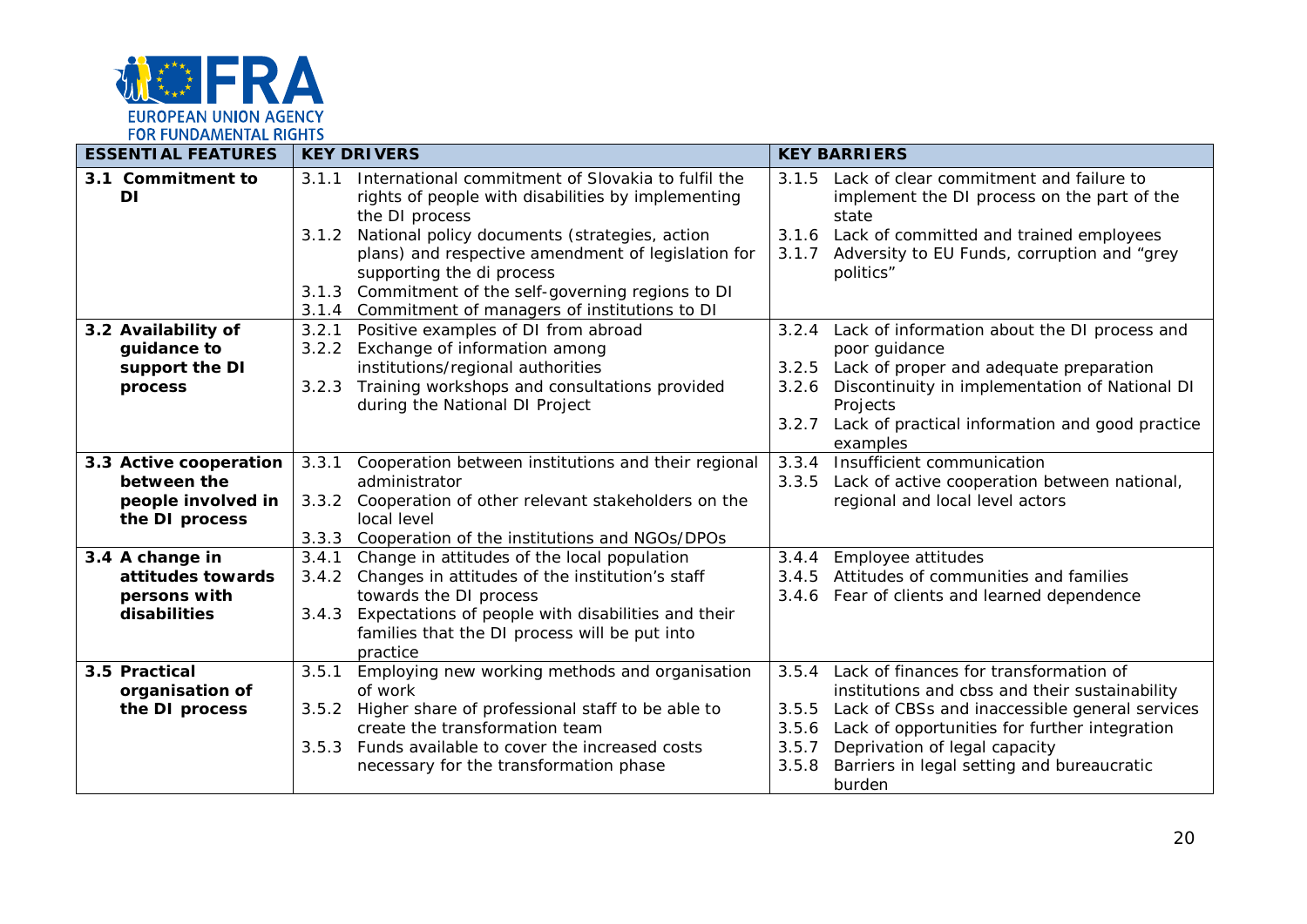| ESSENTIAL FEATURES | KEY DRIVERS | KEY BARRIERS |
|---|---|---|
| **3.1 Commitment to DI** | 3.1.1 International commitment of Slovakia to fulfil the rights of people with disabilities by implementing the DI process<br>3.1.2 National policy documents (strategies, action plans) and respective amendment of legislation for supporting the di process<br>3.1.3 Commitment of the self-governing regions to DI<br>3.1.4 Commitment of managers of institutions to DI | 3.1.5 Lack of clear commitment and failure to implement the DI process on the part of the state<br>3.1.6 Lack of committed and trained employees<br>3.1.7 Adversity to EU Funds, corruption and "grey politics" |
| **3.2 Availability of guidance to support the DI process** | 3.2.1 Positive examples of DI from abroad<br>3.2.2 Exchange of information among institutions/regional authorities<br>3.2.3 Training workshops and consultations provided during the National DI Project | 3.2.4 Lack of information about the DI process and poor guidance<br>3.2.5 Lack of proper and adequate preparation<br>3.2.6 Discontinuity in implementation of National DI Projects<br>3.2.7 Lack of practical information and good practice examples |
| **3.3 Active cooperation between the people involved in the DI process** | 3.3.1 Cooperation between institutions and their regional administrator<br>3.3.2 Cooperation of other relevant stakeholders on the local level<br>3.3.3 Cooperation of the institutions and NGOs/DPOs | 3.3.4 Insufficient communication<br>3.3.5 Lack of active cooperation between national, regional and local level actors |
| **3.4 A change in attitudes towards persons with disabilities** | 3.4.1 Change in attitudes of the local population<br>3.4.2 Changes in attitudes of the institution's staff towards the DI process<br>3.4.3 Expectations of people with disabilities and their families that the DI process will be put into practice | 3.4.4 Employee attitudes<br>3.4.5 Attitudes of communities and families<br>3.4.6 Fear of clients and learned dependence |
| **3.5 Practical organisation of the DI process** | 3.5.1 Employing new working methods and organisation of work<br>3.5.2 Higher share of professional staff to be able to create the transformation team<br>3.5.3 Funds available to cover the increased costs necessary for the transformation phase | 3.5.4 Lack of finances for transformation of institutions and cbss and their sustainability<br>3.5.5 Lack of CBSs and inaccessible general services<br>3.5.6 Lack of opportunities for further integration<br>3.5.7 Deprivation of legal capacity<br>3.5.8 Barriers in legal setting and bureaucratic burden |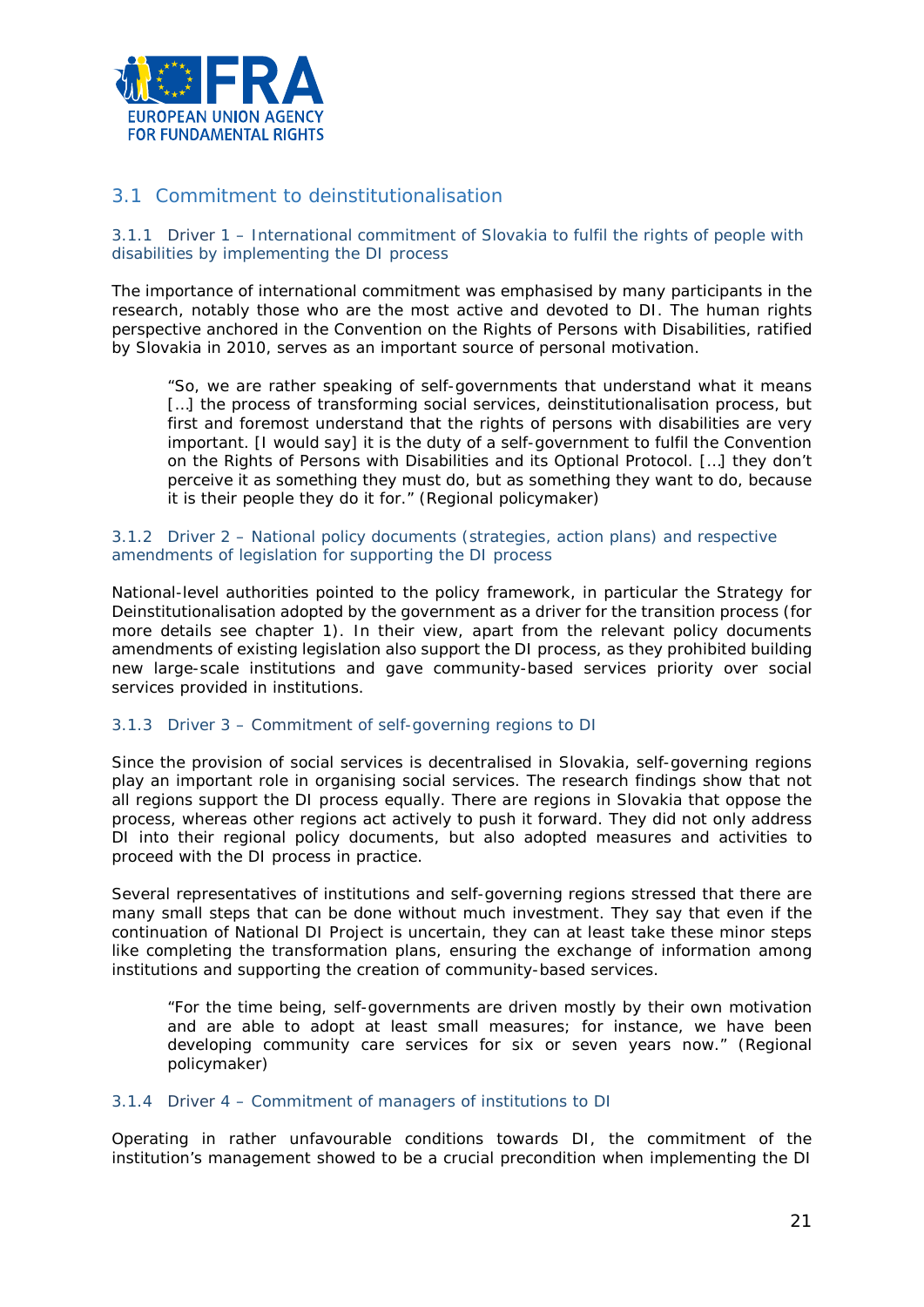## 3.1 Commitment to deinstitutionalisation

### 3.1.1 Driver 1 – International commitment of Slovakia to fulfil the rights of people with disabilities by implementing the DI process

The importance of international commitment was emphasised by many participants in the research, notably those who are the most active and devoted to DI. The human rights perspective anchored in the Convention on the Rights of Persons with Disabilities, ratified by Slovakia in 2010, serves as an important source of personal motivation.

> *"So, we are rather speaking of self-governments that understand what it means […] the process of transforming social services, deinstitutionalisation process, but first and foremost understand that the rights of persons with disabilities are very important. [I would say] it is the duty of a self-government to fulfil the Convention on the Rights of Persons with Disabilities and its Optional Protocol. […] they don't perceive it as something they must do, but as something they want to do, because it is their people they do it for."* (Regional policymaker)

### 3.1.2 Driver 2 – National policy documents (strategies, action plans) and respective amendments of legislation for supporting the DI process

National-level authorities pointed to the policy framework, in particular the Strategy for Deinstitutionalisation adopted by the government as a driver for the transition process (for more details see chapter 1). In their view, apart from the relevant policy documents amendments of existing legislation also support the DI process, as they prohibited building new large-scale institutions and gave community-based services priority over social services provided in institutions.

### 3.1.3 Driver 3 – Commitment of self-governing regions to DI

Since the provision of social services is decentralised in Slovakia, self-governing regions play an important role in organising social services. The research findings show that not all regions support the DI process equally. There are regions in Slovakia that oppose the process, whereas other regions act actively to push it forward. They did not only address DI into their regional policy documents, but also adopted measures and activities to proceed with the DI process in practice.

Several representatives of institutions and self-governing regions stressed that there are many small steps that can be done without much investment. They say that even if the continuation of National DI Project is uncertain, they can at least take these minor steps like completing the transformation plans, ensuring the exchange of information among institutions and supporting the creation of community-based services.

> *"For the time being, self-governments are driven mostly by their own motivation and are able to adopt at least small measures; for instance, we have been developing community care services for six or seven years now."* (Regional policymaker)

### 3.1.4 Driver 4 – Commitment of managers of institutions to DI

Operating in rather unfavourable conditions towards DI, the commitment of the institution's management showed to be a crucial precondition when implementing the DI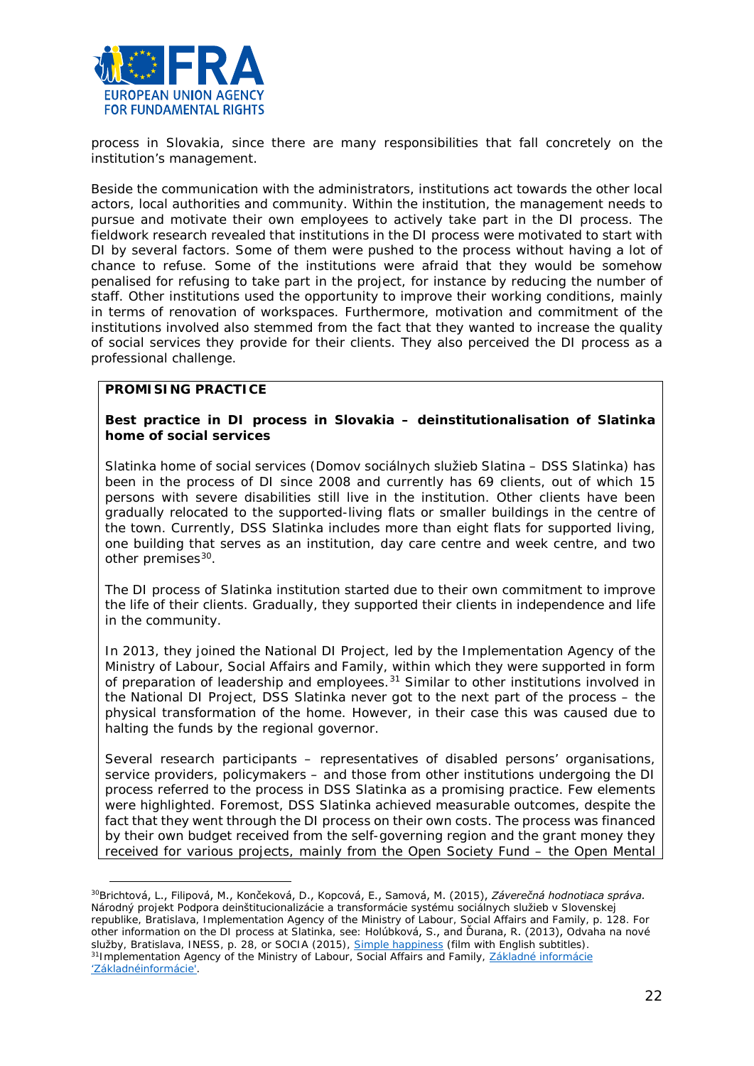process in Slovakia, since there are many responsibilities that fall concretely on the institution's management.

Beside the communication with the administrators, institutions act towards the other local actors, local authorities and community. Within the institution, the management needs to pursue and motivate their own employees to actively take part in the DI process. The fieldwork research revealed that institutions in the DI process were motivated to start with DI by several factors. Some of them were pushed to the process without having a lot of chance to refuse. Some of the institutions were afraid that they would be somehow penalised for refusing to take part in the project, for instance by reducing the number of staff. Other institutions used the opportunity to improve their working conditions, mainly in terms of renovation of workspaces. Furthermore, motivation and commitment of the institutions involved also stemmed from the fact that they wanted to increase the quality of social services they provide for their clients. They also perceived the DI process as a professional challenge.

**PROMISING PRACTICE**

**Best practice in DI process in Slovakia – deinstitutionalisation of Slatinka home of social services**

Slatinka home of social services (Domov sociálnych služieb Slatina – DSS Slatinka) has been in the process of DI since 2008 and currently has 69 clients, out of which 15 persons with severe disabilities still live in the institution. Other clients have been gradually relocated to the supported-living flats or smaller buildings in the centre of the town. Currently, DSS Slatinka includes more than eight flats for supported living, one building that serves as an institution, day care centre and week centre, and two other premises[30].

The DI process of Slatinka institution started due to their own commitment to improve the life of their clients. Gradually, they supported their clients in independence and life in the community.

In 2013, they joined the National DI Project, led by the Implementation Agency of the Ministry of Labour, Social Affairs and Family, within which they were supported in form of preparation of leadership and employees.[31] Similar to other institutions involved in the National DI Project, DSS Slatinka never got to the next part of the process – the physical transformation of the home. However, in their case this was caused due to halting the funds by the regional governor.

Several research participants – representatives of disabled persons' organisations, service providers, policymakers – and those from other institutions undergoing the DI process referred to the process in DSS Slatinka as a promising practice. Few elements were highlighted. Foremost, DSS Slatinka achieved measurable outcomes, despite the fact that they went through the DI process on their own costs. The process was financed by their own budget received from the self-governing region and the grant money they received for various projects, mainly from the Open Society Fund – the Open Mental

---

[30] Brichtová, L., Filipová, M., Končeková, D., Kopcová, E., Samová, M. (2015), *Záverečná hodnotiaca správa.* Národný projekt Podpora deinštitucionalizácie a transformácie systému sociálnych služieb v Slovenskej republike, Bratislava, Implementation Agency of the Ministry of Labour, Social Affairs and Family, p. 128. For other information on the DI process at Slatinka, see: Holúbková, S., and Ďurana, R. (2013), Odvaha na nové služby, Bratislava, INESS, p. 28, or SOCIA (2015), Simple happiness (film with English subtitles).

[31] Implementation Agency of the Ministry of Labour, Social Affairs and Family, Základné informácie 'Základnéinformácie'.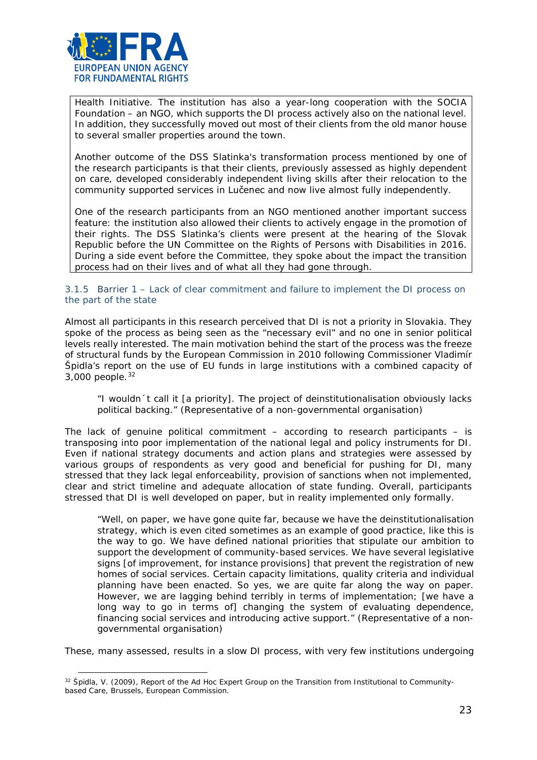Health Initiative. The institution has also a year-long cooperation with the SOCIA Foundation – an NGO, which supports the DI process actively also on the national level. In addition, they successfully moved out most of their clients from the old manor house to several smaller properties around the town.

Another outcome of the DSS Slatinka's transformation process mentioned by one of the research participants is that their clients, previously assessed as highly dependent on care, developed considerably independent living skills after their relocation to the community supported services in Lučenec and now live almost fully independently.

One of the research participants from an NGO mentioned another important success feature: the institution also allowed their clients to actively engage in the promotion of their rights. The DSS Slatinka's clients were present at the hearing of the Slovak Republic before the UN Committee on the Rights of Persons with Disabilities in 2016. During a side event before the Committee, they spoke about the impact the transition process had on their lives and of what all they had gone through.

#### 3.1.5 Barrier 1 – Lack of clear commitment and failure to implement the DI process on the part of the state

Almost all participants in this research perceived that DI is not a priority in Slovakia. They spoke of the process as being seen as the "necessary evil" and no one in senior political levels really interested. The main motivation behind the start of the process was the freeze of structural funds by the European Commission in 2010 following Commissioner Vladimír Špidla's report on the use of EU funds in large institutions with a combined capacity of 3,000 people.[32]

> "I wouldn´t call it [a priority]. The project of deinstitutionalisation obviously lacks political backing." (Representative of a non-governmental organisation)

The lack of genuine political commitment – according to research participants – is transposing into poor implementation of the national legal and policy instruments for DI. Even if national strategy documents and action plans and strategies were assessed by various groups of respondents as very good and beneficial for pushing for DI, many stressed that they lack legal enforceability, provision of sanctions when not implemented, clear and strict timeline and adequate allocation of state funding. Overall, participants stressed that DI is well developed on paper, but in reality implemented only formally.

> "Well, on paper, we have gone quite far, because we have the deinstitutionalisation strategy, which is even cited sometimes as an example of good practice, like this is the way to go. We have defined national priorities that stipulate our ambition to support the development of community-based services. We have several legislative signs [of improvement, for instance provisions] that prevent the registration of new homes of social services. Certain capacity limitations, quality criteria and individual planning have been enacted. So yes, we are quite far along the way on paper. However, we are lagging behind terribly in terms of implementation; [we have a long way to go in terms of] changing the system of evaluating dependence, financing social services and introducing active support." (Representative of a non-governmental organisation)

These, many assessed, results in a slow DI process, with very few institutions undergoing

[32] Špidla, V. (2009), Report of the Ad Hoc Expert Group on the Transition from Institutional to Community-based Care, Brussels, European Commission.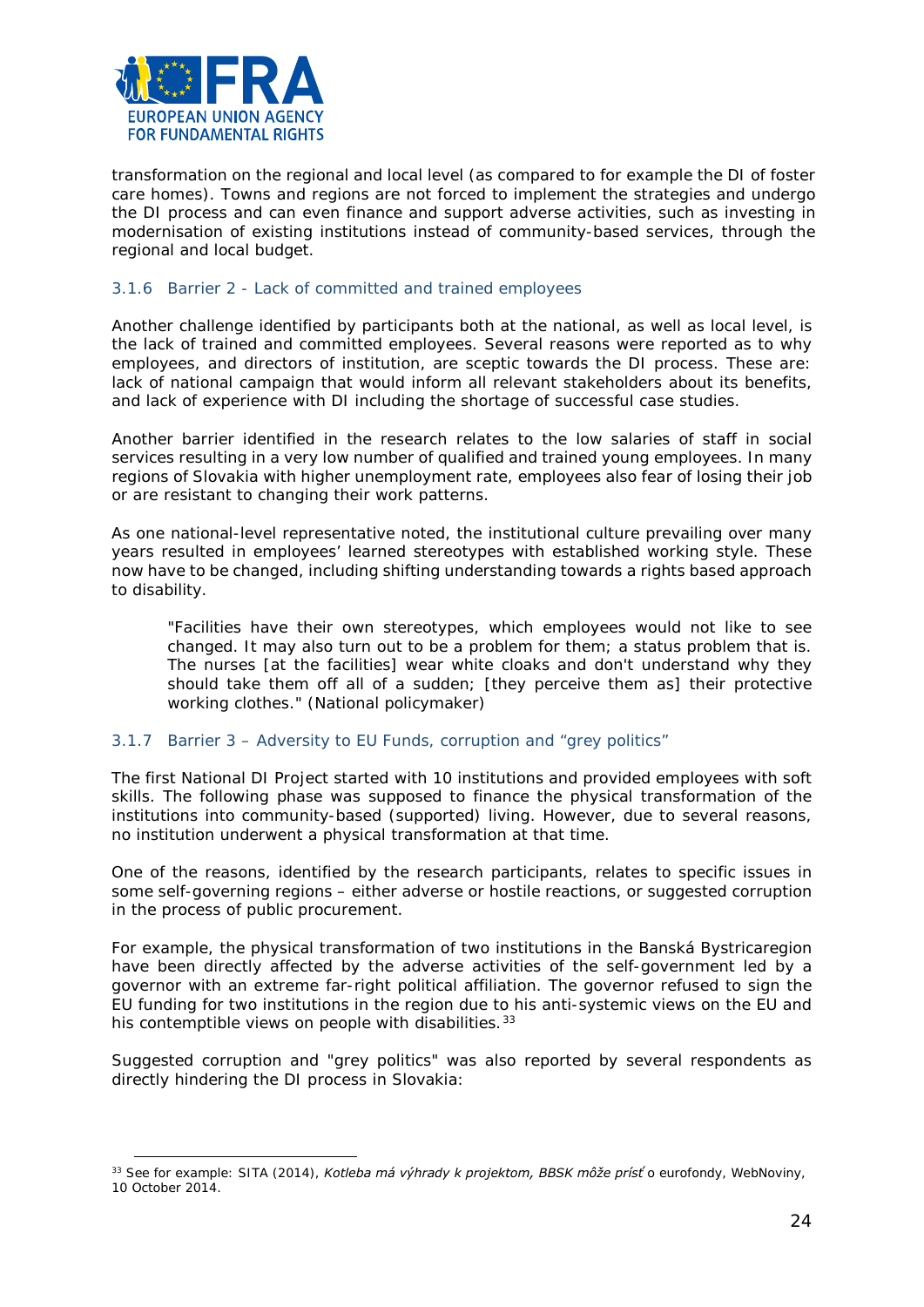transformation on the regional and local level (as compared to for example the DI of foster care homes). Towns and regions are not forced to implement the strategies and undergo the DI process and can even finance and support adverse activities, such as investing in modernisation of existing institutions instead of community-based services, through the regional and local budget.

### 3.1.6 Barrier 2 - Lack of committed and trained employees

Another challenge identified by participants both at the national, as well as local level, is the lack of trained and committed employees. Several reasons were reported as to why employees, and directors of institution, are sceptic towards the DI process. These are: lack of national campaign that would inform all relevant stakeholders about its benefits, and lack of experience with DI including the shortage of successful case studies.

Another barrier identified in the research relates to the low salaries of staff in social services resulting in a very low number of qualified and trained young employees. In many regions of Slovakia with higher unemployment rate, employees also fear of losing their job or are resistant to changing their work patterns.

As one national-level representative noted, the institutional culture prevailing over many years resulted in employees' learned stereotypes with established working style. These now have to be changed, including shifting understanding towards a rights based approach to disability.

> "Facilities have their own stereotypes, which employees would not like to see changed. It may also turn out to be a problem for them; a status problem that is. The nurses [at the facilities] wear white cloaks and don't understand why they should take them off all of a sudden; [they perceive them as] their protective working clothes." (National policymaker)

### 3.1.7 Barrier 3 – Adversity to EU Funds, corruption and "grey politics"

The first National DI Project started with 10 institutions and provided employees with soft skills. The following phase was supposed to finance the physical transformation of the institutions into community-based (supported) living. However, due to several reasons, no institution underwent a physical transformation at that time.

One of the reasons, identified by the research participants, relates to specific issues in some self-governing regions – either adverse or hostile reactions, or suggested corruption in the process of public procurement.

For example, the physical transformation of two institutions in the Banská Bystricaregion have been directly affected by the adverse activities of the self-government led by a governor with an extreme far-right political affiliation. The governor refused to sign the EU funding for two institutions in the region due to his anti-systemic views on the EU and his contemptible views on people with disabilities.[33]

Suggested corruption and "grey politics" was also reported by several respondents as directly hindering the DI process in Slovakia:

---

[33] See for example: SITA (2014), *Kotleba má výhrady k projektom, BBSK môže prísť* o eurofondy, WebNoviny, 10 October 2014.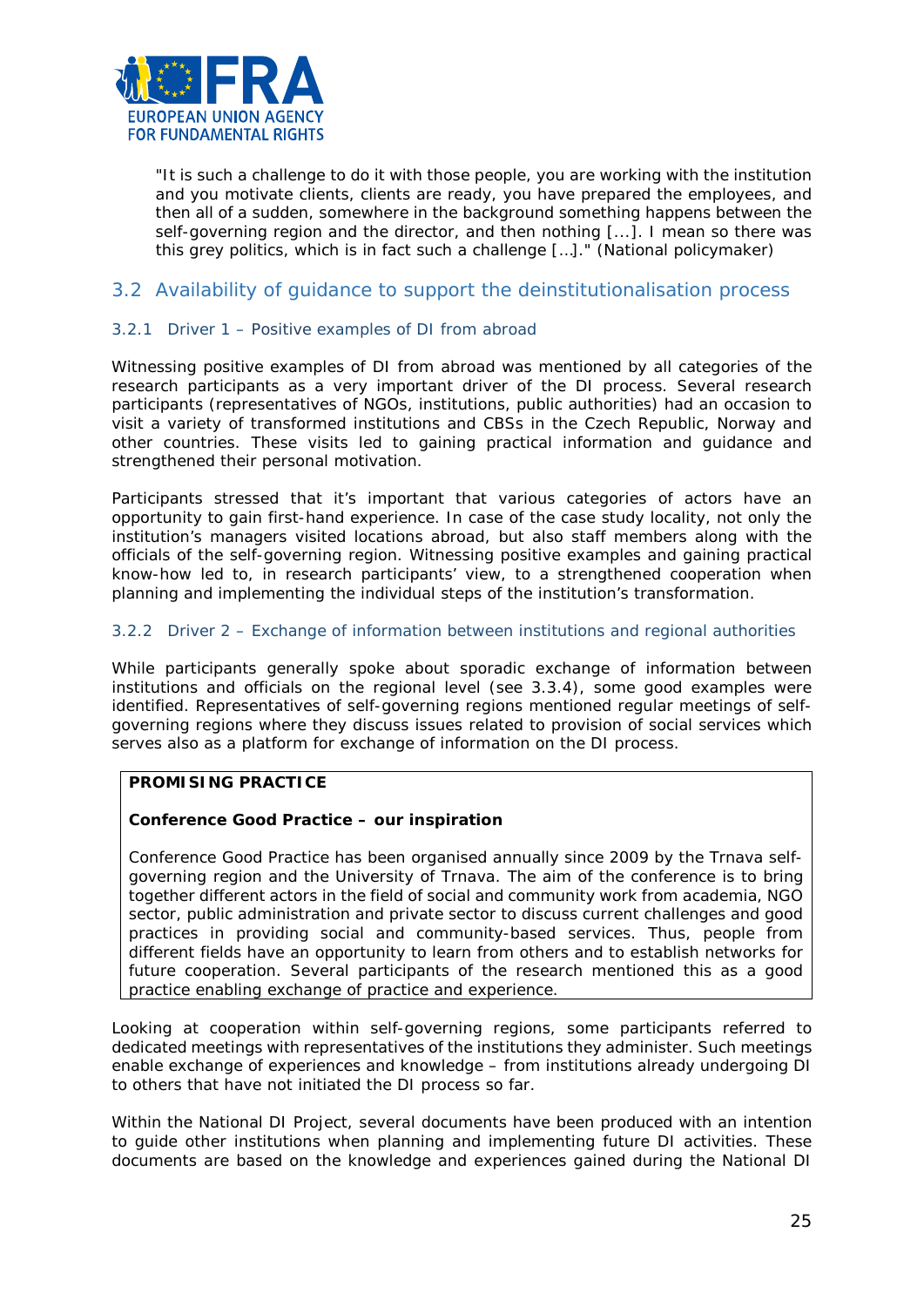"It is such a challenge to do it with those people, you are working with the institution and you motivate clients, clients are ready, you have prepared the employees, and then all of a sudden, somewhere in the background something happens between the self-governing region and the director, and then nothing [...]. I mean so there was this grey politics, which is in fact such a challenge […]." (National policymaker)

## 3.2 Availability of guidance to support the deinstitutionalisation process

### 3.2.1 Driver 1 – Positive examples of DI from abroad

Witnessing positive examples of DI from abroad was mentioned by all categories of the research participants as a very important driver of the DI process. Several research participants (representatives of NGOs, institutions, public authorities) had an occasion to visit a variety of transformed institutions and CBSs in the Czech Republic, Norway and other countries. These visits led to gaining practical information and guidance and strengthened their personal motivation.

Participants stressed that it's important that various categories of actors have an opportunity to gain first-hand experience. In case of the case study locality, not only the institution's managers visited locations abroad, but also staff members along with the officials of the self-governing region. Witnessing positive examples and gaining practical know-how led to, in research participants' view, to a strengthened cooperation when planning and implementing the individual steps of the institution's transformation.

### 3.2.2 Driver 2 – Exchange of information between institutions and regional authorities

While participants generally spoke about sporadic exchange of information between institutions and officials on the regional level (see 3.3.4), some good examples were identified. Representatives of self-governing regions mentioned regular meetings of self-governing regions where they discuss issues related to provision of social services which serves also as a platform for exchange of information on the DI process.

**PROMISING PRACTICE**

**Conference Good Practice – our inspiration**

Conference Good Practice has been organised annually since 2009 by the Trnava self-governing region and the University of Trnava. The aim of the conference is to bring together different actors in the field of social and community work from academia, NGO sector, public administration and private sector to discuss current challenges and good practices in providing social and community-based services. Thus, people from different fields have an opportunity to learn from others and to establish networks for future cooperation. Several participants of the research mentioned this as a good practice enabling exchange of practice and experience.

Looking at cooperation within self-governing regions, some participants referred to dedicated meetings with representatives of the institutions they administer. Such meetings enable exchange of experiences and knowledge – from institutions already undergoing DI to others that have not initiated the DI process so far.

Within the National DI Project, several documents have been produced with an intention to guide other institutions when planning and implementing future DI activities. These documents are based on the knowledge and experiences gained during the National DI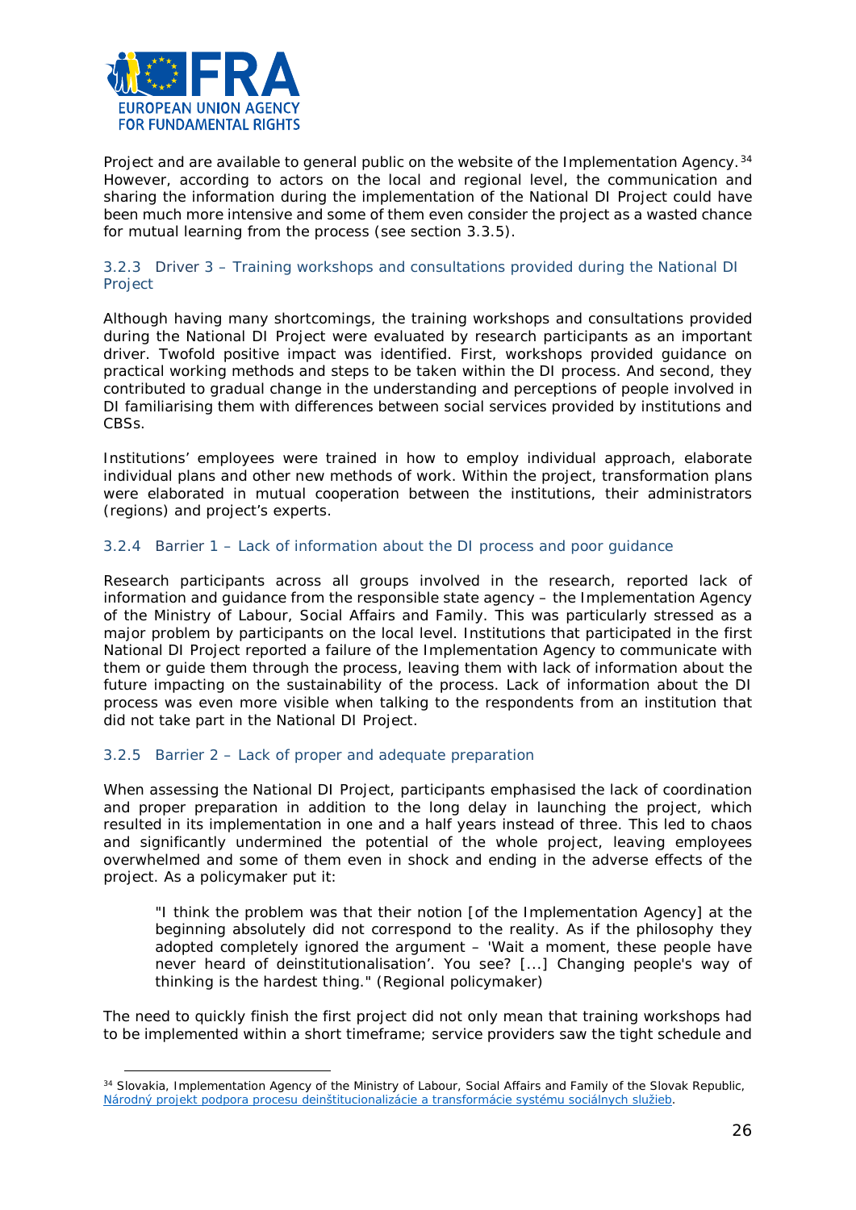Project and are available to general public on the website of the Implementation Agency.[34] However, according to actors on the local and regional level, the communication and sharing the information during the implementation of the National DI Project could have been much more intensive and some of them even consider the project as a wasted chance for mutual learning from the process (see section 3.3.5).

### 3.2.3 Driver 3 – Training workshops and consultations provided during the National DI Project

Although having many shortcomings, the training workshops and consultations provided during the National DI Project were evaluated by research participants as an important driver. Twofold positive impact was identified. First, workshops provided guidance on practical working methods and steps to be taken within the DI process. And second, they contributed to gradual change in the understanding and perceptions of people involved in DI familiarising them with differences between social services provided by institutions and CBSs.

Institutions' employees were trained in how to employ individual approach, elaborate individual plans and other new methods of work. Within the project, transformation plans were elaborated in mutual cooperation between the institutions, their administrators (regions) and project's experts.

### 3.2.4 Barrier 1 – Lack of information about the DI process and poor guidance

Research participants across all groups involved in the research, reported lack of information and guidance from the responsible state agency – the Implementation Agency of the Ministry of Labour, Social Affairs and Family. This was particularly stressed as a major problem by participants on the local level. Institutions that participated in the first National DI Project reported a failure of the Implementation Agency to communicate with them or guide them through the process, leaving them with lack of information about the future impacting on the sustainability of the process. Lack of information about the DI process was even more visible when talking to the respondents from an institution that did not take part in the National DI Project.

### 3.2.5 Barrier 2 – Lack of proper and adequate preparation

When assessing the National DI Project, participants emphasised the lack of coordination and proper preparation in addition to the long delay in launching the project, which resulted in its implementation in one and a half years instead of three. This led to chaos and significantly undermined the potential of the whole project, leaving employees overwhelmed and some of them even in shock and ending in the adverse effects of the project. As a policymaker put it:

> "I think the problem was that their notion [of the Implementation Agency] at the beginning absolutely did not correspond to the reality. As if the philosophy they adopted completely ignored the argument – 'Wait a moment, these people have never heard of deinstitutionalisation'. You see? [...] Changing people's way of thinking is the hardest thing." (Regional policymaker)

The need to quickly finish the first project did not only mean that training workshops had to be implemented within a short timeframe; service providers saw the tight schedule and

---

[34] Slovakia, Implementation Agency of the Ministry of Labour, Social Affairs and Family of the Slovak Republic, Národný projekt podpora procesu deinštitucionalizácie a transformácie systému sociálnych služieb.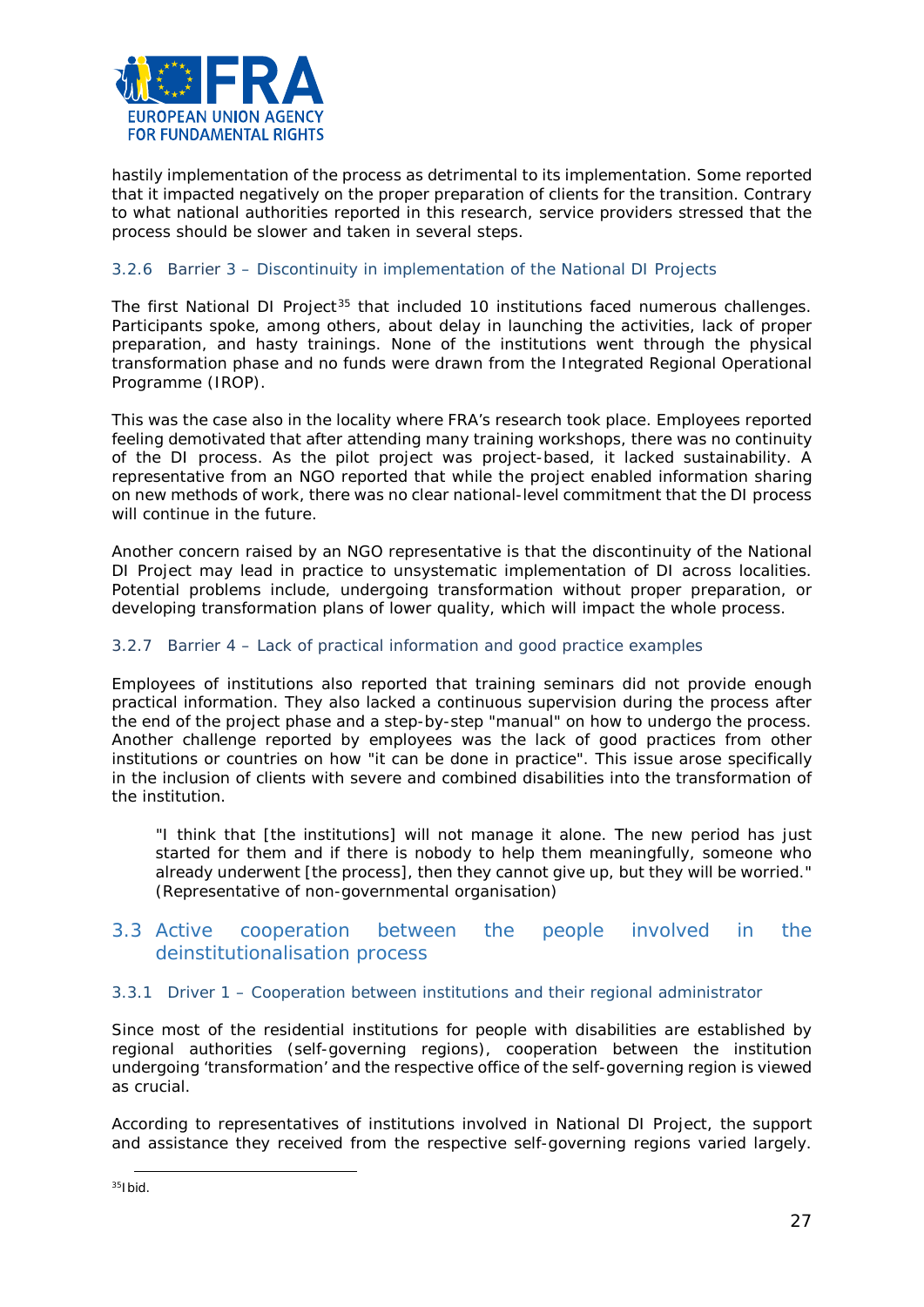hastily implementation of the process as detrimental to its implementation. Some reported that it impacted negatively on the proper preparation of clients for the transition. Contrary to what national authorities reported in this research, service providers stressed that the process should be slower and taken in several steps.

#### 3.2.6 Barrier 3 – Discontinuity in implementation of the National DI Projects

The first National DI Project[35] that included 10 institutions faced numerous challenges. Participants spoke, among others, about delay in launching the activities, lack of proper preparation, and hasty trainings. None of the institutions went through the physical transformation phase and no funds were drawn from the Integrated Regional Operational Programme (IROP).

This was the case also in the locality where FRA's research took place. Employees reported feeling demotivated that after attending many training workshops, there was no continuity of the DI process. As the pilot project was project-based, it lacked sustainability. A representative from an NGO reported that while the project enabled information sharing on new methods of work, there was no clear national-level commitment that the DI process will continue in the future.

Another concern raised by an NGO representative is that the discontinuity of the National DI Project may lead in practice to unsystematic implementation of DI across localities. Potential problems include, undergoing transformation without proper preparation, or developing transformation plans of lower quality, which will impact the whole process.

#### 3.2.7 Barrier 4 – Lack of practical information and good practice examples

Employees of institutions also reported that training seminars did not provide enough practical information. They also lacked a continuous supervision during the process after the end of the project phase and a step-by-step "manual" on how to undergo the process. Another challenge reported by employees was the lack of good practices from other institutions or countries on how "it can be done in practice". This issue arose specifically in the inclusion of clients with severe and combined disabilities into the transformation of the institution.

> "I think that [the institutions] will not manage it alone. The new period has just started for them and if there is nobody to help them meaningfully, someone who already underwent [the process], then they cannot give up, but they will be worried." (Representative of non-governmental organisation)

### 3.3 Active cooperation between the people involved in the deinstitutionalisation process

#### 3.3.1 Driver 1 – Cooperation between institutions and their regional administrator

Since most of the residential institutions for people with disabilities are established by regional authorities (self-governing regions), cooperation between the institution undergoing 'transformation' and the respective office of the self-governing region is viewed as crucial.

According to representatives of institutions involved in National DI Project, the support and assistance they received from the respective self-governing regions varied largely.

[35] Ibid.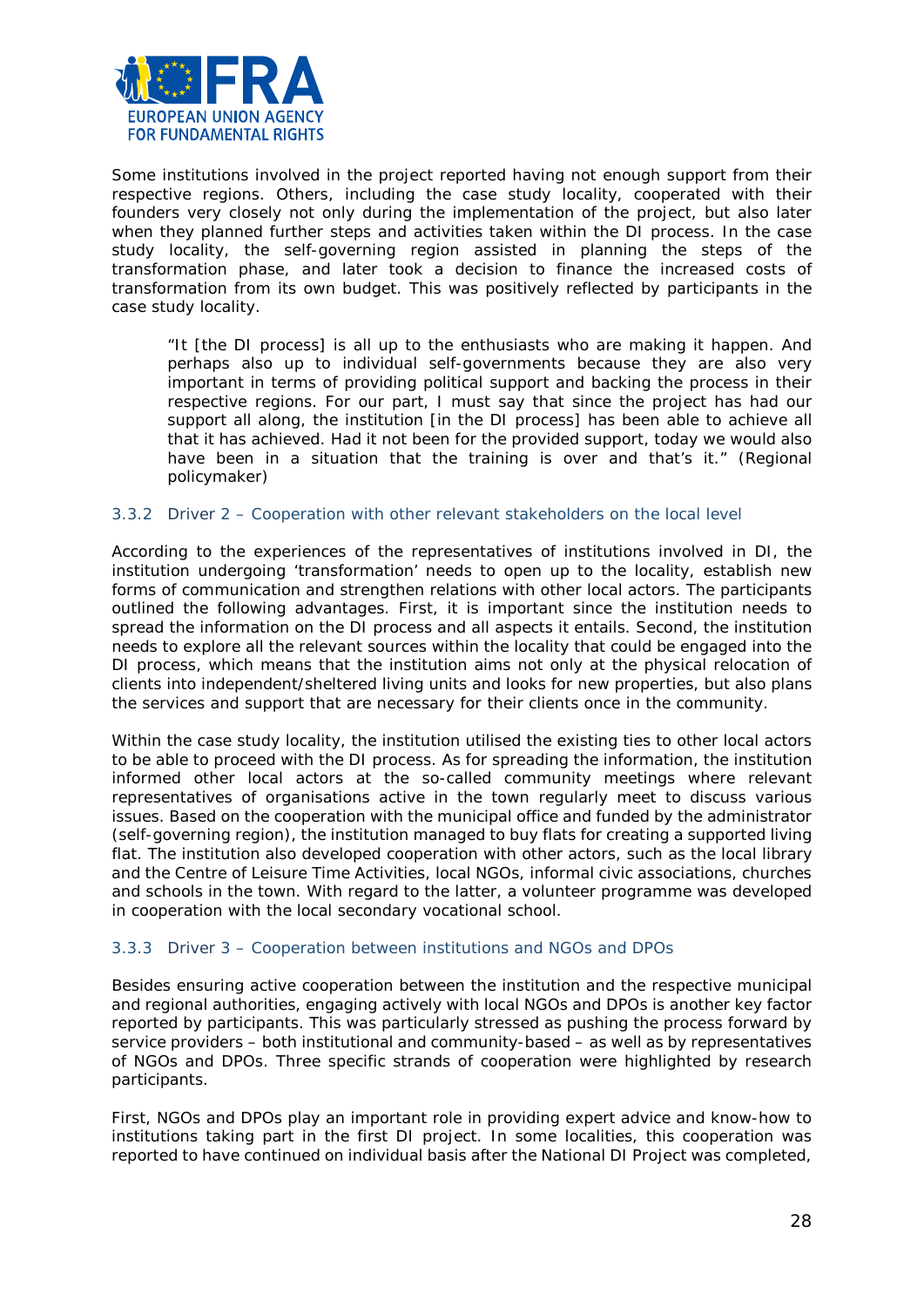Some institutions involved in the project reported having not enough support from their respective regions. Others, including the case study locality, cooperated with their founders very closely not only during the implementation of the project, but also later when they planned further steps and activities taken within the DI process. In the case study locality, the self-governing region assisted in planning the steps of the transformation phase, and later took a decision to finance the increased costs of transformation from its own budget. This was positively reflected by participants in the case study locality.

> "It [the DI process] is all up to the enthusiasts who are making it happen. And perhaps also up to individual self-governments because they are also very important in terms of providing political support and backing the process in their respective regions. For our part, I must say that since the project has had our support all along, the institution [in the DI process] has been able to achieve all that it has achieved. Had it not been for the provided support, today we would also have been in a situation that the training is over and that's it." (Regional policymaker)

### 3.3.2 Driver 2 – Cooperation with other relevant stakeholders on the local level

According to the experiences of the representatives of institutions involved in DI, the institution undergoing 'transformation' needs to open up to the locality, establish new forms of communication and strengthen relations with other local actors. The participants outlined the following advantages. First, it is important since the institution needs to spread the information on the DI process and all aspects it entails. Second, the institution needs to explore all the relevant sources within the locality that could be engaged into the DI process, which means that the institution aims not only at the physical relocation of clients into independent/sheltered living units and looks for new properties, but also plans the services and support that are necessary for their clients once in the community.

Within the case study locality, the institution utilised the existing ties to other local actors to be able to proceed with the DI process. As for spreading the information, the institution informed other local actors at the so-called community meetings where relevant representatives of organisations active in the town regularly meet to discuss various issues. Based on the cooperation with the municipal office and funded by the administrator (self-governing region), the institution managed to buy flats for creating a supported living flat. The institution also developed cooperation with other actors, such as the local library and the Centre of Leisure Time Activities, local NGOs, informal civic associations, churches and schools in the town. With regard to the latter, a volunteer programme was developed in cooperation with the local secondary vocational school.

### 3.3.3 Driver 3 – Cooperation between institutions and NGOs and DPOs

Besides ensuring active cooperation between the institution and the respective municipal and regional authorities, engaging actively with local NGOs and DPOs is another key factor reported by participants. This was particularly stressed as pushing the process forward by service providers – both institutional and community-based – as well as by representatives of NGOs and DPOs. Three specific strands of cooperation were highlighted by research participants.

First, NGOs and DPOs play an important role in providing expert advice and know-how to institutions taking part in the first DI project. In some localities, this cooperation was reported to have continued on individual basis after the National DI Project was completed,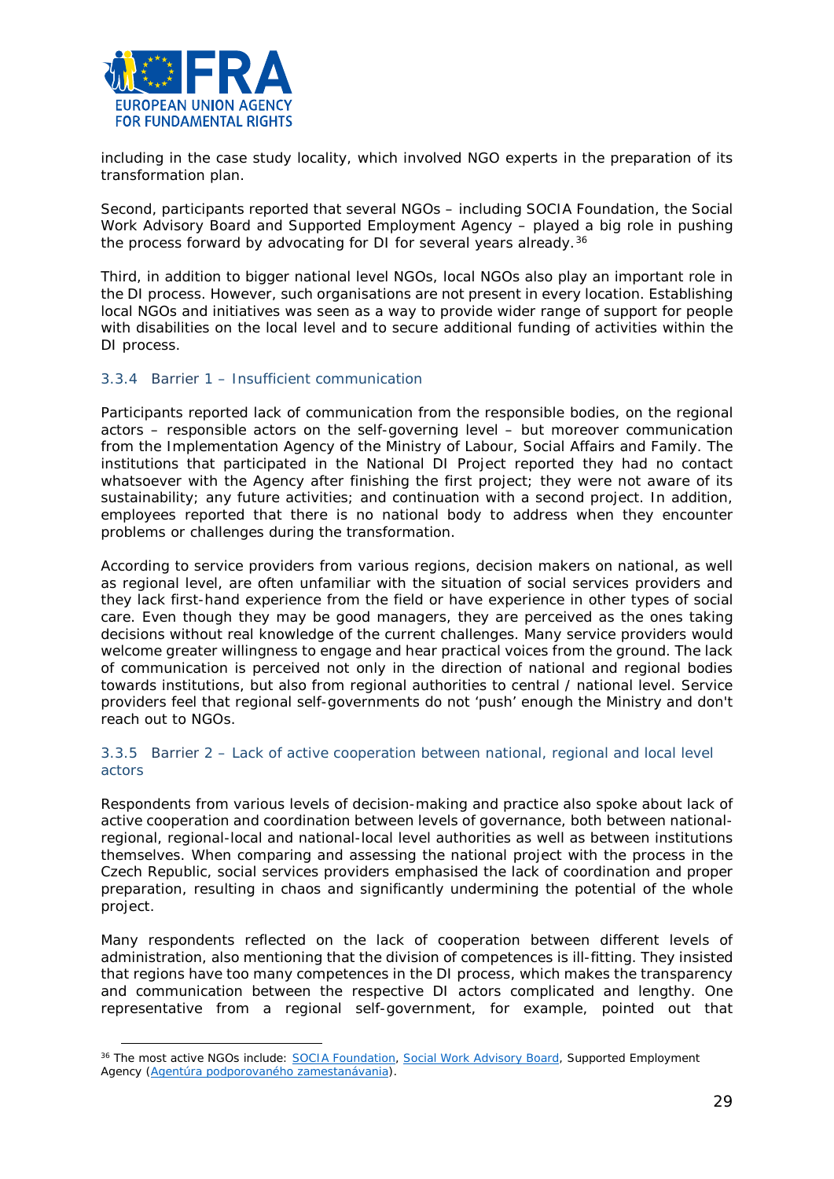including in the case study locality, which involved NGO experts in the preparation of its transformation plan.

Second, participants reported that several NGOs – including SOCIA Foundation, the Social Work Advisory Board and Supported Employment Agency – played a big role in pushing the process forward by advocating for DI for several years already.[36]

Third, in addition to bigger national level NGOs, local NGOs also play an important role in the DI process. However, such organisations are not present in every location. Establishing local NGOs and initiatives was seen as a way to provide wider range of support for people with disabilities on the local level and to secure additional funding of activities within the DI process.

### 3.3.4 Barrier 1 – Insufficient communication

Participants reported lack of communication from the responsible bodies, on the regional actors – responsible actors on the self-governing level – but moreover communication from the Implementation Agency of the Ministry of Labour, Social Affairs and Family. The institutions that participated in the National DI Project reported they had no contact whatsoever with the Agency after finishing the first project; they were not aware of its sustainability; any future activities; and continuation with a second project. In addition, employees reported that there is no national body to address when they encounter problems or challenges during the transformation.

According to service providers from various regions, decision makers on national, as well as regional level, are often unfamiliar with the situation of social services providers and they lack first-hand experience from the field or have experience in other types of social care. Even though they may be good managers, they are perceived as the ones taking decisions without real knowledge of the current challenges. Many service providers would welcome greater willingness to engage and hear practical voices from the ground. The lack of communication is perceived not only in the direction of national and regional bodies towards institutions, but also from regional authorities to central / national level. Service providers feel that regional self-governments do not 'push' enough the Ministry and don't reach out to NGOs.

### 3.3.5 Barrier 2 – Lack of active cooperation between national, regional and local level actors

Respondents from various levels of decision-making and practice also spoke about lack of active cooperation and coordination between levels of governance, both between national-regional, regional-local and national-local level authorities as well as between institutions themselves. When comparing and assessing the national project with the process in the Czech Republic, social services providers emphasised the lack of coordination and proper preparation, resulting in chaos and significantly undermining the potential of the whole project.

Many respondents reflected on the lack of cooperation between different levels of administration, also mentioning that the division of competences is ill-fitting. They insisted that regions have too many competences in the DI process, which makes the transparency and communication between the respective DI actors complicated and lengthy. One representative from a regional self-government, for example, pointed out that

---

[36] The most active NGOs include: SOCIA Foundation, Social Work Advisory Board, Supported Employment Agency (Agentúra podporovaného zamestanávania).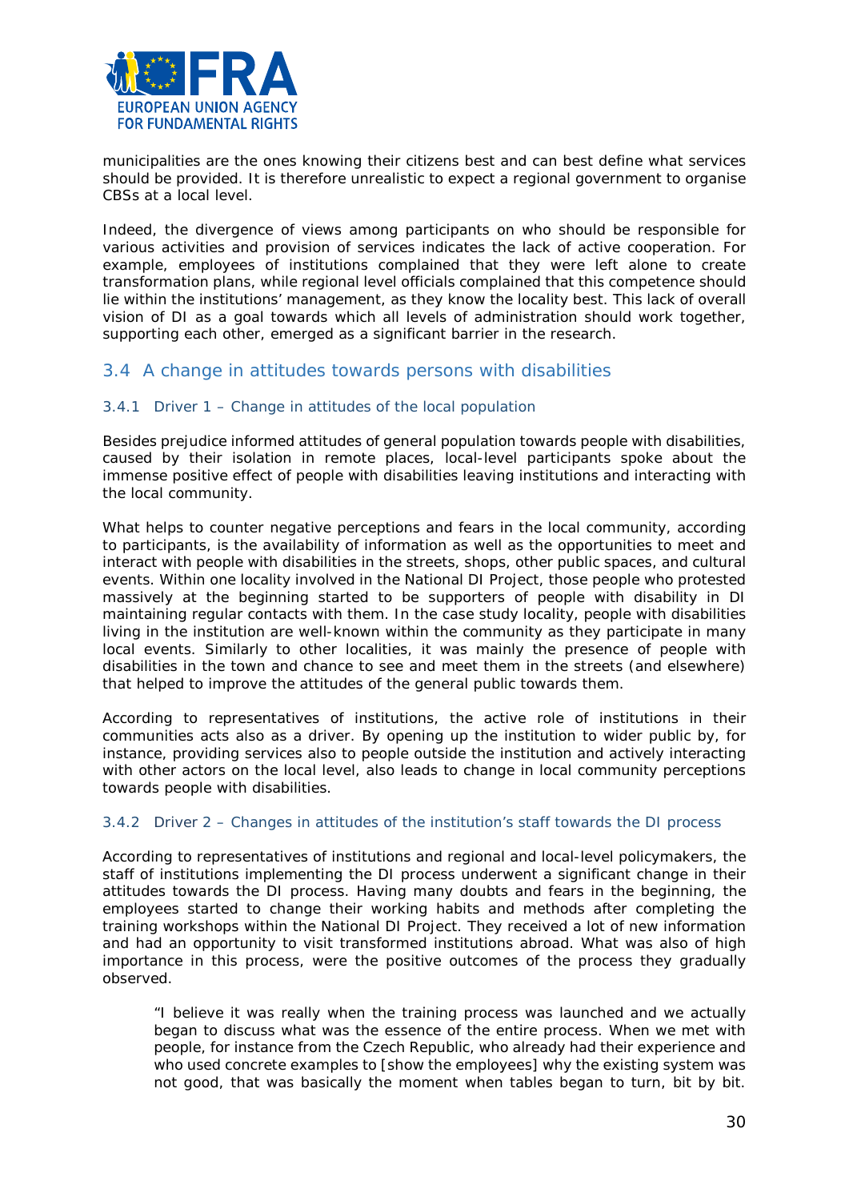municipalities are the ones knowing their citizens best and can best define what services should be provided. It is therefore unrealistic to expect a regional government to organise CBSs at a local level.

Indeed, the divergence of views among participants on who should be responsible for various activities and provision of services indicates the lack of active cooperation. For example, employees of institutions complained that they were left alone to create transformation plans, while regional level officials complained that this competence should lie within the institutions' management, as they know the locality best. This lack of overall vision of DI as a goal towards which all levels of administration should work together, supporting each other, emerged as a significant barrier in the research.

## 3.4 A change in attitudes towards persons with disabilities

### 3.4.1 Driver 1 – Change in attitudes of the local population

Besides prejudice informed attitudes of general population towards people with disabilities, caused by their isolation in remote places, local-level participants spoke about the immense positive effect of people with disabilities leaving institutions and interacting with the local community.

What helps to counter negative perceptions and fears in the local community, according to participants, is the availability of information as well as the opportunities to meet and interact with people with disabilities in the streets, shops, other public spaces, and cultural events. Within one locality involved in the National DI Project, those people who protested massively at the beginning started to be supporters of people with disability in DI maintaining regular contacts with them. In the case study locality, people with disabilities living in the institution are well-known within the community as they participate in many local events. Similarly to other localities, it was mainly the presence of people with disabilities in the town and chance to see and meet them in the streets (and elsewhere) that helped to improve the attitudes of the general public towards them.

According to representatives of institutions, the active role of institutions in their communities acts also as a driver. By opening up the institution to wider public by, for instance, providing services also to people outside the institution and actively interacting with other actors on the local level, also leads to change in local community perceptions towards people with disabilities.

### 3.4.2 Driver 2 – Changes in attitudes of the institution's staff towards the DI process

According to representatives of institutions and regional and local-level policymakers, the staff of institutions implementing the DI process underwent a significant change in their attitudes towards the DI process. Having many doubts and fears in the beginning, the employees started to change their working habits and methods after completing the training workshops within the National DI Project. They received a lot of new information and had an opportunity to visit transformed institutions abroad. What was also of high importance in this process, were the positive outcomes of the process they gradually observed.

> *"I believe it was really when the training process was launched and we actually began to discuss what was the essence of the entire process. When we met with people, for instance from the Czech Republic, who already had their experience and who used concrete examples to [show the employees] why the existing system was not good, that was basically the moment when tables began to turn, bit by bit.*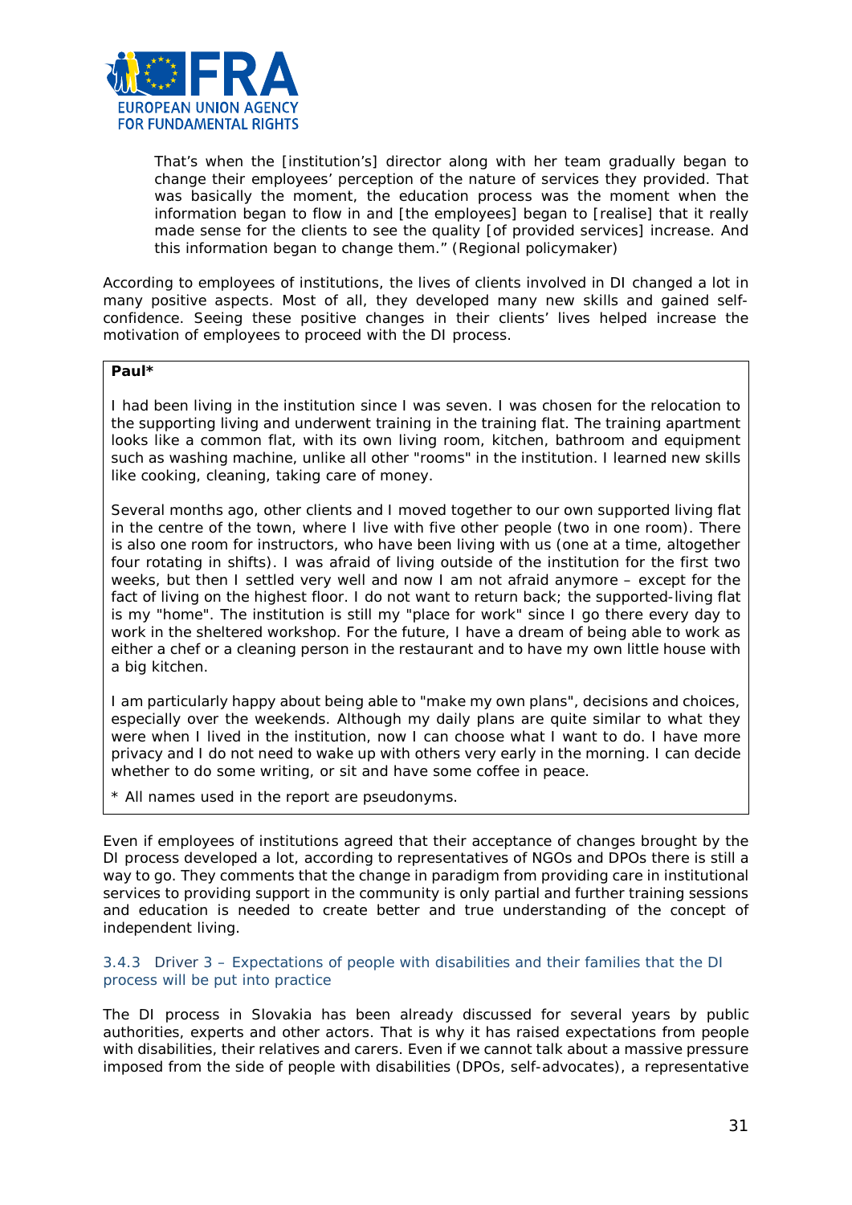> That's when the [institution's] director along with her team gradually began to change their employees' perception of the nature of services they provided. That was basically the moment, the education process was the moment when the information began to flow in and [the employees] began to [realise] that it really made sense for the clients to see the quality [of provided services] increase. And this information began to change them." (Regional policymaker)

According to employees of institutions, the lives of clients involved in DI changed a lot in many positive aspects. Most of all, they developed many new skills and gained self-confidence. Seeing these positive changes in their clients' lives helped increase the motivation of employees to proceed with the DI process.

**Paul***

I had been living in the institution since I was seven. I was chosen for the relocation to the supporting living and underwent training in the training flat. The training apartment looks like a common flat, with its own living room, kitchen, bathroom and equipment such as washing machine, unlike all other "rooms" in the institution. I learned new skills like cooking, cleaning, taking care of money.

Several months ago, other clients and I moved together to our own supported living flat in the centre of the town, where I live with five other people (two in one room). There is also one room for instructors, who have been living with us (one at a time, altogether four rotating in shifts). I was afraid of living outside of the institution for the first two weeks, but then I settled very well and now I am not afraid anymore – except for the fact of living on the highest floor. I do not want to return back; the supported-living flat is my "home". The institution is still my "place for work" since I go there every day to work in the sheltered workshop. For the future, I have a dream of being able to work as either a chef or a cleaning person in the restaurant and to have my own little house with a big kitchen.

I am particularly happy about being able to "make my own plans", decisions and choices, especially over the weekends. Although my daily plans are quite similar to what they were when I lived in the institution, now I can choose what I want to do. I have more privacy and I do not need to wake up with others very early in the morning. I can decide whether to do some writing, or sit and have some coffee in peace.

\* All names used in the report are pseudonyms.

Even if employees of institutions agreed that their acceptance of changes brought by the DI process developed a lot, according to representatives of NGOs and DPOs there is still a way to go. They comments that the change in paradigm from providing care in institutional services to providing support in the community is only partial and further training sessions and education is needed to create better and true understanding of the concept of independent living.

### 3.4.3 Driver 3 – Expectations of people with disabilities and their families that the DI process will be put into practice

The DI process in Slovakia has been already discussed for several years by public authorities, experts and other actors. That is why it has raised expectations from people with disabilities, their relatives and carers. Even if we cannot talk about a massive pressure imposed from the side of people with disabilities (DPOs, self-advocates), a representative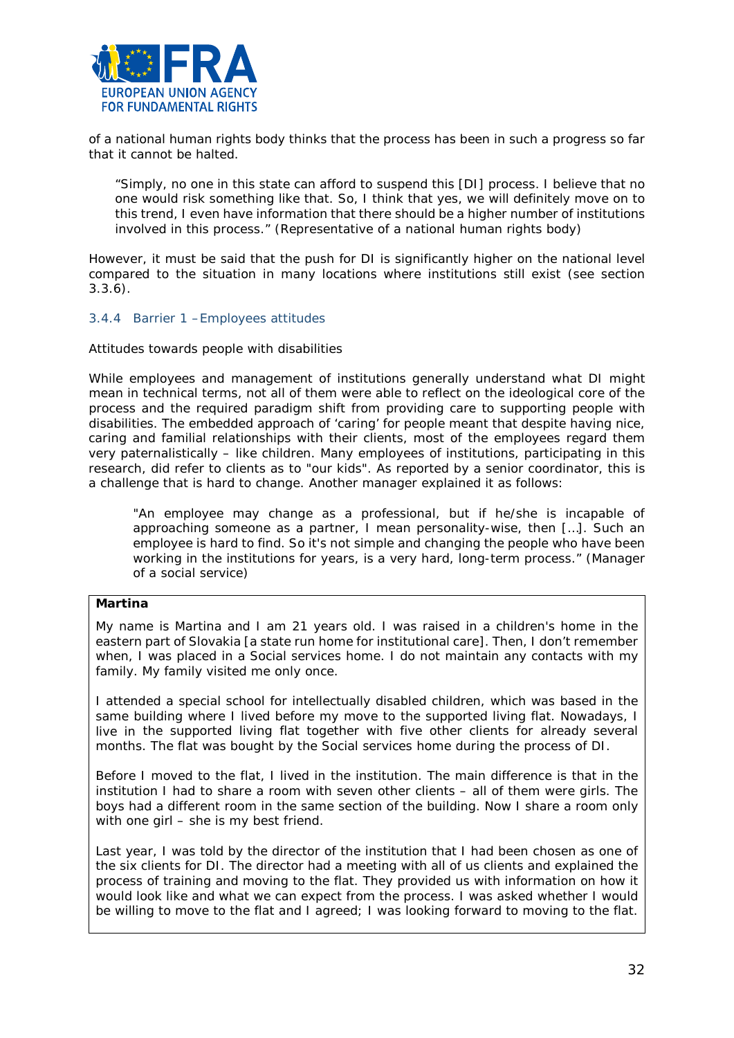of a national human rights body thinks that the process has been in such a progress so far that it cannot be halted.

> "Simply, no one in this state can afford to suspend this [DI] process. I believe that no one would risk something like that. So, I think that yes, we will definitely move on to this trend, I even have information that there should be a higher number of institutions involved in this process." (Representative of a national human rights body)

However, it must be said that the push for DI is significantly higher on the national level compared to the situation in many locations where institutions still exist (see section 3.3.6).

### 3.4.4 Barrier 1 – Employees attitudes

Attitudes towards people with disabilities

While employees and management of institutions generally understand what DI might mean in technical terms, not all of them were able to reflect on the ideological core of the process and the required paradigm shift from providing care to supporting people with disabilities. The embedded approach of 'caring' for people meant that despite having nice, caring and familial relationships with their clients, most of the employees regard them very paternalistically – like children. Many employees of institutions, participating in this research, did refer to clients as to "our kids". As reported by a senior coordinator, this is a challenge that is hard to change. Another manager explained it as follows:

> "An employee may change as a professional, but if he/she is incapable of approaching someone as a partner, I mean personality-wise, then [...]. Such an employee is hard to find. So it's not simple and changing the people who have been working in the institutions for years, is a very hard, long-term process." (Manager of a social service)

**Martina**

My name is Martina and I am 21 years old. I was raised in a children's home in the eastern part of Slovakia [a state run home for institutional care]. Then, I don't remember when, I was placed in a Social services home. I do not maintain any contacts with my family. My family visited me only once.

I attended a special school for intellectually disabled children, which was based in the same building where I lived before my move to the supported living flat. Nowadays, I live in the supported living flat together with five other clients for already several months. The flat was bought by the Social services home during the process of DI.

Before I moved to the flat, I lived in the institution. The main difference is that in the institution I had to share a room with seven other clients – all of them were girls. The boys had a different room in the same section of the building. Now I share a room only with one girl – she is my best friend.

Last year, I was told by the director of the institution that I had been chosen as one of the six clients for DI. The director had a meeting with all of us clients and explained the process of training and moving to the flat. They provided us with information on how it would look like and what we can expect from the process. I was asked whether I would be willing to move to the flat and I agreed; I was looking forward to moving to the flat.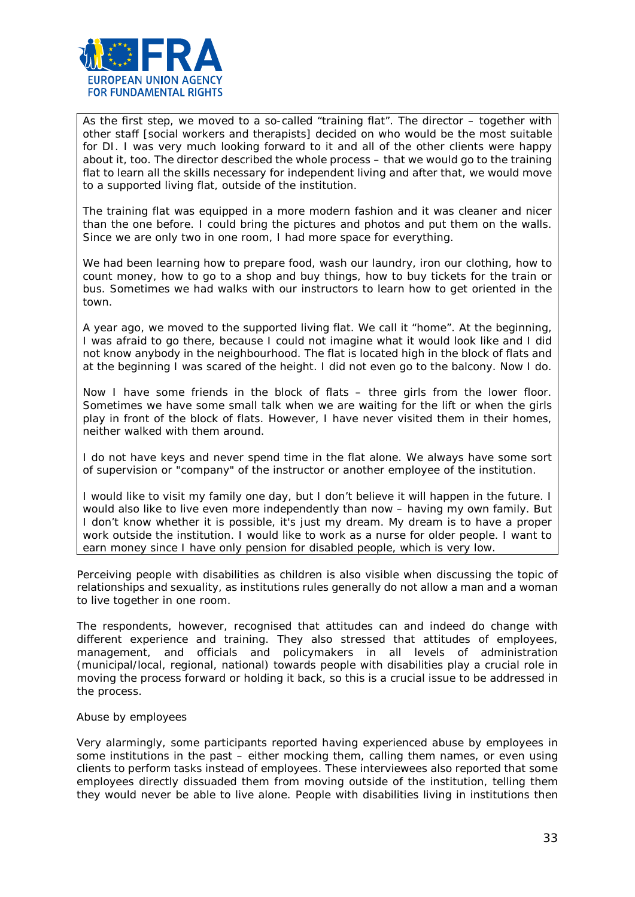> As the first step, we moved to a so-called "training flat". The director – together with other staff [social workers and therapists] decided on who would be the most suitable for DI. I was very much looking forward to it and all of the other clients were happy about it, too. The director described the whole process – that we would go to the training flat to learn all the skills necessary for independent living and after that, we would move to a supported living flat, outside of the institution.
>
> The training flat was equipped in a more modern fashion and it was cleaner and nicer than the one before. I could bring the pictures and photos and put them on the walls. Since we are only two in one room, I had more space for everything.
>
> We had been learning how to prepare food, wash our laundry, iron our clothing, how to count money, how to go to a shop and buy things, how to buy tickets for the train or bus. Sometimes we had walks with our instructors to learn how to get oriented in the town.
>
> A year ago, we moved to the supported living flat. We call it "home". At the beginning, I was afraid to go there, because I could not imagine what it would look like and I did not know anybody in the neighbourhood. The flat is located high in the block of flats and at the beginning I was scared of the height. I did not even go to the balcony. Now I do.
>
> Now I have some friends in the block of flats – three girls from the lower floor. Sometimes we have some small talk when we are waiting for the lift or when the girls play in front of the block of flats. However, I have never visited them in their homes, neither walked with them around.
>
> I do not have keys and never spend time in the flat alone. We always have some sort of supervision or "company" of the instructor or another employee of the institution.
>
> I would like to visit my family one day, but I don't believe it will happen in the future. I would also like to live even more independently than now – having my own family. But I don't know whether it is possible, it's just my dream. My dream is to have a proper work outside the institution. I would like to work as a nurse for older people. I want to earn money since I have only pension for disabled people, which is very low.

Perceiving people with disabilities as children is also visible when discussing the topic of relationships and sexuality, as institutions rules generally do not allow a man and a woman to live together in one room.

The respondents, however, recognised that attitudes can and indeed do change with different experience and training. They also stressed that attitudes of employees, management, and officials and policymakers in all levels of administration (municipal/local, regional, national) towards people with disabilities play a crucial role in moving the process forward or holding it back, so this is a crucial issue to be addressed in the process.

*Abuse by employees*

Very alarmingly, some participants reported having experienced abuse by employees in some institutions in the past – either mocking them, calling them names, or even using clients to perform tasks instead of employees. These interviewees also reported that some employees directly dissuaded them from moving outside of the institution, telling them they would never be able to live alone. People with disabilities living in institutions then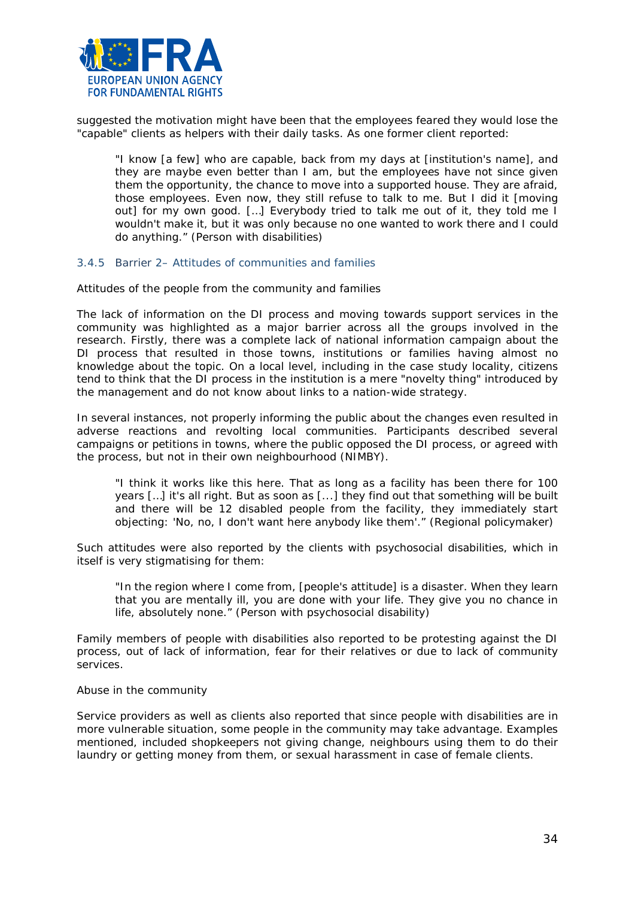suggested the motivation might have been that the employees feared they would lose the "capable" clients as helpers with their daily tasks. As one former client reported:

> "I know [a few] who are capable, back from my days at [institution's name], and they are maybe even better than I am, but the employees have not since given them the opportunity, the chance to move into a supported house. They are afraid, those employees. Even now, they still refuse to talk to me. But I did it [moving out] for my own good. […] Everybody tried to talk me out of it, they told me I wouldn't make it, but it was only because no one wanted to work there and I could do anything." (Person with disabilities)

### 3.4.5 Barrier 2– Attitudes of communities and families

Attitudes of the people from the community and families

The lack of information on the DI process and moving towards support services in the community was highlighted as a major barrier across all the groups involved in the research. Firstly, there was a complete lack of national information campaign about the DI process that resulted in those towns, institutions or families having almost no knowledge about the topic. On a local level, including in the case study locality, citizens tend to think that the DI process in the institution is a mere "novelty thing" introduced by the management and do not know about links to a nation-wide strategy.

In several instances, not properly informing the public about the changes even resulted in adverse reactions and revolting local communities. Participants described several campaigns or petitions in towns, where the public opposed the DI process, or agreed with the process, but not in their own neighbourhood (NIMBY).

> "I think it works like this here. That as long as a facility has been there for 100 years […] it's all right. But as soon as [...] they find out that something will be built and there will be 12 disabled people from the facility, they immediately start objecting: 'No, no, I don't want here anybody like them'." (Regional policymaker)

Such attitudes were also reported by the clients with psychosocial disabilities, which in itself is very stigmatising for them:

> "In the region where I come from, [people's attitude] is a disaster. When they learn that you are mentally ill, you are done with your life. They give you no chance in life, absolutely none." (Person with psychosocial disability)

Family members of people with disabilities also reported to be protesting against the DI process, out of lack of information, fear for their relatives or due to lack of community services.

Abuse in the community

Service providers as well as clients also reported that since people with disabilities are in more vulnerable situation, some people in the community may take advantage. Examples mentioned, included shopkeepers not giving change, neighbours using them to do their laundry or getting money from them, or sexual harassment in case of female clients.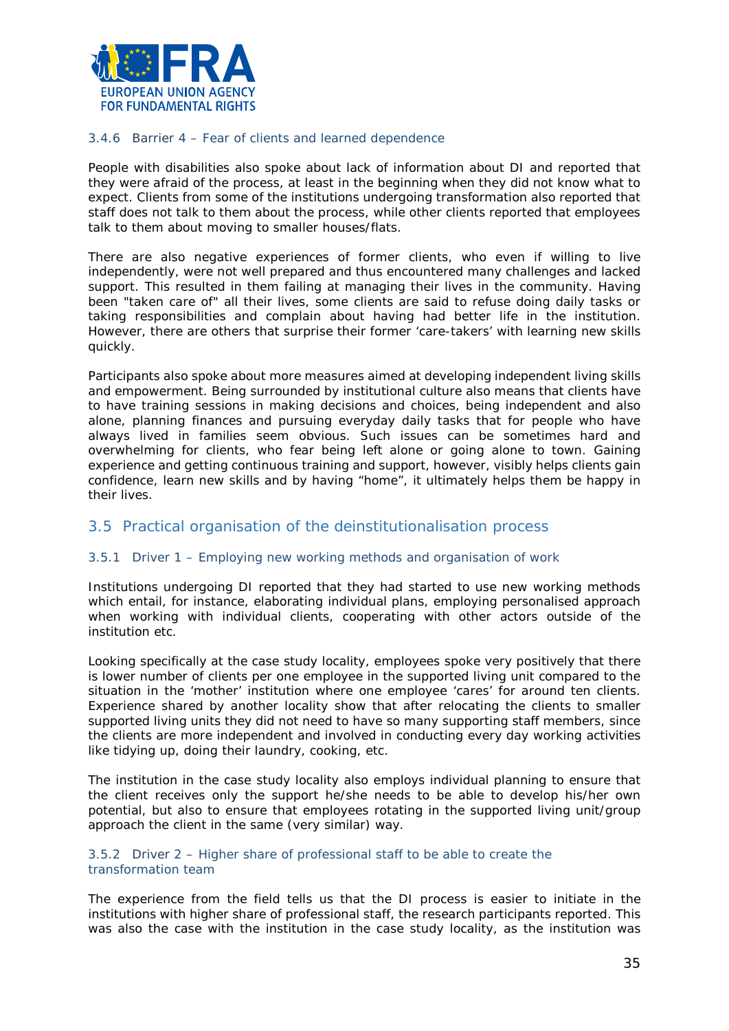#### 3.4.6 Barrier 4 – Fear of clients and learned dependence

People with disabilities also spoke about lack of information about DI and reported that they were afraid of the process, at least in the beginning when they did not know what to expect. Clients from some of the institutions undergoing transformation also reported that staff does not talk to them about the process, while other clients reported that employees talk to them about moving to smaller houses/flats.

There are also negative experiences of former clients, who even if willing to live independently, were not well prepared and thus encountered many challenges and lacked support. This resulted in them failing at managing their lives in the community. Having been "taken care of" all their lives, some clients are said to refuse doing daily tasks or taking responsibilities and complain about having had better life in the institution. However, there are others that surprise their former 'care-takers' with learning new skills quickly.

Participants also spoke about more measures aimed at developing independent living skills and empowerment. Being surrounded by institutional culture also means that clients have to have training sessions in making decisions and choices, being independent and also alone, planning finances and pursuing everyday daily tasks that for people who have always lived in families seem obvious. Such issues can be sometimes hard and overwhelming for clients, who fear being left alone or going alone to town. Gaining experience and getting continuous training and support, however, visibly helps clients gain confidence, learn new skills and by having "home", it ultimately helps them be happy in their lives.

### 3.5 Practical organisation of the deinstitutionalisation process

#### 3.5.1 Driver 1 – Employing new working methods and organisation of work

Institutions undergoing DI reported that they had started to use new working methods which entail, for instance, elaborating individual plans, employing personalised approach when working with individual clients, cooperating with other actors outside of the institution etc.

Looking specifically at the case study locality, employees spoke very positively that there is lower number of clients per one employee in the supported living unit compared to the situation in the 'mother' institution where one employee 'cares' for around ten clients. Experience shared by another locality show that after relocating the clients to smaller supported living units they did not need to have so many supporting staff members, since the clients are more independent and involved in conducting every day working activities like tidying up, doing their laundry, cooking, etc.

The institution in the case study locality also employs individual planning to ensure that the client receives only the support he/she needs to be able to develop his/her own potential, but also to ensure that employees rotating in the supported living unit/group approach the client in the same (very similar) way.

#### 3.5.2 Driver 2 – Higher share of professional staff to be able to create the transformation team

The experience from the field tells us that the DI process is easier to initiate in the institutions with higher share of professional staff, the research participants reported. This was also the case with the institution in the case study locality, as the institution was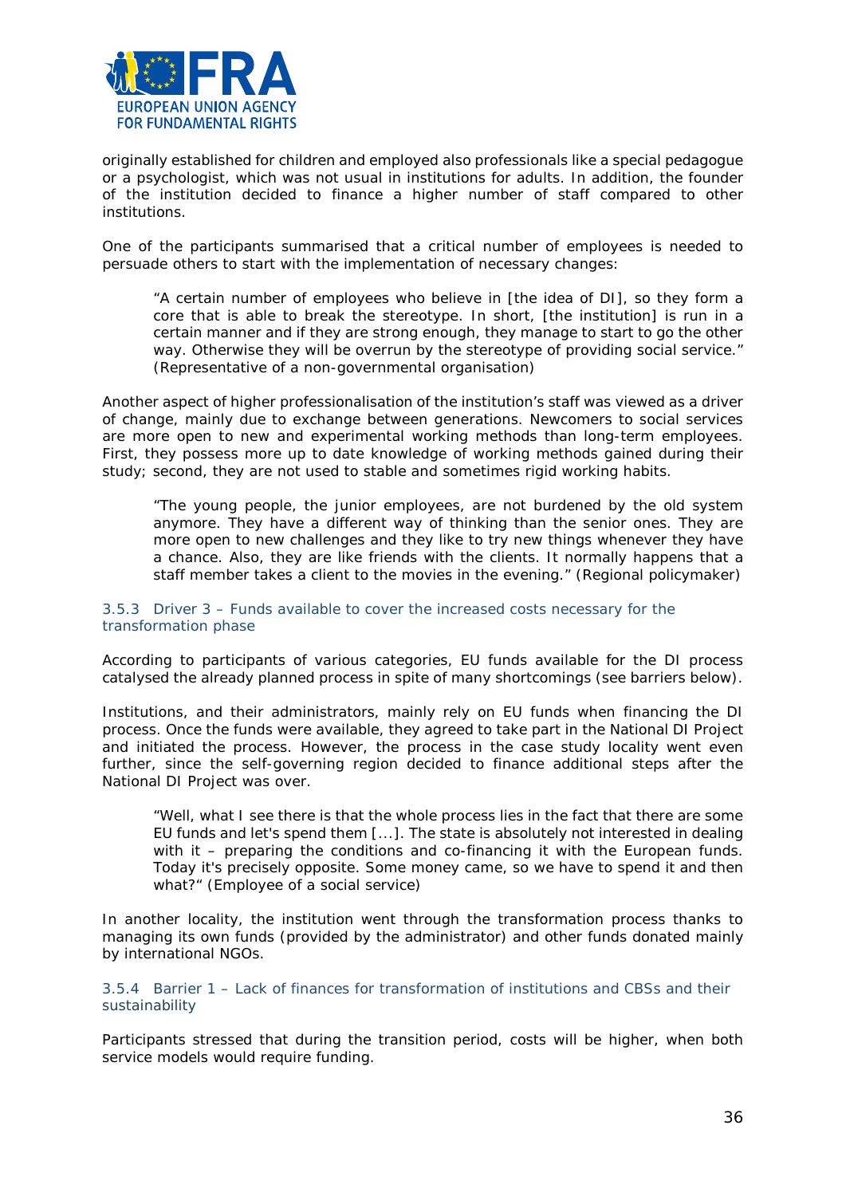originally established for children and employed also professionals like a special pedagogue or a psychologist, which was not usual in institutions for adults. In addition, the founder of the institution decided to finance a higher number of staff compared to other institutions.

One of the participants summarised that a critical number of employees is needed to persuade others to start with the implementation of necessary changes:

> "A certain number of employees who believe in [the idea of DI], so they form a core that is able to break the stereotype. In short, [the institution] is run in a certain manner and if they are strong enough, they manage to start to go the other way. Otherwise they will be overrun by the stereotype of providing social service." (Representative of a non-governmental organisation)

Another aspect of higher professionalisation of the institution's staff was viewed as a driver of change, mainly due to exchange between generations. Newcomers to social services are more open to new and experimental working methods than long-term employees. First, they possess more up to date knowledge of working methods gained during their study; second, they are not used to stable and sometimes rigid working habits.

> "The young people, the junior employees, are not burdened by the old system anymore. They have a different way of thinking than the senior ones. They are more open to new challenges and they like to try new things whenever they have a chance. Also, they are like friends with the clients. It normally happens that a staff member takes a client to the movies in the evening." (Regional policymaker)

### 3.5.3 Driver 3 – Funds available to cover the increased costs necessary for the transformation phase

According to participants of various categories, EU funds available for the DI process catalysed the already planned process in spite of many shortcomings (see barriers below).

Institutions, and their administrators, mainly rely on EU funds when financing the DI process. Once the funds were available, they agreed to take part in the National DI Project and initiated the process. However, the process in the case study locality went even further, since the self-governing region decided to finance additional steps after the National DI Project was over.

> "Well, what I see there is that the whole process lies in the fact that there are some EU funds and let's spend them [...]. The state is absolutely not interested in dealing with it – preparing the conditions and co-financing it with the European funds. Today it's precisely opposite. Some money came, so we have to spend it and then what?" (Employee of a social service)

In another locality, the institution went through the transformation process thanks to managing its own funds (provided by the administrator) and other funds donated mainly by international NGOs.

### 3.5.4 Barrier 1 – Lack of finances for transformation of institutions and CBSs and their sustainability

Participants stressed that during the transition period, costs will be higher, when both service models would require funding.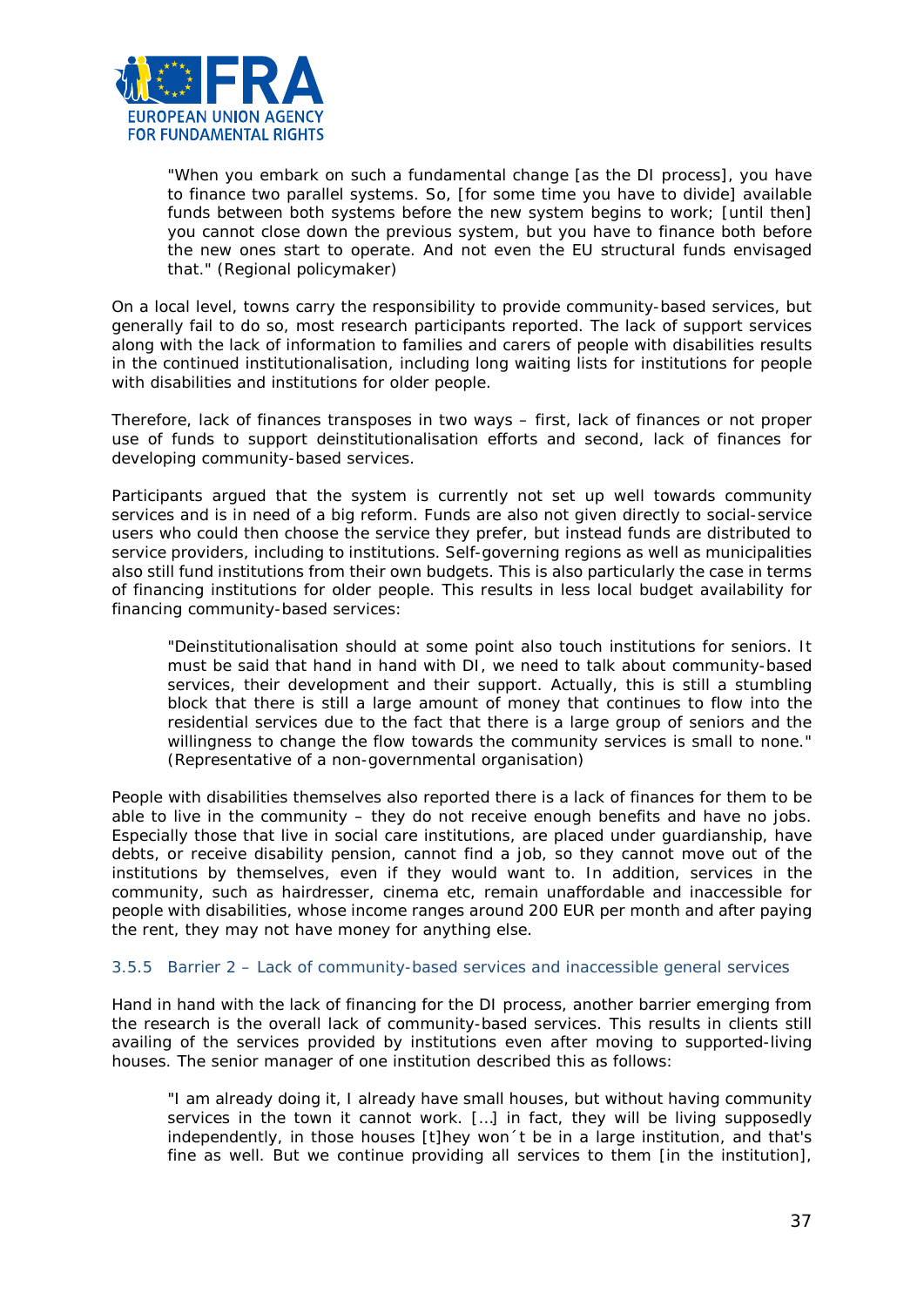"When you embark on such a fundamental change [as the DI process], you have to finance two parallel systems. So, [for some time you have to divide] available funds between both systems before the new system begins to work; [until then] you cannot close down the previous system, but you have to finance both before the new ones start to operate. And not even the EU structural funds envisaged that." (Regional policymaker)

On a local level, towns carry the responsibility to provide community-based services, but generally fail to do so, most research participants reported. The lack of support services along with the lack of information to families and carers of people with disabilities results in the continued institutionalisation, including long waiting lists for institutions for people with disabilities and institutions for older people.

Therefore, lack of finances transposes in two ways – first, lack of finances or not proper use of funds to support deinstitutionalisation efforts and second, lack of finances for developing community-based services.

Participants argued that the system is currently not set up well towards community services and is in need of a big reform. Funds are also not given directly to social-service users who could then choose the service they prefer, but instead funds are distributed to service providers, including to institutions. Self-governing regions as well as municipalities also still fund institutions from their own budgets. This is also particularly the case in terms of financing institutions for older people. This results in less local budget availability for financing community-based services:

"Deinstitutionalisation should at some point also touch institutions for seniors. It must be said that hand in hand with DI, we need to talk about community-based services, their development and their support. Actually, this is still a stumbling block that there is still a large amount of money that continues to flow into the residential services due to the fact that there is a large group of seniors and the willingness to change the flow towards the community services is small to none." (Representative of a non-governmental organisation)

People with disabilities themselves also reported there is a lack of finances for them to be able to live in the community – they do not receive enough benefits and have no jobs. Especially those that live in social care institutions, are placed under guardianship, have debts, or receive disability pension, cannot find a job, so they cannot move out of the institutions by themselves, even if they would want to. In addition, services in the community, such as hairdresser, cinema etc, remain unaffordable and inaccessible for people with disabilities, whose income ranges around 200 EUR per month and after paying the rent, they may not have money for anything else.

### 3.5.5 Barrier 2 – Lack of community-based services and inaccessible general services

Hand in hand with the lack of financing for the DI process, another barrier emerging from the research is the overall lack of community-based services. This results in clients still availing of the services provided by institutions even after moving to supported-living houses. The senior manager of one institution described this as follows:

"I am already doing it, I already have small houses, but without having community services in the town it cannot work. […] in fact, they will be living supposedly independently, in those houses [t]hey won´t be in a large institution, and that's fine as well. But we continue providing all services to them [in the institution],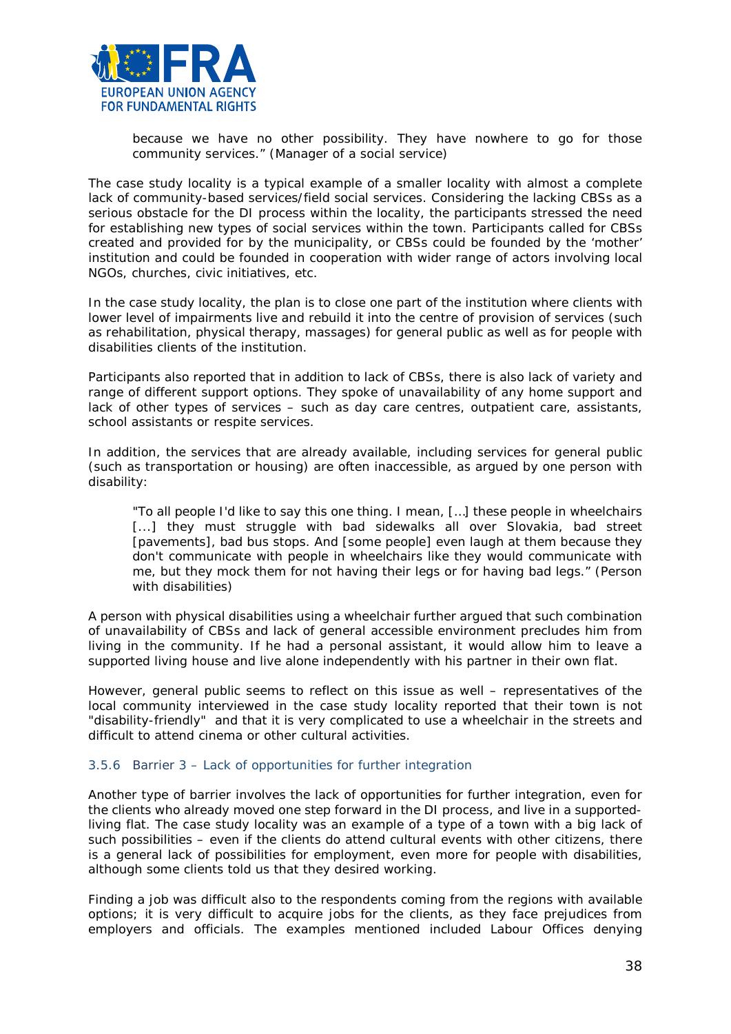> because we have no other possibility. They have nowhere to go for those community services." (Manager of a social service)

The case study locality is a typical example of a smaller locality with almost a complete lack of community-based services/field social services. Considering the lacking CBSs as a serious obstacle for the DI process within the locality, the participants stressed the need for establishing new types of social services within the town. Participants called for CBSs created and provided for by the municipality, or CBSs could be founded by the 'mother' institution and could be founded in cooperation with wider range of actors involving local NGOs, churches, civic initiatives, etc.

In the case study locality, the plan is to close one part of the institution where clients with lower level of impairments live and rebuild it into the centre of provision of services (such as rehabilitation, physical therapy, massages) for general public as well as for people with disabilities clients of the institution.

Participants also reported that in addition to lack of CBSs, there is also lack of variety and range of different support options. They spoke of unavailability of any home support and lack of other types of services – such as day care centres, outpatient care, assistants, school assistants or respite services.

In addition, the services that are already available, including services for general public (such as transportation or housing) are often inaccessible, as argued by one person with disability:

> "To all people I'd like to say this one thing. I mean, [...] these people in wheelchairs [...] they must struggle with bad sidewalks all over Slovakia, bad street [pavements], bad bus stops. And [some people] even laugh at them because they don't communicate with people in wheelchairs like they would communicate with me, but they mock them for not having their legs or for having bad legs." (Person with disabilities)

A person with physical disabilities using a wheelchair further argued that such combination of unavailability of CBSs and lack of general accessible environment precludes him from living in the community. If he had a personal assistant, it would allow him to leave a supported living house and live alone independently with his partner in their own flat.

However, general public seems to reflect on this issue as well – representatives of the local community interviewed in the case study locality reported that their town is not "disability-friendly" and that it is very complicated to use a wheelchair in the streets and difficult to attend cinema or other cultural activities.

### 3.5.6 Barrier 3 – Lack of opportunities for further integration

Another type of barrier involves the lack of opportunities for further integration, even for the clients who already moved one step forward in the DI process, and live in a supported-living flat. The case study locality was an example of a type of a town with a big lack of such possibilities – even if the clients do attend cultural events with other citizens, there is a general lack of possibilities for employment, even more for people with disabilities, although some clients told us that they desired working.

Finding a job was difficult also to the respondents coming from the regions with available options; it is very difficult to acquire jobs for the clients, as they face prejudices from employers and officials. The examples mentioned included Labour Offices denying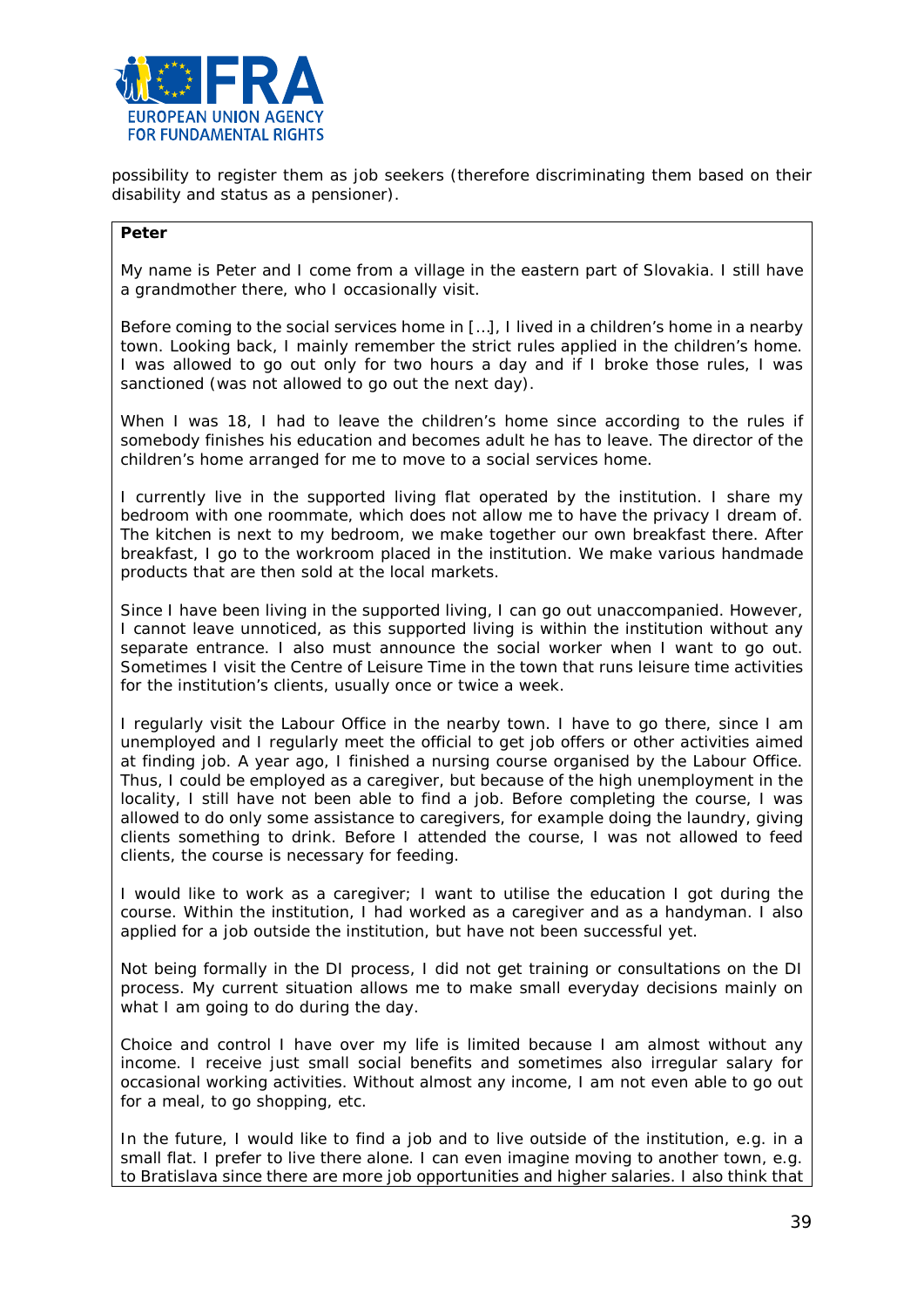possibility to register them as job seekers (therefore discriminating them based on their disability and status as a pensioner).

**Peter**

My name is Peter and I come from a village in the eastern part of Slovakia. I still have a grandmother there, who I occasionally visit.

Before coming to the social services home in […], I lived in a children's home in a nearby town. Looking back, I mainly remember the strict rules applied in the children's home. I was allowed to go out only for two hours a day and if I broke those rules, I was sanctioned (was not allowed to go out the next day).

When I was 18, I had to leave the children's home since according to the rules if somebody finishes his education and becomes adult he has to leave. The director of the children's home arranged for me to move to a social services home.

I currently live in the supported living flat operated by the institution. I share my bedroom with one roommate, which does not allow me to have the privacy I dream of. The kitchen is next to my bedroom, we make together our own breakfast there. After breakfast, I go to the workroom placed in the institution. We make various handmade products that are then sold at the local markets.

Since I have been living in the supported living, I can go out unaccompanied. However, I cannot leave unnoticed, as this supported living is within the institution without any separate entrance. I also must announce the social worker when I want to go out. Sometimes I visit the Centre of Leisure Time in the town that runs leisure time activities for the institution's clients, usually once or twice a week.

I regularly visit the Labour Office in the nearby town. I have to go there, since I am unemployed and I regularly meet the official to get job offers or other activities aimed at finding job. A year ago, I finished a nursing course organised by the Labour Office. Thus, I could be employed as a caregiver, but because of the high unemployment in the locality, I still have not been able to find a job. Before completing the course, I was allowed to do only some assistance to caregivers, for example doing the laundry, giving clients something to drink. Before I attended the course, I was not allowed to feed clients, the course is necessary for feeding.

I would like to work as a caregiver; I want to utilise the education I got during the course. Within the institution, I had worked as a caregiver and as a handyman. I also applied for a job outside the institution, but have not been successful yet.

Not being formally in the DI process, I did not get training or consultations on the DI process. My current situation allows me to make small everyday decisions mainly on what I am going to do during the day.

Choice and control I have over my life is limited because I am almost without any income. I receive just small social benefits and sometimes also irregular salary for occasional working activities. Without almost any income, I am not even able to go out for a meal, to go shopping, etc.

In the future, I would like to find a job and to live outside of the institution, e.g. in a small flat. I prefer to live there alone. I can even imagine moving to another town, e.g. to Bratislava since there are more job opportunities and higher salaries. I also think that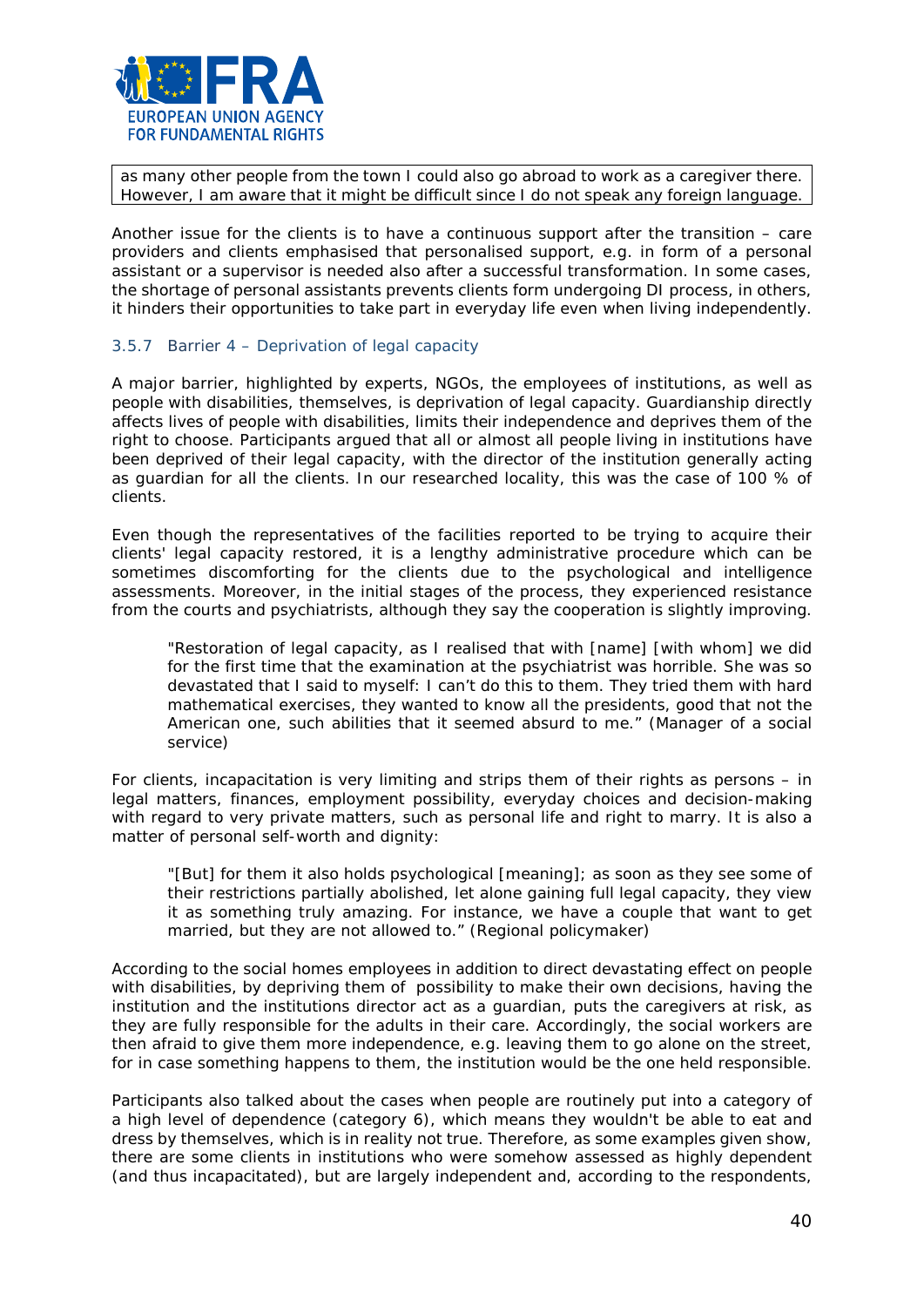as many other people from the town I could also go abroad to work as a caregiver there. However, I am aware that it might be difficult since I do not speak any foreign language.

Another issue for the clients is to have a continuous support after the transition – care providers and clients emphasised that personalised support, e.g. in form of a personal assistant or a supervisor is needed also after a successful transformation. In some cases, the shortage of personal assistants prevents clients form undergoing DI process, in others, it hinders their opportunities to take part in everyday life even when living independently.

### 3.5.7 Barrier 4 – Deprivation of legal capacity

A major barrier, highlighted by experts, NGOs, the employees of institutions, as well as people with disabilities, themselves, is deprivation of legal capacity. Guardianship directly affects lives of people with disabilities, limits their independence and deprives them of the right to choose. Participants argued that all or almost all people living in institutions have been deprived of their legal capacity, with the director of the institution generally acting as guardian for all the clients. In our researched locality, this was the case of 100 % of clients.

Even though the representatives of the facilities reported to be trying to acquire their clients' legal capacity restored, it is a lengthy administrative procedure which can be sometimes discomforting for the clients due to the psychological and intelligence assessments. Moreover, in the initial stages of the process, they experienced resistance from the courts and psychiatrists, although they say the cooperation is slightly improving.

> "Restoration of legal capacity, as I realised that with [name] [with whom] we did for the first time that the examination at the psychiatrist was horrible. She was so devastated that I said to myself: I can't do this to them. They tried them with hard mathematical exercises, they wanted to know all the presidents, good that not the American one, such abilities that it seemed absurd to me." (Manager of a social service)

For clients, incapacitation is very limiting and strips them of their rights as persons – in legal matters, finances, employment possibility, everyday choices and decision-making with regard to very private matters, such as personal life and right to marry. It is also a matter of personal self-worth and dignity:

> "[But] for them it also holds psychological [meaning]; as soon as they see some of their restrictions partially abolished, let alone gaining full legal capacity, they view it as something truly amazing. For instance, we have a couple that want to get married, but they are not allowed to." (Regional policymaker)

According to the social homes employees in addition to direct devastating effect on people with disabilities, by depriving them of possibility to make their own decisions, having the institution and the institutions director act as a guardian, puts the caregivers at risk, as they are fully responsible for the adults in their care. Accordingly, the social workers are then afraid to give them more independence, e.g. leaving them to go alone on the street, for in case something happens to them, the institution would be the one held responsible.

Participants also talked about the cases when people are routinely put into a category of a high level of dependence (category 6), which means they wouldn't be able to eat and dress by themselves, which is in reality not true. Therefore, as some examples given show, there are some clients in institutions who were somehow assessed as highly dependent (and thus incapacitated), but are largely independent and, according to the respondents,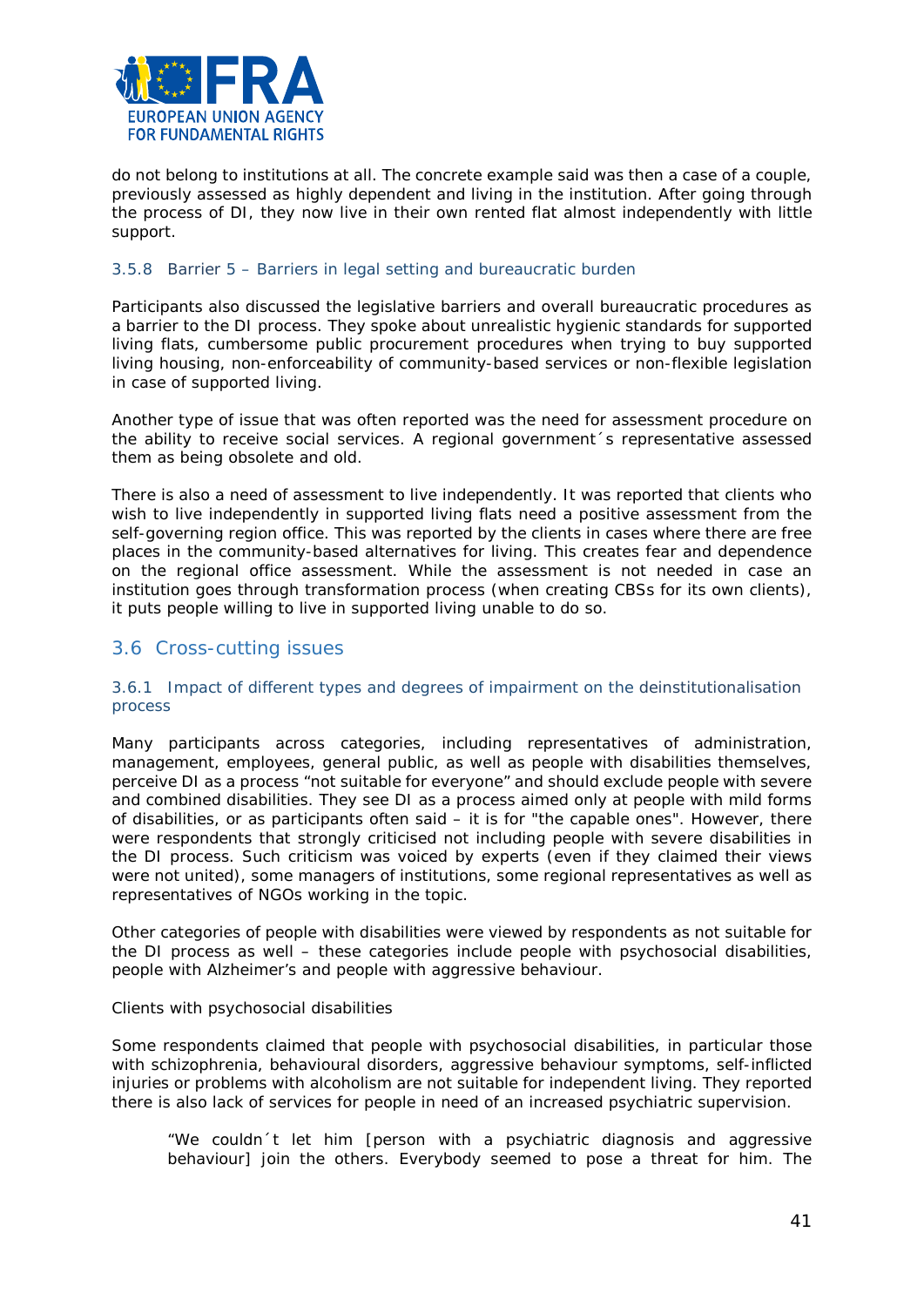do not belong to institutions at all. The concrete example said was then a case of a couple, previously assessed as highly dependent and living in the institution. After going through the process of DI, they now live in their own rented flat almost independently with little support.

#### 3.5.8 Barrier 5 – Barriers in legal setting and bureaucratic burden

Participants also discussed the legislative barriers and overall bureaucratic procedures as a barrier to the DI process. They spoke about unrealistic hygienic standards for supported living flats, cumbersome public procurement procedures when trying to buy supported living housing, non-enforceability of community-based services or non-flexible legislation in case of supported living.

Another type of issue that was often reported was the need for assessment procedure on the ability to receive social services. A regional government´s representative assessed them as being obsolete and old.

There is also a need of assessment to live independently. It was reported that clients who wish to live independently in supported living flats need a positive assessment from the self-governing region office. This was reported by the clients in cases where there are free places in the community-based alternatives for living. This creates fear and dependence on the regional office assessment. While the assessment is not needed in case an institution goes through transformation process (when creating CBSs for its own clients), it puts people willing to live in supported living unable to do so.

## 3.6 Cross-cutting issues

#### 3.6.1 Impact of different types and degrees of impairment on the deinstitutionalisation process

Many participants across categories, including representatives of administration, management, employees, general public, as well as people with disabilities themselves, perceive DI as a process “not suitable for everyone” and should exclude people with severe and combined disabilities. They see DI as a process aimed only at people with mild forms of disabilities, or as participants often said – it is for "the capable ones". However, there were respondents that strongly criticised not including people with severe disabilities in the DI process. Such criticism was voiced by experts (even if they claimed their views were not united), some managers of institutions, some regional representatives as well as representatives of NGOs working in the topic.

Other categories of people with disabilities were viewed by respondents as not suitable for the DI process as well – these categories include people with psychosocial disabilities, people with Alzheimer’s and people with aggressive behaviour.

Clients with psychosocial disabilities

Some respondents claimed that people with psychosocial disabilities, in particular those with schizophrenia, behavioural disorders, aggressive behaviour symptoms, self-inflicted injuries or problems with alcoholism are not suitable for independent living. They reported there is also lack of services for people in need of an increased psychiatric supervision.

> “We couldn´t let him [person with a psychiatric diagnosis and aggressive behaviour] join the others. Everybody seemed to pose a threat for him. The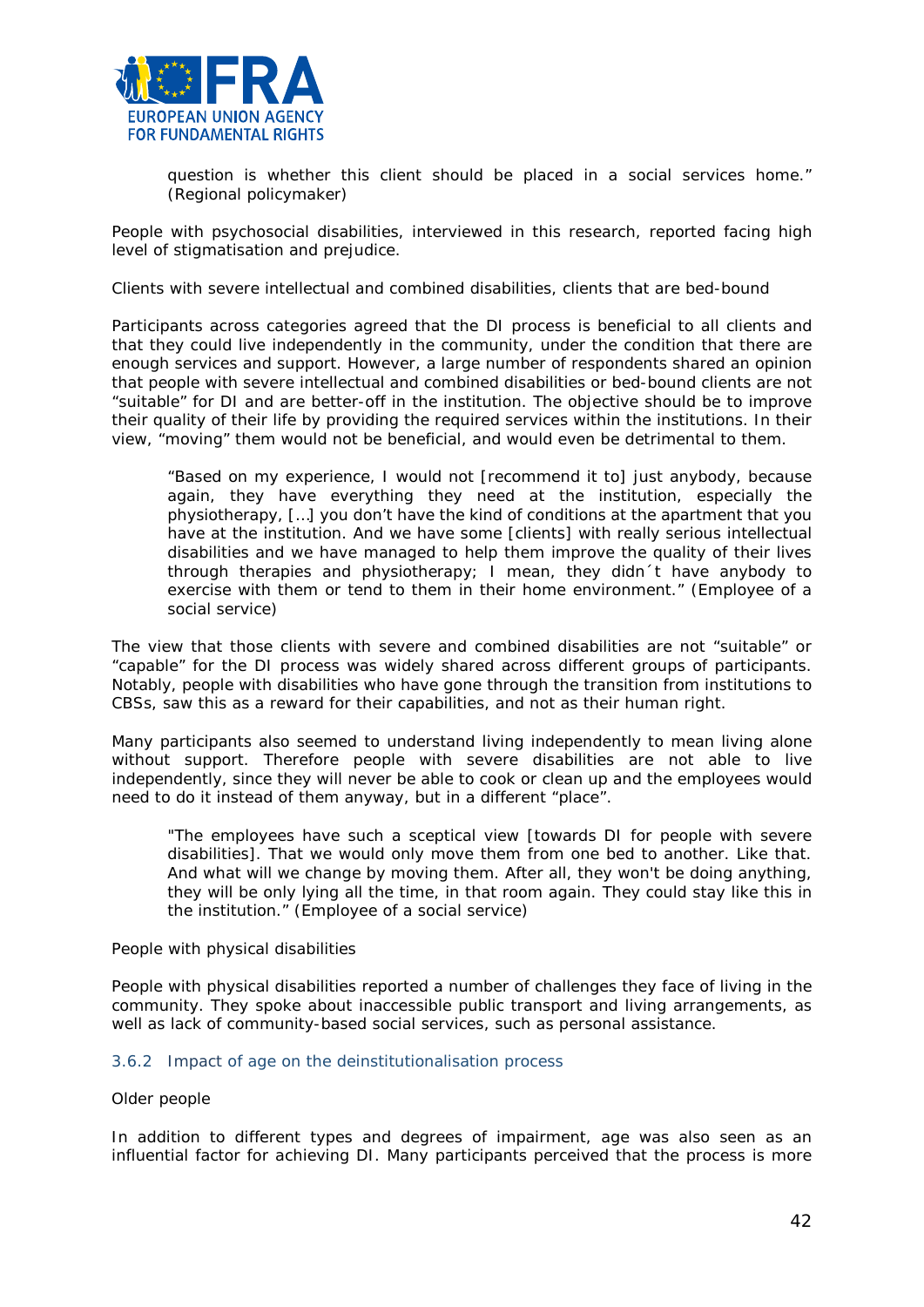> question is whether this client should be placed in a social services home." (Regional policymaker)

People with psychosocial disabilities, interviewed in this research, reported facing high level of stigmatisation and prejudice.

*Clients with severe intellectual and combined disabilities, clients that are bed-bound*

Participants across categories agreed that the DI process is beneficial to all clients and that they could live independently in the community, under the condition that there are enough services and support. However, a large number of respondents shared an opinion that people with severe intellectual and combined disabilities or bed-bound clients are not "suitable" for DI and are better-off in the institution. The objective should be to improve their quality of their life by providing the required services within the institutions. In their view, "moving" them would not be beneficial, and would even be detrimental to them.

> "Based on my experience, I would not [recommend it to] just anybody, because again, they have everything they need at the institution, especially the physiotherapy, […] you don't have the kind of conditions at the apartment that you have at the institution. And we have some [clients] with really serious intellectual disabilities and we have managed to help them improve the quality of their lives through therapies and physiotherapy; I mean, they didn´t have anybody to exercise with them or tend to them in their home environment." (Employee of a social service)

The view that those clients with severe and combined disabilities are not "suitable" or "capable" for the DI process was widely shared across different groups of participants. Notably, people with disabilities who have gone through the transition from institutions to CBSs, saw this as a reward for their capabilities, and not as their human right.

Many participants also seemed to understand living independently to mean living alone without support. Therefore people with severe disabilities are not able to live independently, since they will never be able to cook or clean up and the employees would need to do it instead of them anyway, but in a different "place".

> "The employees have such a sceptical view [towards DI for people with severe disabilities]. That we would only move them from one bed to another. Like that. And what will we change by moving them. After all, they won't be doing anything, they will be only lying all the time, in that room again. They could stay like this in the institution." (Employee of a social service)

*People with physical disabilities*

People with physical disabilities reported a number of challenges they face of living in the community. They spoke about inaccessible public transport and living arrangements, as well as lack of community-based social services, such as personal assistance.

### 3.6.2 Impact of age on the deinstitutionalisation process

*Older people*

In addition to different types and degrees of impairment, age was also seen as an influential factor for achieving DI. Many participants perceived that the process is more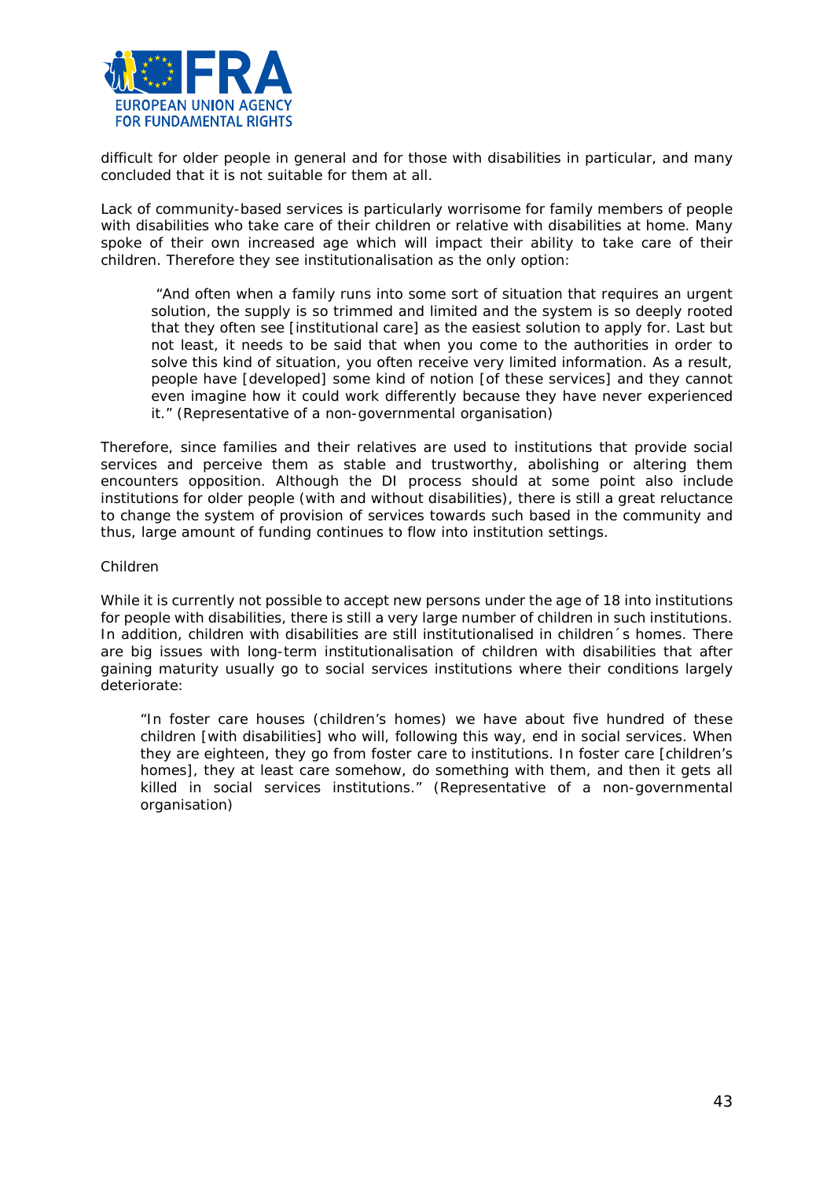difficult for older people in general and for those with disabilities in particular, and many concluded that it is not suitable for them at all.

Lack of community-based services is particularly worrisome for family members of people with disabilities who take care of their children or relative with disabilities at home. Many spoke of their own increased age which will impact their ability to take care of their children. Therefore they see institutionalisation as the only option:

> "And often when a family runs into some sort of situation that requires an urgent solution, the supply is so trimmed and limited and the system is so deeply rooted that they often see [institutional care] as the easiest solution to apply for. Last but not least, it needs to be said that when you come to the authorities in order to solve this kind of situation, you often receive very limited information. As a result, people have [developed] some kind of notion [of these services] and they cannot even imagine how it could work differently because they have never experienced it." (Representative of a non-governmental organisation)

Therefore, since families and their relatives are used to institutions that provide social services and perceive them as stable and trustworthy, abolishing or altering them encounters opposition. Although the DI process should at some point also include institutions for older people (with and without disabilities), there is still a great reluctance to change the system of provision of services towards such based in the community and thus, large amount of funding continues to flow into institution settings.

Children

While it is currently not possible to accept new persons under the age of 18 into institutions for people with disabilities, there is still a very large number of children in such institutions. In addition, children with disabilities are still institutionalised in children´s homes. There are big issues with long-term institutionalisation of children with disabilities that after gaining maturity usually go to social services institutions where their conditions largely deteriorate:

> "In foster care houses (children's homes) we have about five hundred of these children [with disabilities] who will, following this way, end in social services. When they are eighteen, they go from foster care to institutions. In foster care [children's homes], they at least care somehow, do something with them, and then it gets all killed in social services institutions." (Representative of a non-governmental organisation)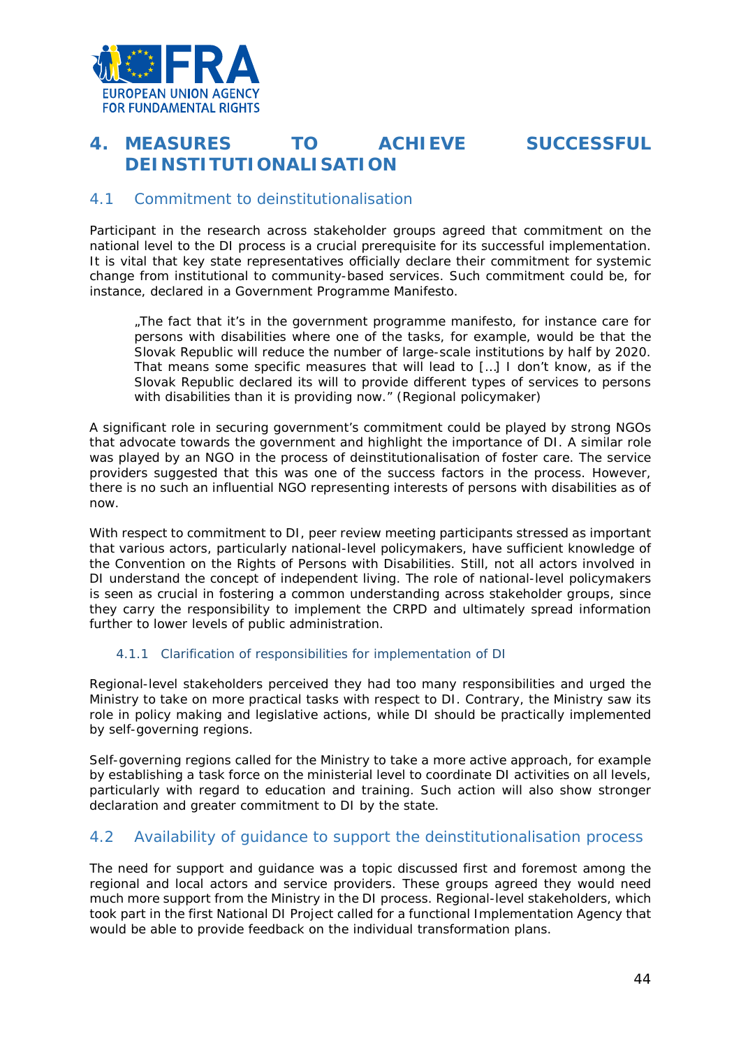# 4. MEASURES TO ACHIEVE SUCCESSFUL DEINSTITUTIONALISATION

## 4.1 Commitment to deinstitutionalisation

Participant in the research across stakeholder groups agreed that commitment on the national level to the DI process is a crucial prerequisite for its successful implementation. It is vital that key state representatives officially declare their commitment for systemic change from institutional to community-based services. Such commitment could be, for instance, declared in a Government Programme Manifesto.

> „The fact that it's in the government programme manifesto, for instance care for persons with disabilities where one of the tasks, for example, would be that the Slovak Republic will reduce the number of large-scale institutions by half by 2020. That means some specific measures that will lead to […] I don't know, as if the Slovak Republic declared its will to provide different types of services to persons with disabilities than it is providing now." (Regional policymaker)

A significant role in securing government's commitment could be played by strong NGOs that advocate towards the government and highlight the importance of DI. A similar role was played by an NGO in the process of deinstitutionalisation of foster care. The service providers suggested that this was one of the success factors in the process. However, there is no such an influential NGO representing interests of persons with disabilities as of now.

With respect to commitment to DI, peer review meeting participants stressed as important that various actors, particularly national-level policymakers, have sufficient knowledge of the Convention on the Rights of Persons with Disabilities. Still, not all actors involved in DI understand the concept of independent living. The role of national-level policymakers is seen as crucial in fostering a common understanding across stakeholder groups, since they carry the responsibility to implement the CRPD and ultimately spread information further to lower levels of public administration.

### 4.1.1 Clarification of responsibilities for implementation of DI

Regional-level stakeholders perceived they had too many responsibilities and urged the Ministry to take on more practical tasks with respect to DI. Contrary, the Ministry saw its role in policy making and legislative actions, while DI should be practically implemented by self-governing regions.

Self-governing regions called for the Ministry to take a more active approach, for example by establishing a task force on the ministerial level to coordinate DI activities on all levels, particularly with regard to education and training. Such action will also show stronger declaration and greater commitment to DI by the state.

## 4.2 Availability of guidance to support the deinstitutionalisation process

The need for support and guidance was a topic discussed first and foremost among the regional and local actors and service providers. These groups agreed they would need much more support from the Ministry in the DI process. Regional-level stakeholders, which took part in the first National DI Project called for a functional Implementation Agency that would be able to provide feedback on the individual transformation plans.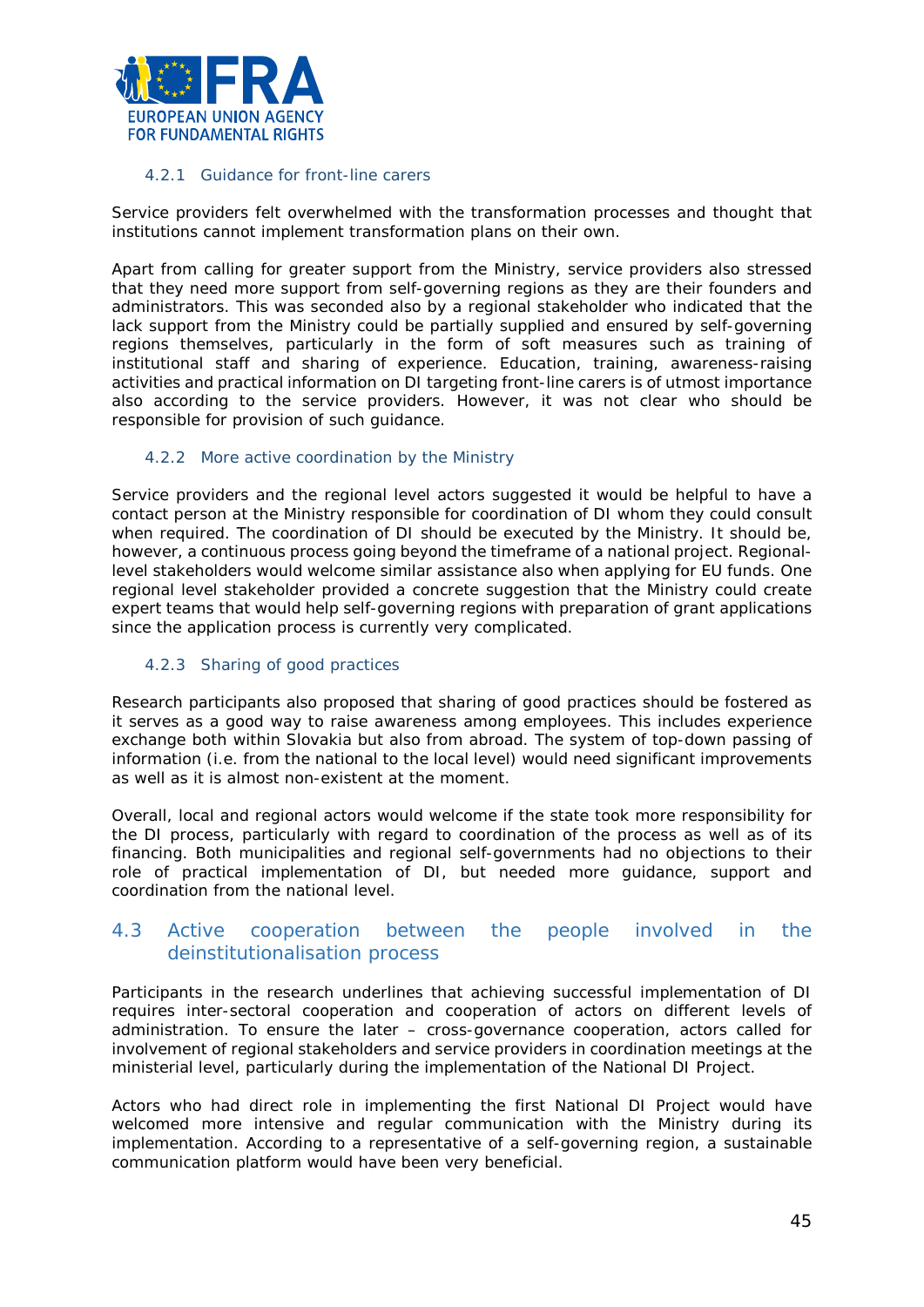#### 4.2.1 Guidance for front-line carers

Service providers felt overwhelmed with the transformation processes and thought that institutions cannot implement transformation plans on their own.

Apart from calling for greater support from the Ministry, service providers also stressed that they need more support from self-governing regions as they are their founders and administrators. This was seconded also by a regional stakeholder who indicated that the lack support from the Ministry could be partially supplied and ensured by self-governing regions themselves, particularly in the form of soft measures such as training of institutional staff and sharing of experience. Education, training, awareness-raising activities and practical information on DI targeting front-line carers is of utmost importance also according to the service providers. However, it was not clear who should be responsible for provision of such guidance.

#### 4.2.2 More active coordination by the Ministry

Service providers and the regional level actors suggested it would be helpful to have a contact person at the Ministry responsible for coordination of DI whom they could consult when required. The coordination of DI should be executed by the Ministry. It should be, however, a continuous process going beyond the timeframe of a national project. Regional-level stakeholders would welcome similar assistance also when applying for EU funds. One regional level stakeholder provided a concrete suggestion that the Ministry could create expert teams that would help self-governing regions with preparation of grant applications since the application process is currently very complicated.

#### 4.2.3 Sharing of good practices

Research participants also proposed that sharing of good practices should be fostered as it serves as a good way to raise awareness among employees. This includes experience exchange both within Slovakia but also from abroad. The system of top-down passing of information (i.e. from the national to the local level) would need significant improvements as well as it is almost non-existent at the moment.

Overall, local and regional actors would welcome if the state took more responsibility for the DI process, particularly with regard to coordination of the process as well as of its financing. Both municipalities and regional self-governments had no objections to their role of practical implementation of DI, but needed more guidance, support and coordination from the national level.

### 4.3 Active cooperation between the people involved in the deinstitutionalisation process

Participants in the research underlines that achieving successful implementation of DI requires inter-sectoral cooperation and cooperation of actors on different levels of administration. To ensure the later – cross-governance cooperation, actors called for involvement of regional stakeholders and service providers in coordination meetings at the ministerial level, particularly during the implementation of the National DI Project.

Actors who had direct role in implementing the first National DI Project would have welcomed more intensive and regular communication with the Ministry during its implementation. According to a representative of a self-governing region, a sustainable communication platform would have been very beneficial.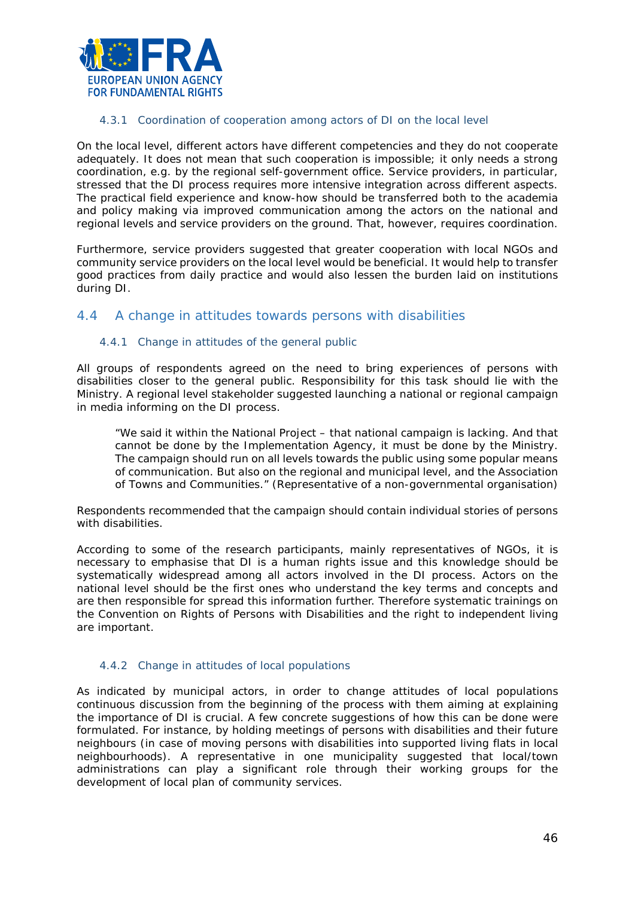#### 4.3.1 Coordination of cooperation among actors of DI on the local level

On the local level, different actors have different competencies and they do not cooperate adequately. It does not mean that such cooperation is impossible; it only needs a strong coordination, e.g. by the regional self-government office. Service providers, in particular, stressed that the DI process requires more intensive integration across different aspects. The practical field experience and know-how should be transferred both to the academia and policy making via improved communication among the actors on the national and regional levels and service providers on the ground. That, however, requires coordination.

Furthermore, service providers suggested that greater cooperation with local NGOs and community service providers on the local level would be beneficial. It would help to transfer good practices from daily practice and would also lessen the burden laid on institutions during DI.

### 4.4 A change in attitudes towards persons with disabilities

#### 4.4.1 Change in attitudes of the general public

All groups of respondents agreed on the need to bring experiences of persons with disabilities closer to the general public. Responsibility for this task should lie with the Ministry. A regional level stakeholder suggested launching a national or regional campaign in media informing on the DI process.

> "We said it within the National Project – that national campaign is lacking. And that cannot be done by the Implementation Agency, it must be done by the Ministry. The campaign should run on all levels towards the public using some popular means of communication. But also on the regional and municipal level, and the Association of Towns and Communities." (Representative of a non-governmental organisation)

Respondents recommended that the campaign should contain individual stories of persons with disabilities.

According to some of the research participants, mainly representatives of NGOs, it is necessary to emphasise that DI is a human rights issue and this knowledge should be systematically widespread among all actors involved in the DI process. Actors on the national level should be the first ones who understand the key terms and concepts and are then responsible for spread this information further. Therefore systematic trainings on the Convention on Rights of Persons with Disabilities and the right to independent living are important.

#### 4.4.2 Change in attitudes of local populations

As indicated by municipal actors, in order to change attitudes of local populations continuous discussion from the beginning of the process with them aiming at explaining the importance of DI is crucial. A few concrete suggestions of how this can be done were formulated. For instance, by holding meetings of persons with disabilities and their future neighbours (in case of moving persons with disabilities into supported living flats in local neighbourhoods). A representative in one municipality suggested that local/town administrations can play a significant role through their working groups for the development of local plan of community services.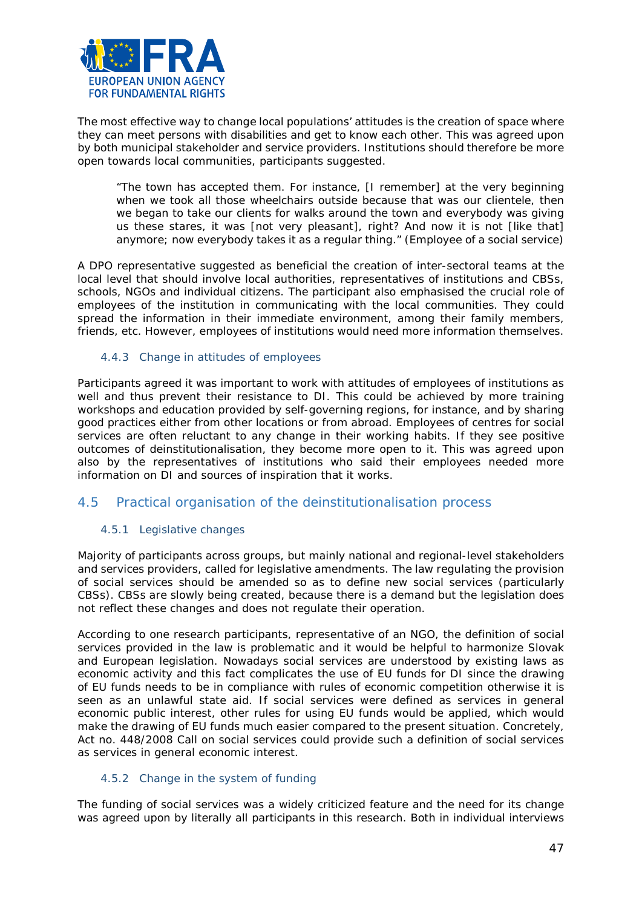The most effective way to change local populations' attitudes is the creation of space where they can meet persons with disabilities and get to know each other. This was agreed upon by both municipal stakeholder and service providers. Institutions should therefore be more open towards local communities, participants suggested.

> "The town has accepted them. For instance, [I remember] at the very beginning when we took all those wheelchairs outside because that was our clientele, then we began to take our clients for walks around the town and everybody was giving us these stares, it was [not very pleasant], right? And now it is not [like that] anymore; now everybody takes it as a regular thing." (Employee of a social service)

A DPO representative suggested as beneficial the creation of inter-sectoral teams at the local level that should involve local authorities, representatives of institutions and CBSs, schools, NGOs and individual citizens. The participant also emphasised the crucial role of employees of the institution in communicating with the local communities. They could spread the information in their immediate environment, among their family members, friends, etc. However, employees of institutions would need more information themselves.

### 4.4.3 Change in attitudes of employees

Participants agreed it was important to work with attitudes of employees of institutions as well and thus prevent their resistance to DI. This could be achieved by more training workshops and education provided by self-governing regions, for instance, and by sharing good practices either from other locations or from abroad. Employees of centres for social services are often reluctant to any change in their working habits. If they see positive outcomes of deinstitutionalisation, they become more open to it. This was agreed upon also by the representatives of institutions who said their employees needed more information on DI and sources of inspiration that it works.

## 4.5 Practical organisation of the deinstitutionalisation process

### 4.5.1 Legislative changes

Majority of participants across groups, but mainly national and regional-level stakeholders and services providers, called for legislative amendments. The law regulating the provision of social services should be amended so as to define new social services (particularly CBSs). CBSs are slowly being created, because there is a demand but the legislation does not reflect these changes and does not regulate their operation.

According to one research participants, representative of an NGO, the definition of social services provided in the law is problematic and it would be helpful to harmonize Slovak and European legislation. Nowadays social services are understood by existing laws as economic activity and this fact complicates the use of EU funds for DI since the drawing of EU funds needs to be in compliance with rules of economic competition otherwise it is seen as an unlawful state aid. If social services were defined as services in general economic public interest, other rules for using EU funds would be applied, which would make the drawing of EU funds much easier compared to the present situation. Concretely, Act no. 448/2008 Call on social services could provide such a definition of social services as services in general economic interest.

### 4.5.2 Change in the system of funding

The funding of social services was a widely criticized feature and the need for its change was agreed upon by literally all participants in this research. Both in individual interviews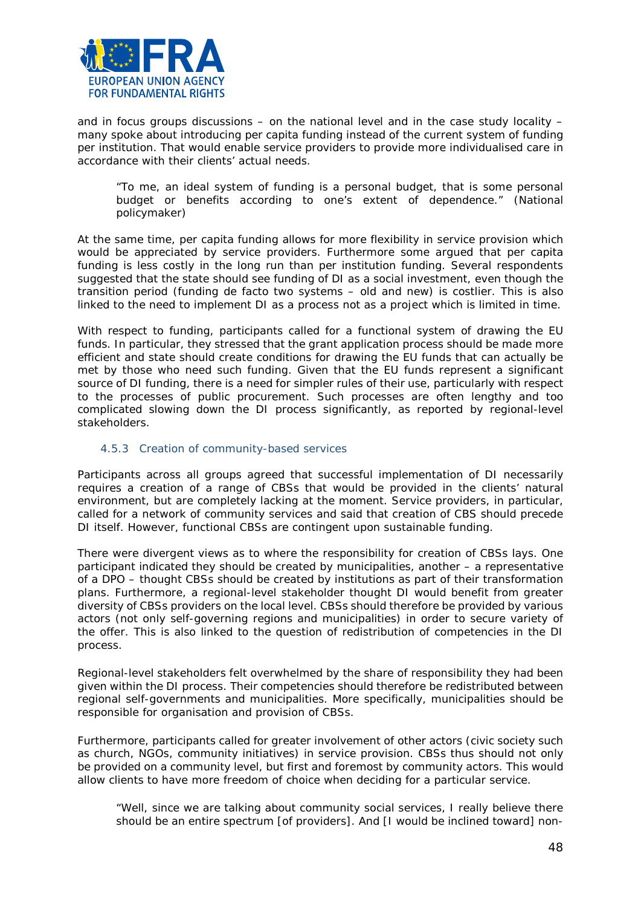and in focus groups discussions – on the national level and in the case study locality – many spoke about introducing per capita funding instead of the current system of funding per institution. That would enable service providers to provide more individualised care in accordance with their clients' actual needs.

> "To me, an ideal system of funding is a personal budget, that is some personal budget or benefits according to one's extent of dependence." (National policymaker)

At the same time, per capita funding allows for more flexibility in service provision which would be appreciated by service providers. Furthermore some argued that per capita funding is less costly in the long run than per institution funding. Several respondents suggested that the state should see funding of DI as a social investment, even though the transition period (funding de facto two systems – old and new) is costlier. This is also linked to the need to implement DI as a process not as a project which is limited in time.

With respect to funding, participants called for a functional system of drawing the EU funds. In particular, they stressed that the grant application process should be made more efficient and state should create conditions for drawing the EU funds that can actually be met by those who need such funding. Given that the EU funds represent a significant source of DI funding, there is a need for simpler rules of their use, particularly with respect to the processes of public procurement. Such processes are often lengthy and too complicated slowing down the DI process significantly, as reported by regional-level stakeholders.

### 4.5.3 Creation of community-based services

Participants across all groups agreed that successful implementation of DI necessarily requires a creation of a range of CBSs that would be provided in the clients' natural environment, but are completely lacking at the moment. Service providers, in particular, called for a network of community services and said that creation of CBS should precede DI itself. However, functional CBSs are contingent upon sustainable funding.

There were divergent views as to where the responsibility for creation of CBSs lays. One participant indicated they should be created by municipalities, another – a representative of a DPO – thought CBSs should be created by institutions as part of their transformation plans. Furthermore, a regional-level stakeholder thought DI would benefit from greater diversity of CBSs providers on the local level. CBSs should therefore be provided by various actors (not only self-governing regions and municipalities) in order to secure variety of the offer. This is also linked to the question of redistribution of competencies in the DI process.

Regional-level stakeholders felt overwhelmed by the share of responsibility they had been given within the DI process. Their competencies should therefore be redistributed between regional self-governments and municipalities. More specifically, municipalities should be responsible for organisation and provision of CBSs.

Furthermore, participants called for greater involvement of other actors (civic society such as church, NGOs, community initiatives) in service provision. CBSs thus should not only be provided on a community level, but first and foremost by community actors. This would allow clients to have more freedom of choice when deciding for a particular service.

> "Well, since we are talking about community social services, I really believe there should be an entire spectrum [of providers]. And [I would be inclined toward] non-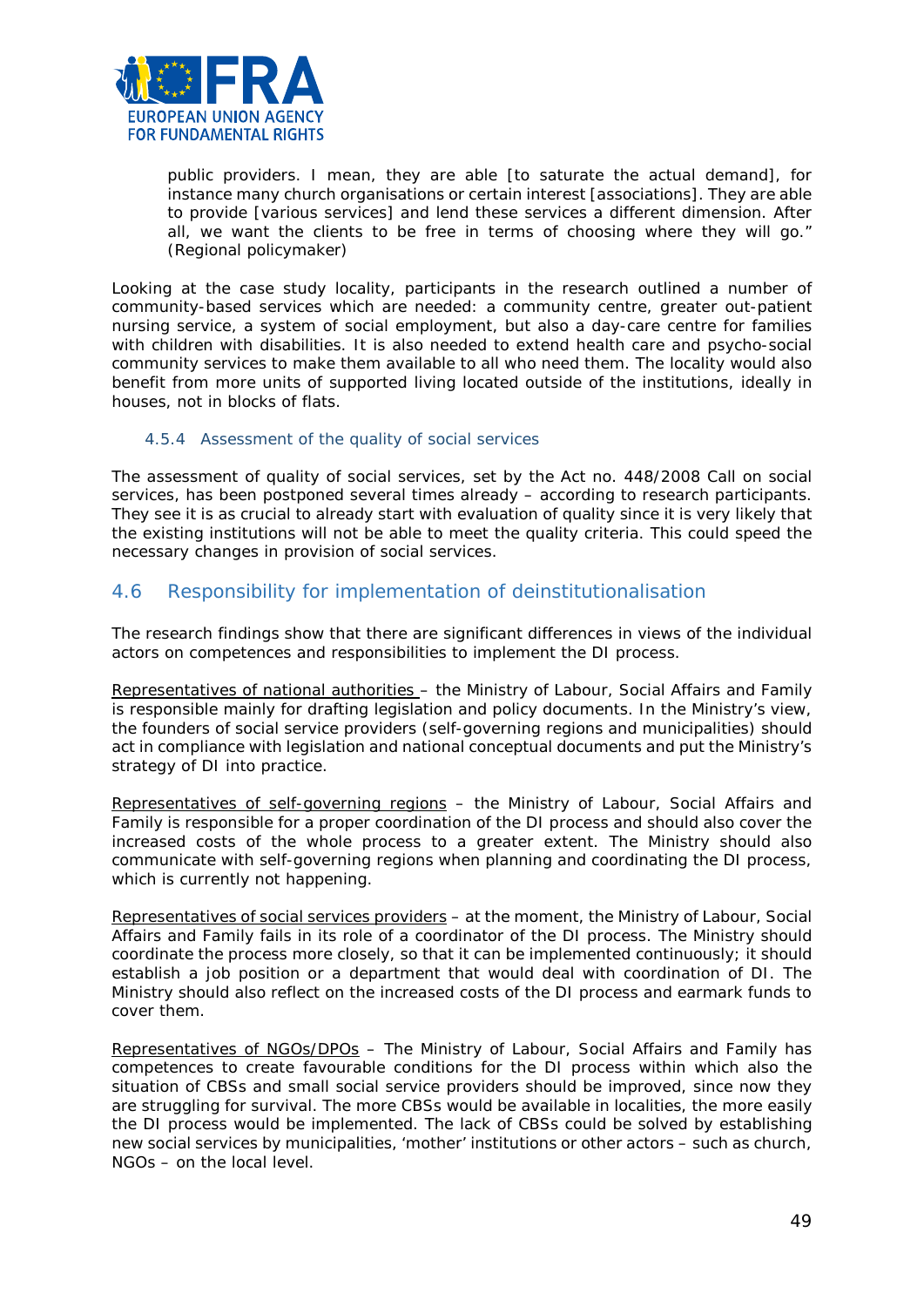> public providers. I mean, they are able [to saturate the actual demand], for instance many church organisations or certain interest [associations]. They are able to provide [various services] and lend these services a different dimension. After all, we want the clients to be free in terms of choosing where they will go." *(Regional policymaker)*

Looking at the case study locality, participants in the research outlined a number of community-based services which are needed: a community centre, greater out-patient nursing service, a system of social employment, but also a day-care centre for families with children with disabilities. It is also needed to extend health care and psycho-social community services to make them available to all who need them. The locality would also benefit from more units of supported living located outside of the institutions, ideally in houses, not in blocks of flats.

#### 4.5.4 Assessment of the quality of social services

The assessment of quality of social services, set by the Act no. 448/2008 Call on social services, has been postponed several times already – according to research participants. They see it is as crucial to already start with evaluation of quality since it is very likely that the existing institutions will not be able to meet the quality criteria. This could speed the necessary changes in provision of social services.

## 4.6 Responsibility for implementation of deinstitutionalisation

The research findings show that there are significant differences in views of the individual actors on competences and responsibilities to implement the DI process.

Representatives of national authorities – the Ministry of Labour, Social Affairs and Family is responsible mainly for drafting legislation and policy documents. In the Ministry's view, the founders of social service providers (self-governing regions and municipalities) should act in compliance with legislation and national conceptual documents and put the Ministry's strategy of DI into practice.

Representatives of self-governing regions – the Ministry of Labour, Social Affairs and Family is responsible for a proper coordination of the DI process and should also cover the increased costs of the whole process to a greater extent. The Ministry should also communicate with self-governing regions when planning and coordinating the DI process, which is currently not happening.

Representatives of social services providers – at the moment, the Ministry of Labour, Social Affairs and Family fails in its role of a coordinator of the DI process. The Ministry should coordinate the process more closely, so that it can be implemented continuously; it should establish a job position or a department that would deal with coordination of DI. The Ministry should also reflect on the increased costs of the DI process and earmark funds to cover them.

Representatives of NGOs/DPOs – The Ministry of Labour, Social Affairs and Family has competences to create favourable conditions for the DI process within which also the situation of CBSs and small social service providers should be improved, since now they are struggling for survival. The more CBSs would be available in localities, the more easily the DI process would be implemented. The lack of CBSs could be solved by establishing new social services by municipalities, 'mother' institutions or other actors – such as church, NGOs – on the local level.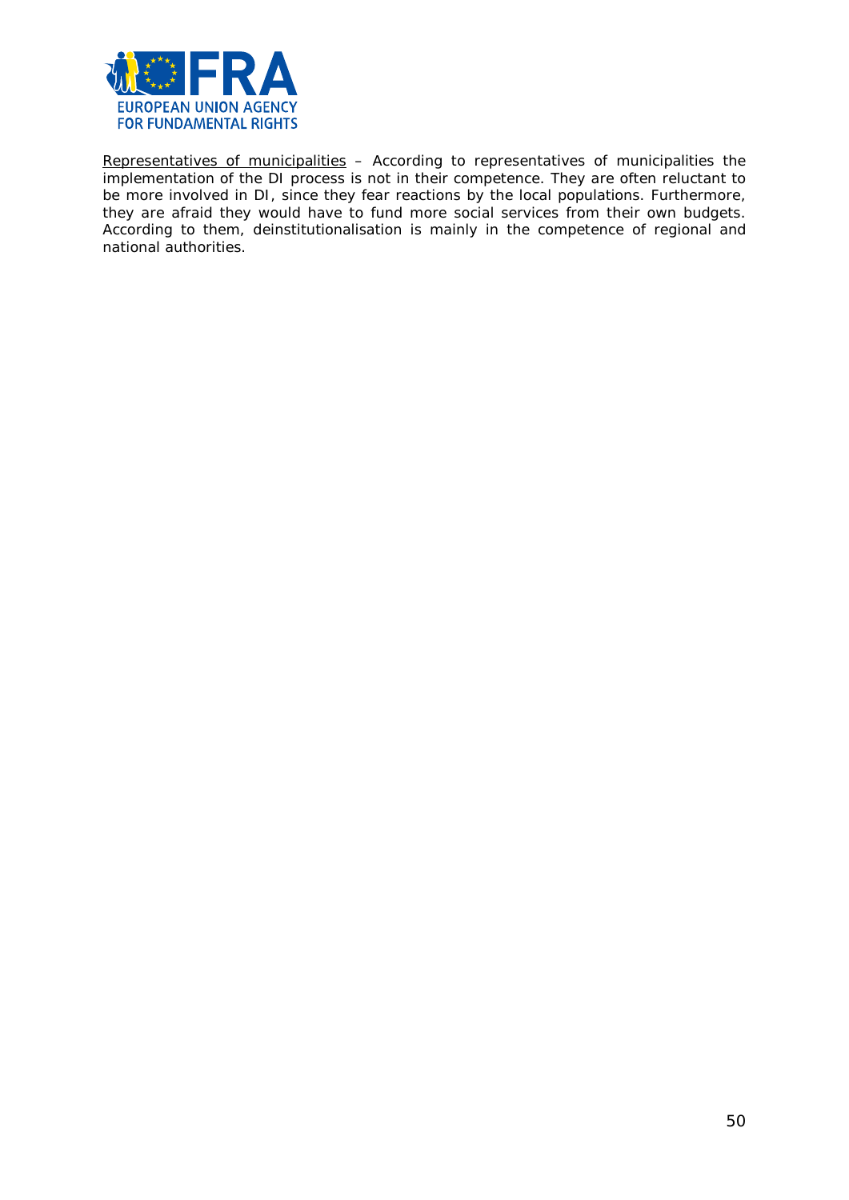Representatives of municipalities – According to representatives of municipalities the implementation of the DI process is not in their competence. They are often reluctant to be more involved in DI, since they fear reactions by the local populations. Furthermore, they are afraid they would have to fund more social services from their own budgets. According to them, deinstitutionalisation is mainly in the competence of regional and national authorities.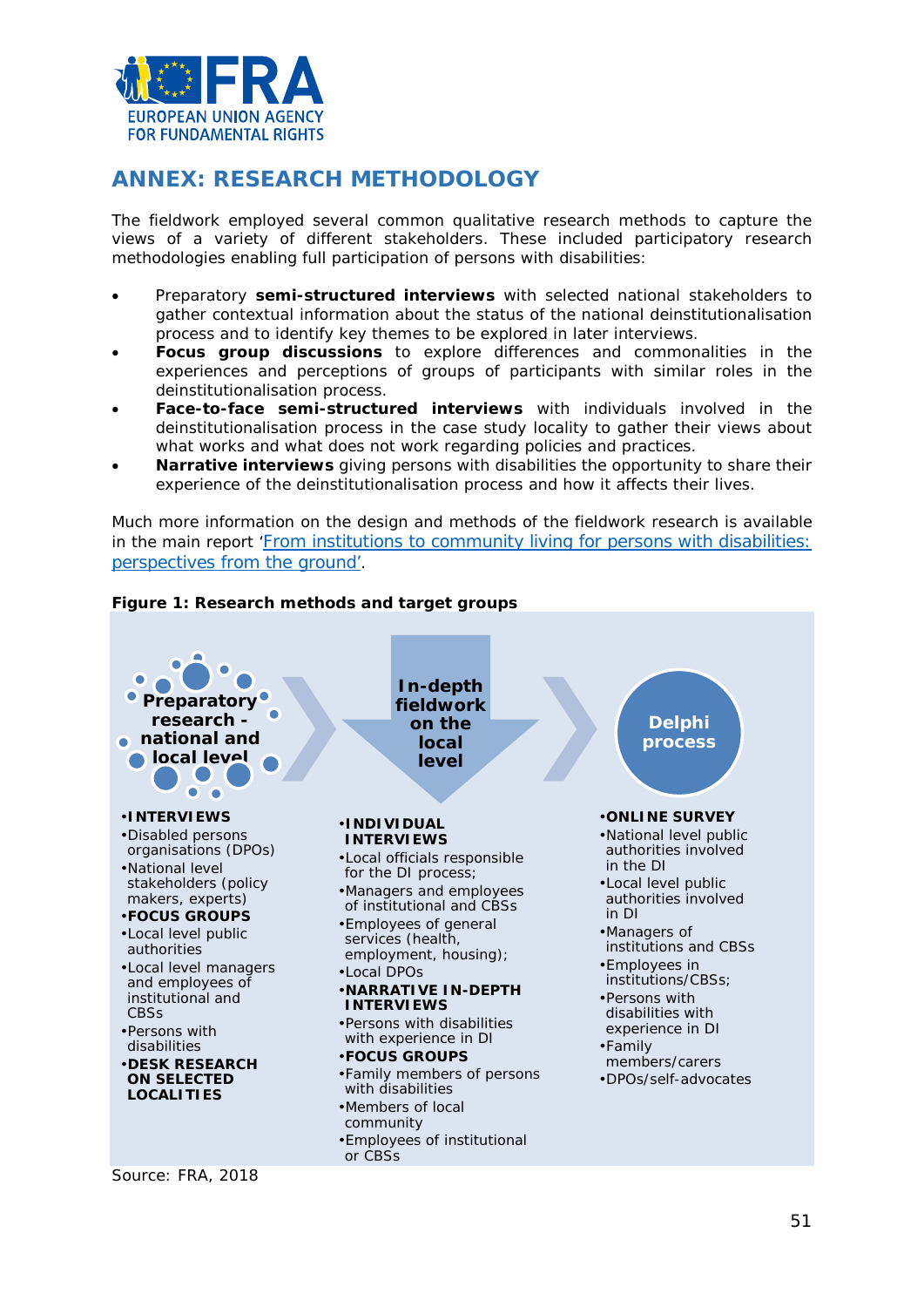# ANNEX: RESEARCH METHODOLOGY

The fieldwork employed several common qualitative research methods to capture the views of a variety of different stakeholders. These included participatory research methodologies enabling full participation of persons with disabilities:

- Preparatory **semi-structured interviews** with selected national stakeholders to gather contextual information about the status of the national deinstitutionalisation process and to identify key themes to be explored in later interviews.
- **Focus group discussions** to explore differences and commonalities in the experiences and perceptions of groups of participants with similar roles in the deinstitutionalisation process.
- **Face-to-face semi-structured interviews** with individuals involved in the deinstitutionalisation process in the case study locality to gather their views about what works and what does not work regarding policies and practices.
- **Narrative interviews** giving persons with disabilities the opportunity to share their experience of the deinstitutionalisation process and how it affects their lives.

Much more information on the design and methods of the fieldwork research is available in the main report '[From institutions to community living for persons with disabilities: perspectives from the ground]'.

**Figure 1: Research methods and target groups**

**Preparatory research - national and local level**

- **INTERVIEWS**
- Disabled persons organisations (DPOs)
- National level stakeholders (policy makers, experts)
- **FOCUS GROUPS**
- Local level public authorities
- Local level managers and employees of institutional and CBSs
- Persons with disabilities
- **DESK RESEARCH ON SELECTED LOCALITIES**

**In-depth fieldwork on the local level**

- **INDIVIDUAL INTERVIEWS**
- Local officials responsible for the DI process;
- Managers and employees of institutional and CBSs
- Employees of general services (health, employment, housing);
- Local DPOs
- **NARRATIVE IN-DEPTH INTERVIEWS**
- Persons with disabilities with experience in DI
- **FOCUS GROUPS**
- Family members of persons with disabilities
- Members of local community
- Employees of institutional or CBSs

**Delphi process**

- **ONLINE SURVEY**
- National level public authorities involved in the DI
- Local level public authorities involved in DI
- Managers of institutions and CBSs
- Employees in institutions/CBSs;
- Persons with disabilities with experience in DI
- Family members/carers
- DPOs/self-advocates

Source: FRA, 2018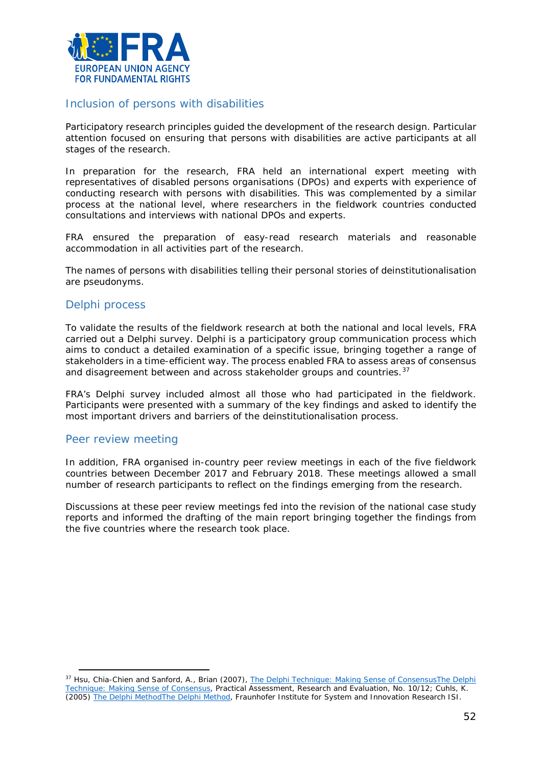## Inclusion of persons with disabilities

Participatory research principles guided the development of the research design. Particular attention focused on ensuring that persons with disabilities are active participants at all stages of the research.

In preparation for the research, FRA held an international expert meeting with representatives of disabled persons organisations (DPOs) and experts with experience of conducting research with persons with disabilities. This was complemented by a similar process at the national level, where researchers in the fieldwork countries conducted consultations and interviews with national DPOs and experts.

FRA ensured the preparation of easy-read research materials and reasonable accommodation in all activities part of the research.

The names of persons with disabilities telling their personal stories of deinstitutionalisation are pseudonyms.

## Delphi process

To validate the results of the fieldwork research at both the national and local levels, FRA carried out a Delphi survey. Delphi is a participatory group communication process which aims to conduct a detailed examination of a specific issue, bringing together a range of stakeholders in a time-efficient way. The process enabled FRA to assess areas of consensus and disagreement between and across stakeholder groups and countries.[37]

FRA's Delphi survey included almost all those who had participated in the fieldwork. Participants were presented with a summary of the key findings and asked to identify the most important drivers and barriers of the deinstitutionalisation process.

## Peer review meeting

In addition, FRA organised in-country peer review meetings in each of the five fieldwork countries between December 2017 and February 2018. These meetings allowed a small number of research participants to reflect on the findings emerging from the research.

Discussions at these peer review meetings fed into the revision of the national case study reports and informed the drafting of the main report bringing together the findings from the five countries where the research took place.

---

[37] Hsu, Chia-Chien and Sanford, A., Brian (2007), The Delphi Technique: Making Sense of ConsensusThe Delphi Technique: Making Sense of Consensus, Practical Assessment, Research and Evaluation, No. 10/12; Cuhls, K. (2005) The Delphi MethodThe Delphi Method, Fraunhofer Institute for System and Innovation Research ISI.